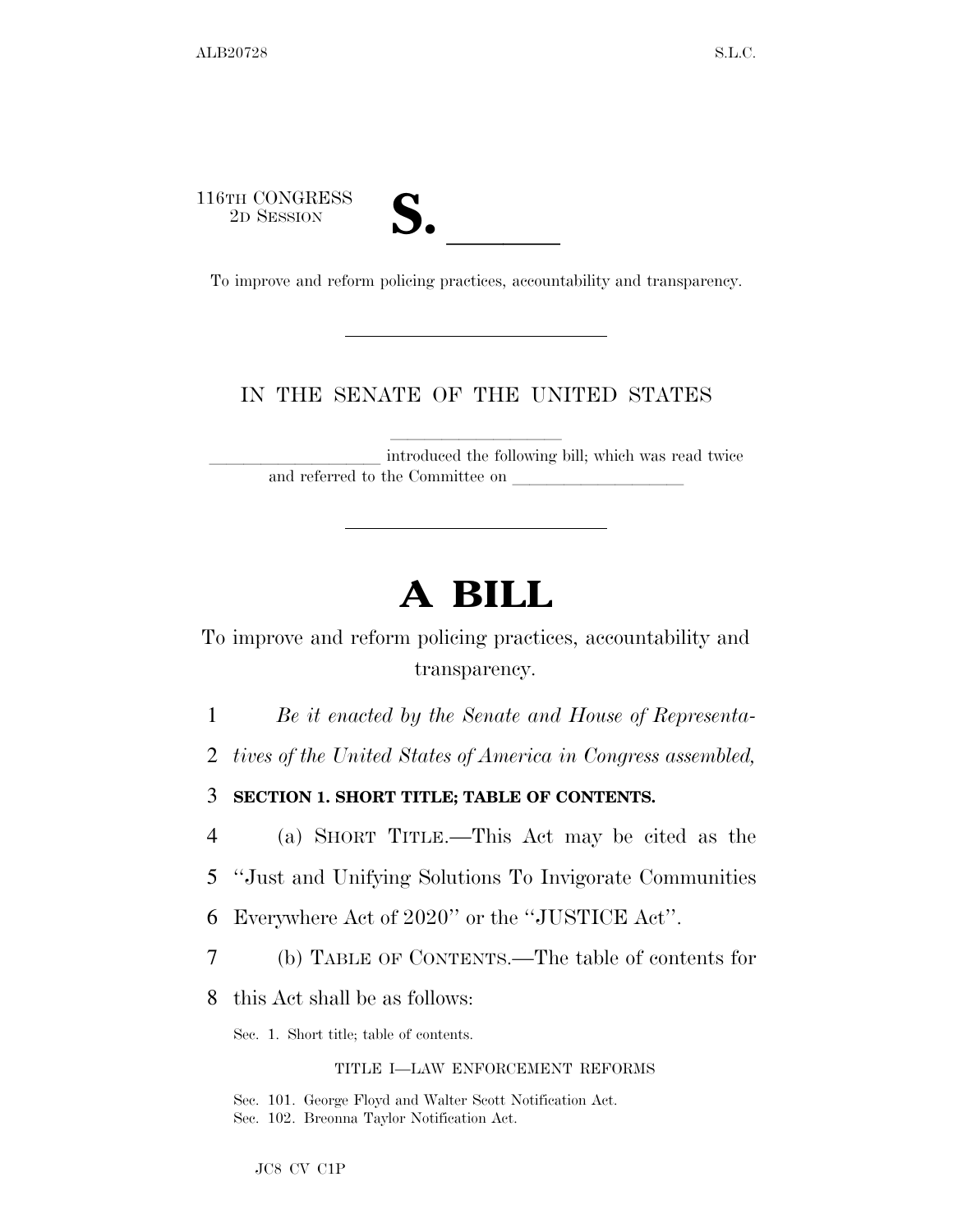116TH CONGRESS
2D SESSION

# S. \_\_\_\_\_\_

To improve and reform policing practices, accountability and transparency.

---

IN THE SENATE OF THE UNITED STATES

\_\_\_\_\_\_\_\_\_\_\_\_\_\_\_\_\_\_\_\_ introduced the following bill; which was read twice and referred to the Committee on \_\_\_\_\_\_\_\_\_\_\_\_\_\_\_\_\_\_\_\_

---

# A BILL

To improve and reform policing practices, accountability and transparency.

1 *Be it enacted by the Senate and House of Representa-*
2 *tives of the United States of America in Congress assembled,*

3 **SECTION 1. SHORT TITLE; TABLE OF CONTENTS.**

4 (a) SHORT TITLE.—This Act may be cited as the
5 "Just and Unifying Solutions To Invigorate Communities
6 Everywhere Act of 2020" or the "JUSTICE Act".

7 (b) TABLE OF CONTENTS.—The table of contents for
8 this Act shall be as follows:

Sec. 1. Short title; table of contents.

TITLE I—LAW ENFORCEMENT REFORMS

Sec. 101. George Floyd and Walter Scott Notification Act.
Sec. 102. Breonna Taylor Notification Act.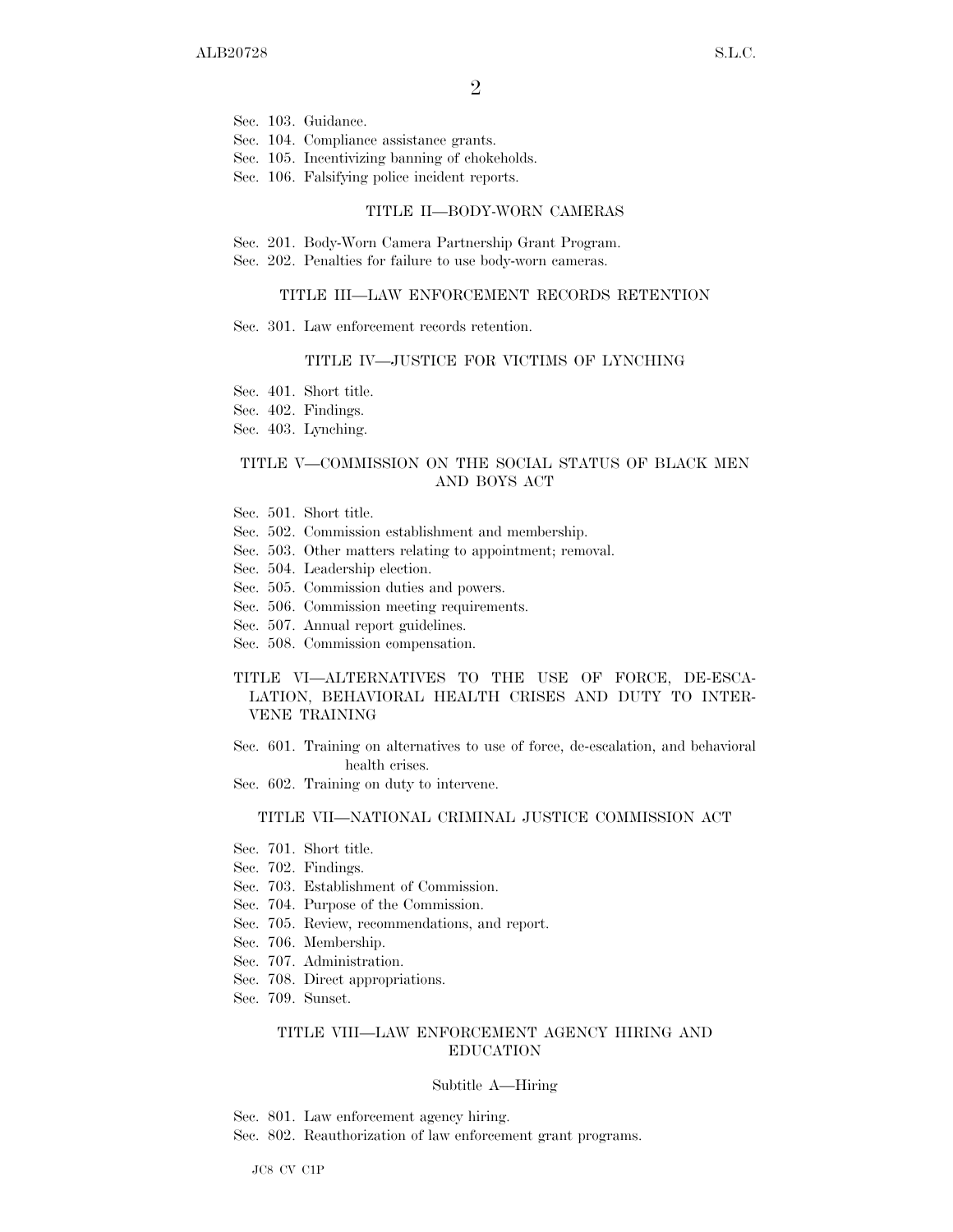Sec. 103. Guidance.
Sec. 104. Compliance assistance grants.
Sec. 105. Incentivizing banning of chokeholds.
Sec. 106. Falsifying police incident reports.

TITLE II—BODY-WORN CAMERAS

Sec. 201. Body-Worn Camera Partnership Grant Program.
Sec. 202. Penalties for failure to use body-worn cameras.

TITLE III—LAW ENFORCEMENT RECORDS RETENTION

Sec. 301. Law enforcement records retention.

TITLE IV—JUSTICE FOR VICTIMS OF LYNCHING

Sec. 401. Short title.
Sec. 402. Findings.
Sec. 403. Lynching.

TITLE V—COMMISSION ON THE SOCIAL STATUS OF BLACK MEN AND BOYS ACT

Sec. 501. Short title.
Sec. 502. Commission establishment and membership.
Sec. 503. Other matters relating to appointment; removal.
Sec. 504. Leadership election.
Sec. 505. Commission duties and powers.
Sec. 506. Commission meeting requirements.
Sec. 507. Annual report guidelines.
Sec. 508. Commission compensation.

TITLE VI—ALTERNATIVES TO THE USE OF FORCE, DE-ESCALATION, BEHAVIORAL HEALTH CRISES AND DUTY TO INTERVENE TRAINING

Sec. 601. Training on alternatives to use of force, de-escalation, and behavioral health crises.
Sec. 602. Training on duty to intervene.

TITLE VII—NATIONAL CRIMINAL JUSTICE COMMISSION ACT

Sec. 701. Short title.
Sec. 702. Findings.
Sec. 703. Establishment of Commission.
Sec. 704. Purpose of the Commission.
Sec. 705. Review, recommendations, and report.
Sec. 706. Membership.
Sec. 707. Administration.
Sec. 708. Direct appropriations.
Sec. 709. Sunset.

TITLE VIII—LAW ENFORCEMENT AGENCY HIRING AND EDUCATION

Subtitle A—Hiring

Sec. 801. Law enforcement agency hiring.
Sec. 802. Reauthorization of law enforcement grant programs.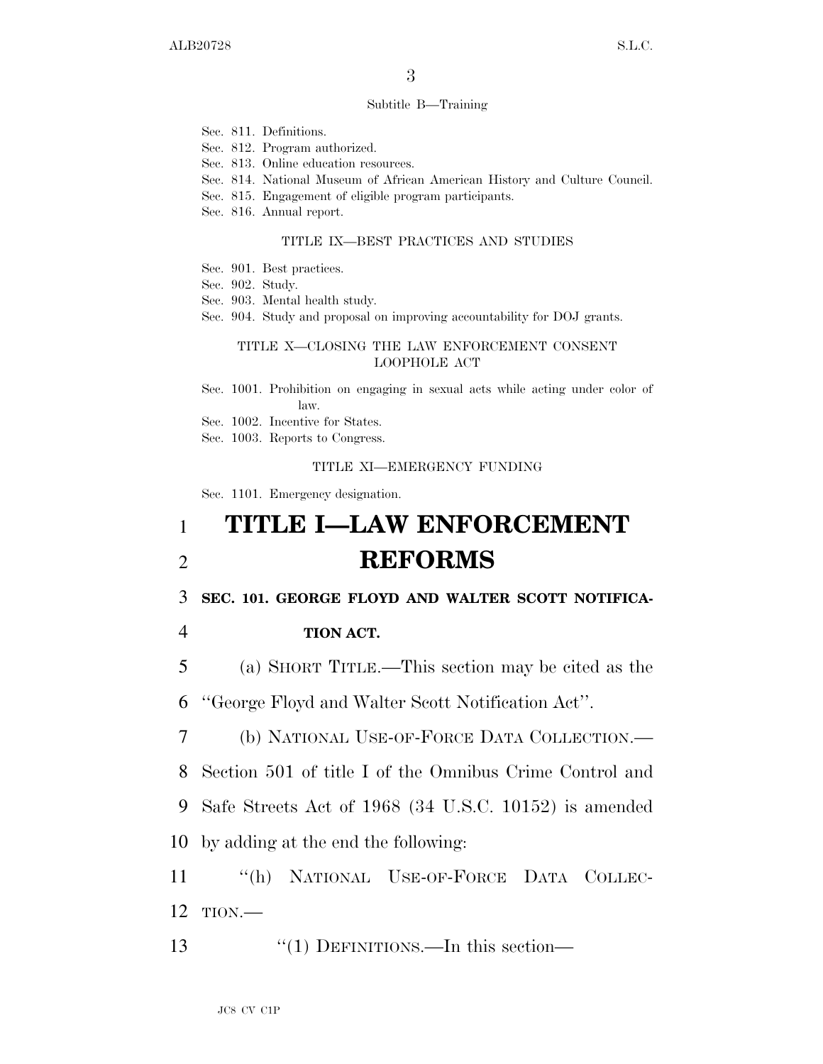Subtitle B—Training

Sec. 811. Definitions.
Sec. 812. Program authorized.
Sec. 813. Online education resources.
Sec. 814. National Museum of African American History and Culture Council.
Sec. 815. Engagement of eligible program participants.
Sec. 816. Annual report.

TITLE IX—BEST PRACTICES AND STUDIES

Sec. 901. Best practices.
Sec. 902. Study.
Sec. 903. Mental health study.
Sec. 904. Study and proposal on improving accountability for DOJ grants.

TITLE X—CLOSING THE LAW ENFORCEMENT CONSENT LOOPHOLE ACT

Sec. 1001. Prohibition on engaging in sexual acts while acting under color of law.
Sec. 1002. Incentive for States.
Sec. 1003. Reports to Congress.

TITLE XI—EMERGENCY FUNDING

Sec. 1101. Emergency designation.

# TITLE I—LAW ENFORCEMENT REFORMS

**SEC. 101. GEORGE FLOYD AND WALTER SCOTT NOTIFICATION ACT.**

(a) SHORT TITLE.—This section may be cited as the "George Floyd and Walter Scott Notification Act".

(b) NATIONAL USE-OF-FORCE DATA COLLECTION.—Section 501 of title I of the Omnibus Crime Control and Safe Streets Act of 1968 (34 U.S.C. 10152) is amended by adding at the end the following:

"(h) NATIONAL USE-OF-FORCE DATA COLLECTION.—

"(1) DEFINITIONS.—In this section—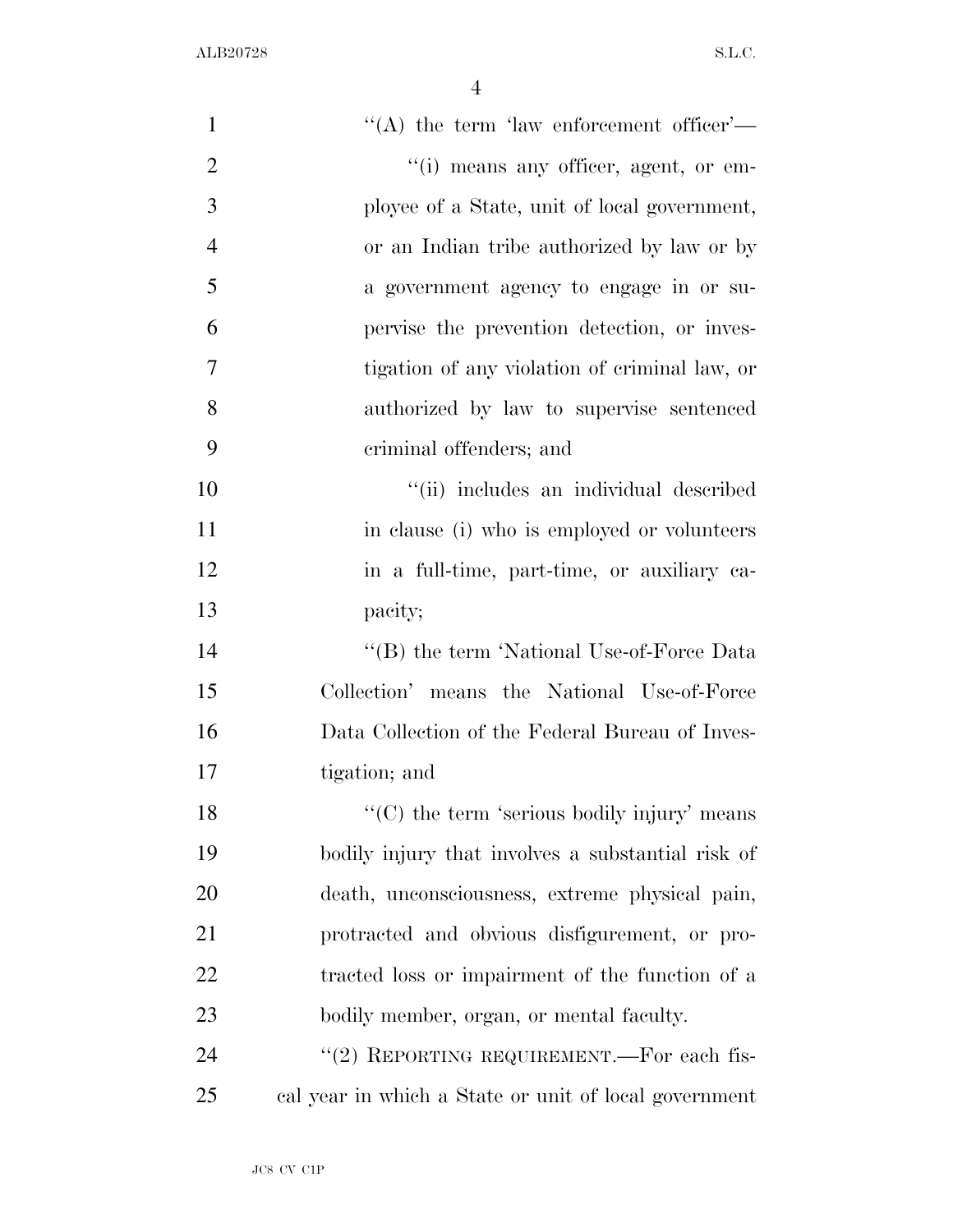"(A) the term 'law enforcement officer'—

"(i) means any officer, agent, or employee of a State, unit of local government, or an Indian tribe authorized by law or by a government agency to engage in or supervise the prevention detection, or investigation of any violation of criminal law, or authorized by law to supervise sentenced criminal offenders; and

"(ii) includes an individual described in clause (i) who is employed or volunteers in a full-time, part-time, or auxiliary capacity;

"(B) the term 'National Use-of-Force Data Collection' means the National Use-of-Force Data Collection of the Federal Bureau of Investigation; and

"(C) the term 'serious bodily injury' means bodily injury that involves a substantial risk of death, unconsciousness, extreme physical pain, protracted and obvious disfigurement, or protracted loss or impairment of the function of a bodily member, organ, or mental faculty.

"(2) REPORTING REQUIREMENT.—For each fiscal year in which a State or unit of local government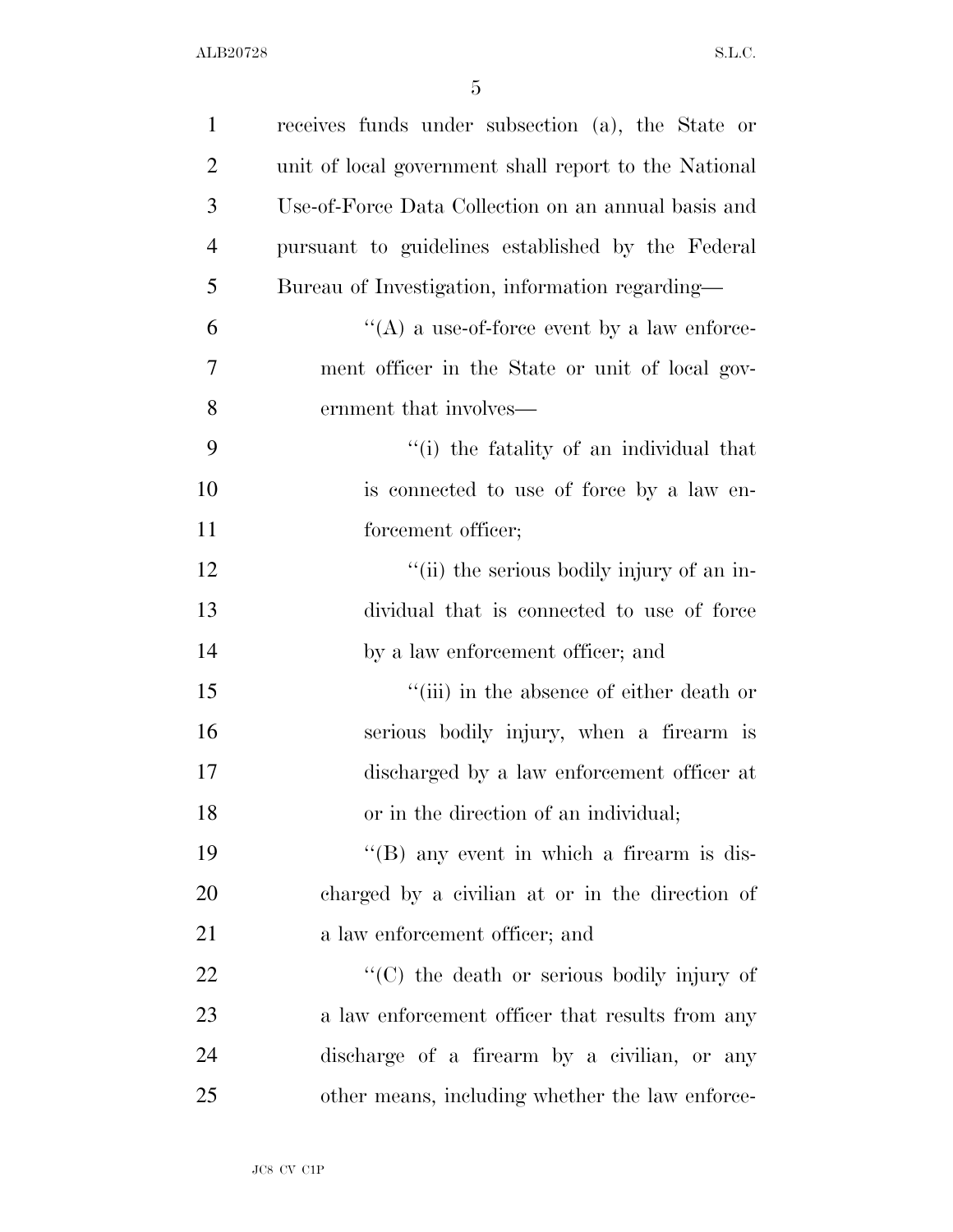receives funds under subsection (a), the State or unit of local government shall report to the National Use-of-Force Data Collection on an annual basis and pursuant to guidelines established by the Federal Bureau of Investigation, information regarding—

''(A) a use-of-force event by a law enforcement officer in the State or unit of local government that involves—

''(i) the fatality of an individual that is connected to use of force by a law enforcement officer;

''(ii) the serious bodily injury of an individual that is connected to use of force by a law enforcement officer; and

''(iii) in the absence of either death or serious bodily injury, when a firearm is discharged by a law enforcement officer at or in the direction of an individual;

''(B) any event in which a firearm is discharged by a civilian at or in the direction of a law enforcement officer; and

''(C) the death or serious bodily injury of a law enforcement officer that results from any discharge of a firearm by a civilian, or any other means, including whether the law enforce-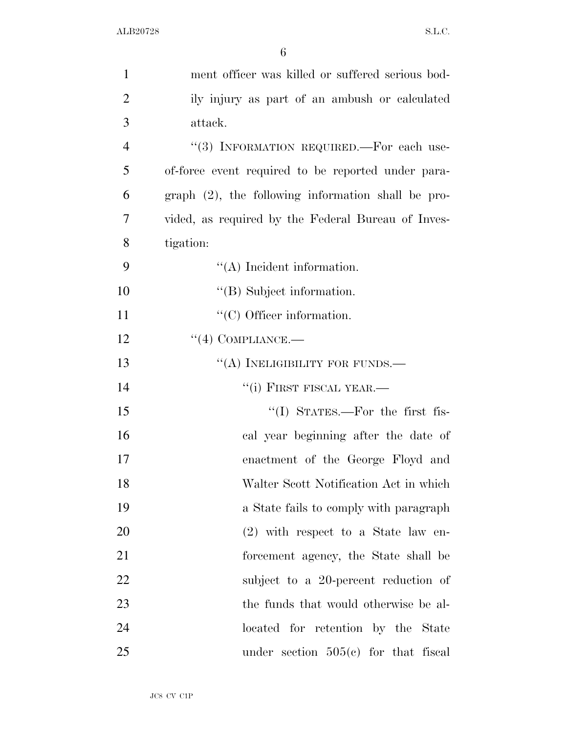ment officer was killed or suffered serious bodily injury as part of an ambush or calculated attack.

''(3) INFORMATION REQUIRED.—For each use-of-force event required to be reported under paragraph (2), the following information shall be provided, as required by the Federal Bureau of Investigation:

''(A) Incident information.

''(B) Subject information.

''(C) Officer information.

''(4) COMPLIANCE.—

''(A) INELIGIBILITY FOR FUNDS.—

''(i) FIRST FISCAL YEAR.—

''(I) STATES.—For the first fiscal year beginning after the date of enactment of the George Floyd and Walter Scott Notification Act in which a State fails to comply with paragraph (2) with respect to a State law enforcement agency, the State shall be subject to a 20-percent reduction of the funds that would otherwise be allocated for retention by the State under section 505(c) for that fiscal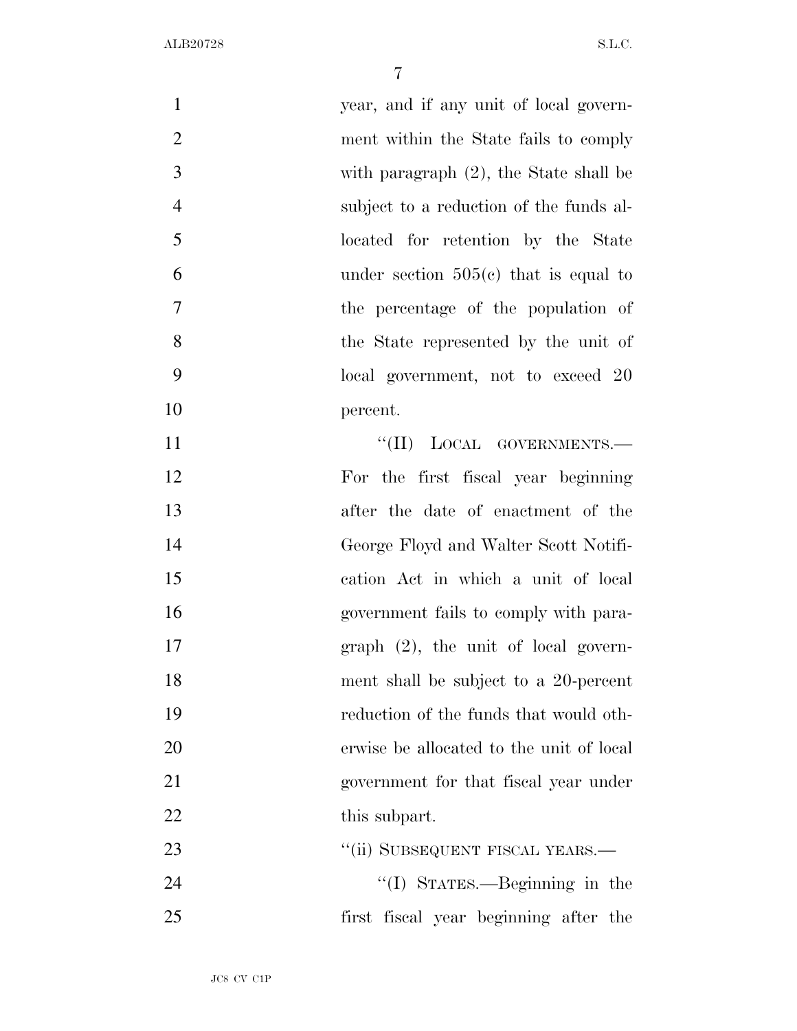year, and if any unit of local government within the State fails to comply with paragraph (2), the State shall be subject to a reduction of the funds allocated for retention by the State under section 505(c) that is equal to the percentage of the population of the State represented by the unit of local government, not to exceed 20 percent.

"(II) LOCAL GOVERNMENTS.—For the first fiscal year beginning after the date of enactment of the George Floyd and Walter Scott Notification Act in which a unit of local government fails to comply with paragraph (2), the unit of local government shall be subject to a 20-percent reduction of the funds that would otherwise be allocated to the unit of local government for that fiscal year under this subpart.

"(ii) SUBSEQUENT FISCAL YEARS.—

"(I) STATES.—Beginning in the first fiscal year beginning after the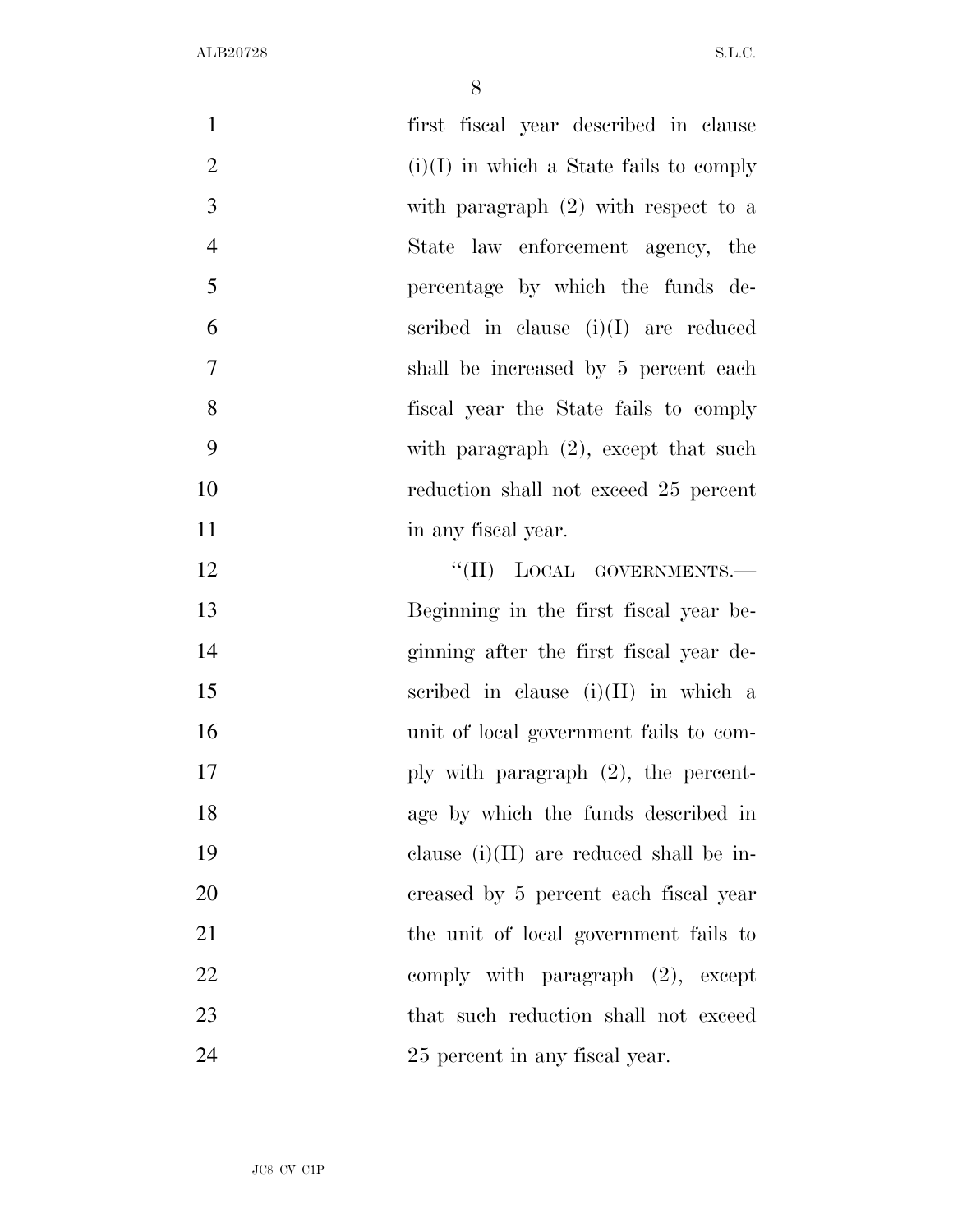first fiscal year described in clause (i)(I) in which a State fails to comply with paragraph (2) with respect to a State law enforcement agency, the percentage by which the funds described in clause (i)(I) are reduced shall be increased by 5 percent each fiscal year the State fails to comply with paragraph (2), except that such reduction shall not exceed 25 percent in any fiscal year.

"(II) LOCAL GOVERNMENTS.—Beginning in the first fiscal year beginning after the first fiscal year described in clause (i)(II) in which a unit of local government fails to comply with paragraph (2), the percentage by which the funds described in clause (i)(II) are reduced shall be increased by 5 percent each fiscal year the unit of local government fails to comply with paragraph (2), except that such reduction shall not exceed 25 percent in any fiscal year.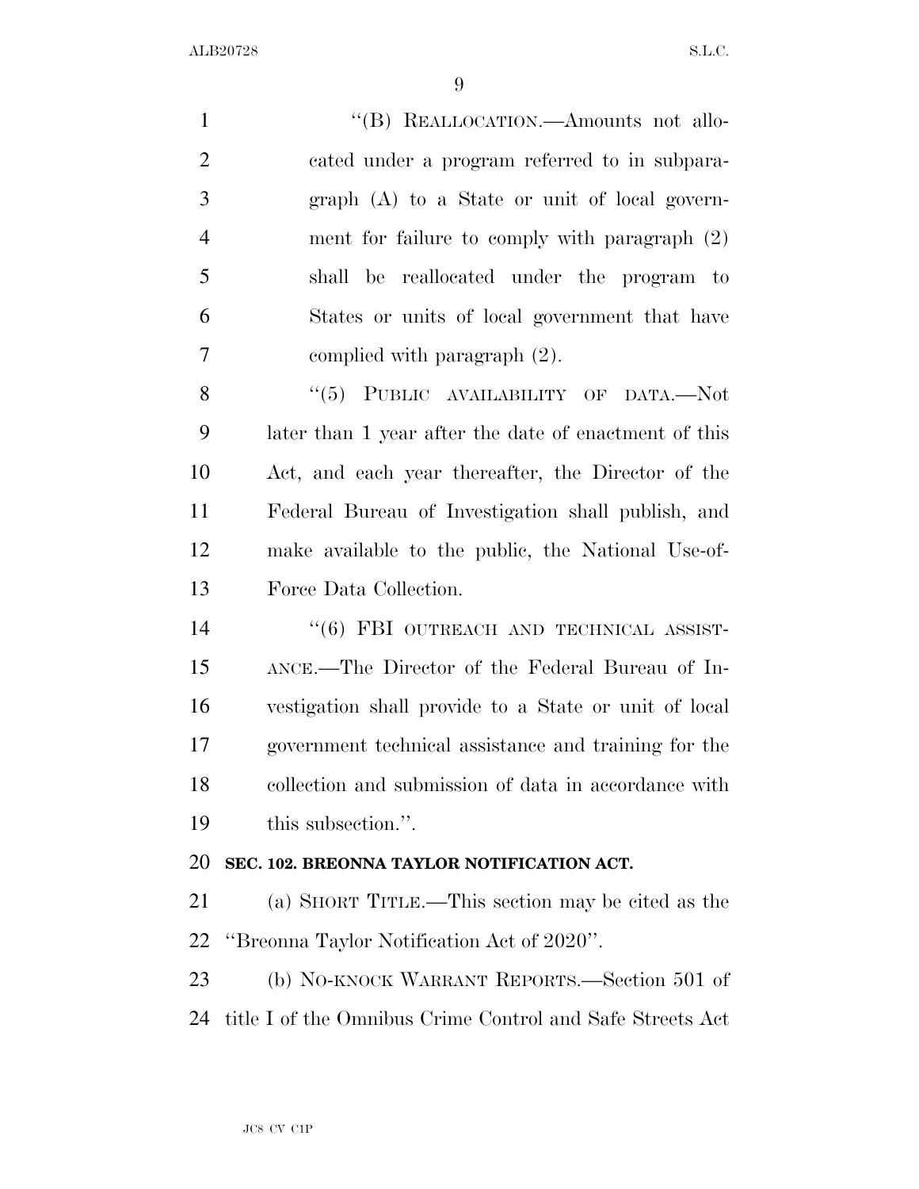"(B) REALLOCATION.—Amounts not allocated under a program referred to in subparagraph (A) to a State or unit of local government for failure to comply with paragraph (2) shall be reallocated under the program to States or units of local government that have complied with paragraph (2).

"(5) PUBLIC AVAILABILITY OF DATA.—Not later than 1 year after the date of enactment of this Act, and each year thereafter, the Director of the Federal Bureau of Investigation shall publish, and make available to the public, the National Use-of-Force Data Collection.

"(6) FBI OUTREACH AND TECHNICAL ASSISTANCE.—The Director of the Federal Bureau of Investigation shall provide to a State or unit of local government technical assistance and training for the collection and submission of data in accordance with this subsection.".

**SEC. 102. BREONNA TAYLOR NOTIFICATION ACT.**

(a) SHORT TITLE.—This section may be cited as the "Breonna Taylor Notification Act of 2020".

(b) NO-KNOCK WARRANT REPORTS.—Section 501 of title I of the Omnibus Crime Control and Safe Streets Act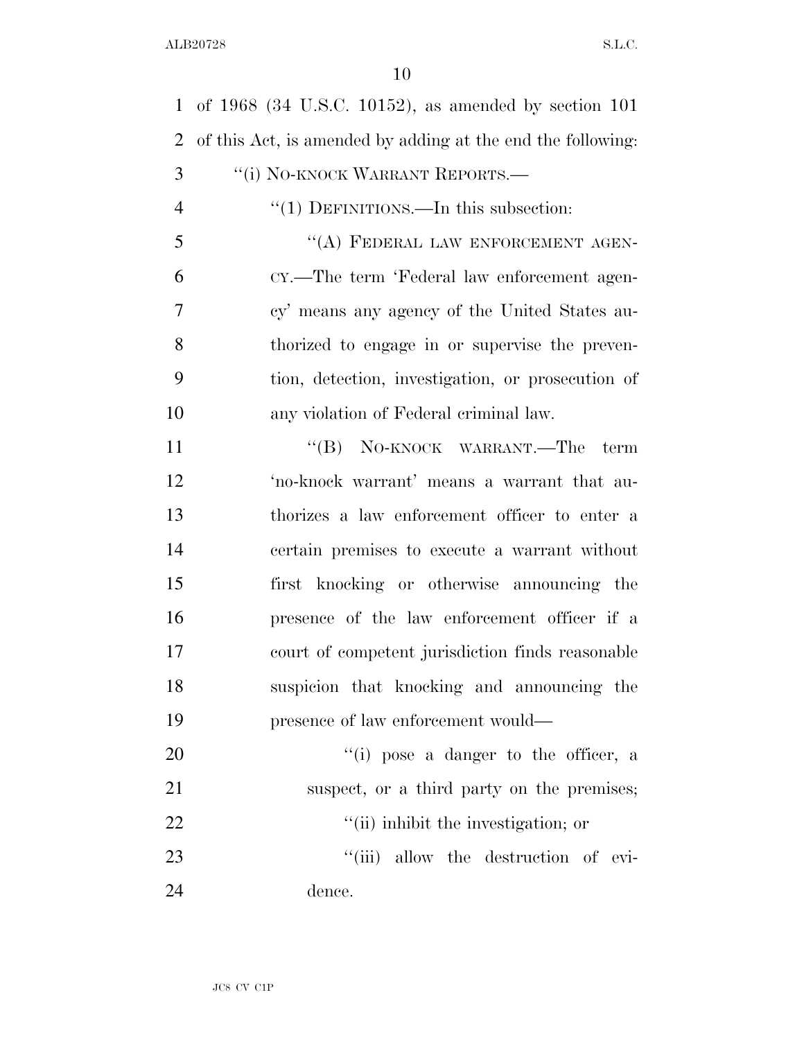of 1968 (34 U.S.C. 10152), as amended by section 101 of this Act, is amended by adding at the end the following:

"(i) NO-KNOCK WARRANT REPORTS.—

"(1) DEFINITIONS.—In this subsection:

"(A) FEDERAL LAW ENFORCEMENT AGENCY.—The term 'Federal law enforcement agency' means any agency of the United States authorized to engage in or supervise the prevention, detection, investigation, or prosecution of any violation of Federal criminal law.

"(B) NO-KNOCK WARRANT.—The term 'no-knock warrant' means a warrant that authorizes a law enforcement officer to enter a certain premises to execute a warrant without first knocking or otherwise announcing the presence of the law enforcement officer if a court of competent jurisdiction finds reasonable suspicion that knocking and announcing the presence of law enforcement would—

"(i) pose a danger to the officer, a suspect, or a third party on the premises;

"(ii) inhibit the investigation; or

"(iii) allow the destruction of evidence.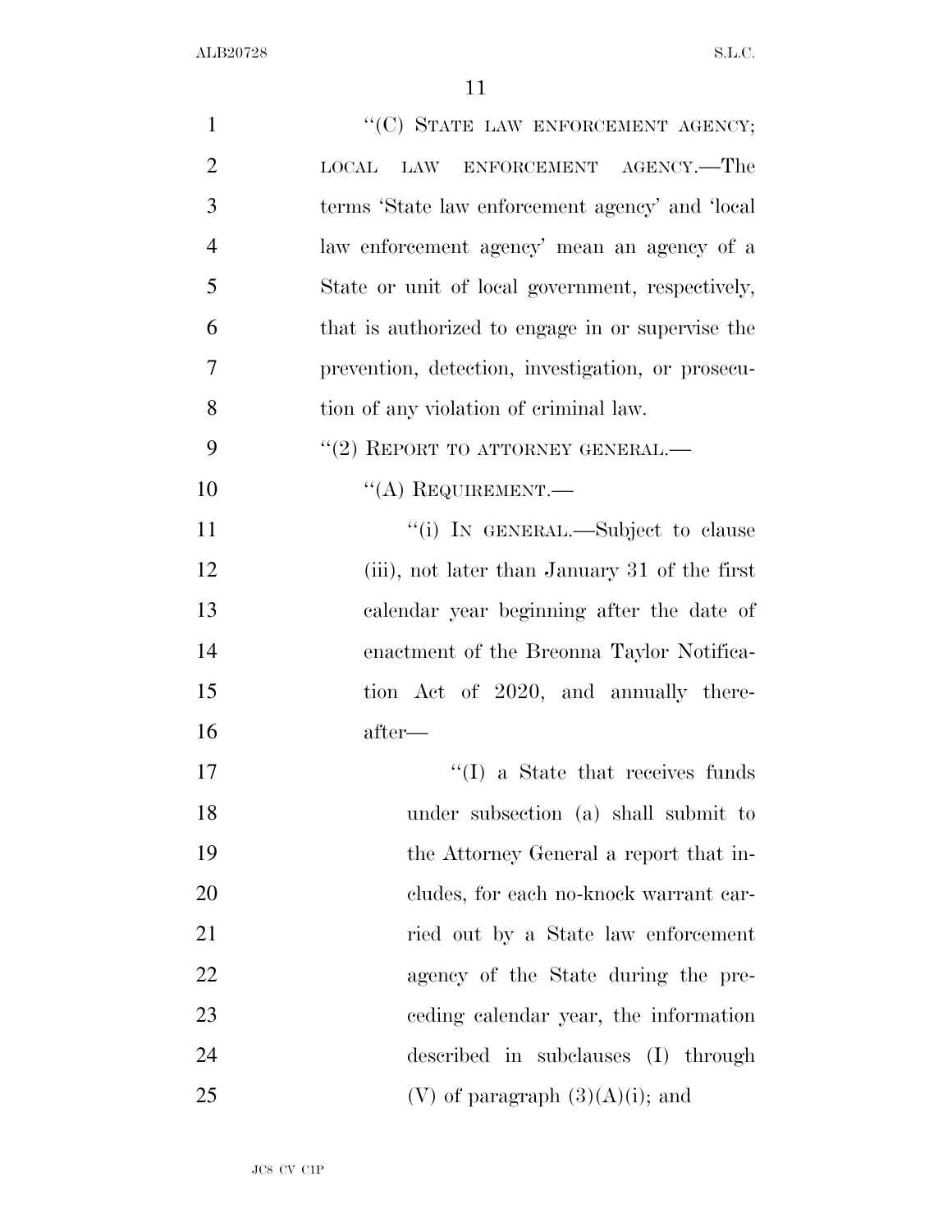"(C) STATE LAW ENFORCEMENT AGENCY; LOCAL LAW ENFORCEMENT AGENCY.—The terms 'State law enforcement agency' and 'local law enforcement agency' mean an agency of a State or unit of local government, respectively, that is authorized to engage in or supervise the prevention, detection, investigation, or prosecution of any violation of criminal law.

"(2) REPORT TO ATTORNEY GENERAL.—

"(A) REQUIREMENT.—

"(i) IN GENERAL.—Subject to clause (iii), not later than January 31 of the first calendar year beginning after the date of enactment of the Breonna Taylor Notification Act of 2020, and annually thereafter—

"(I) a State that receives funds under subsection (a) shall submit to the Attorney General a report that includes, for each no-knock warrant carried out by a State law enforcement agency of the State during the preceding calendar year, the information described in subclauses (I) through (V) of paragraph (3)(A)(i); and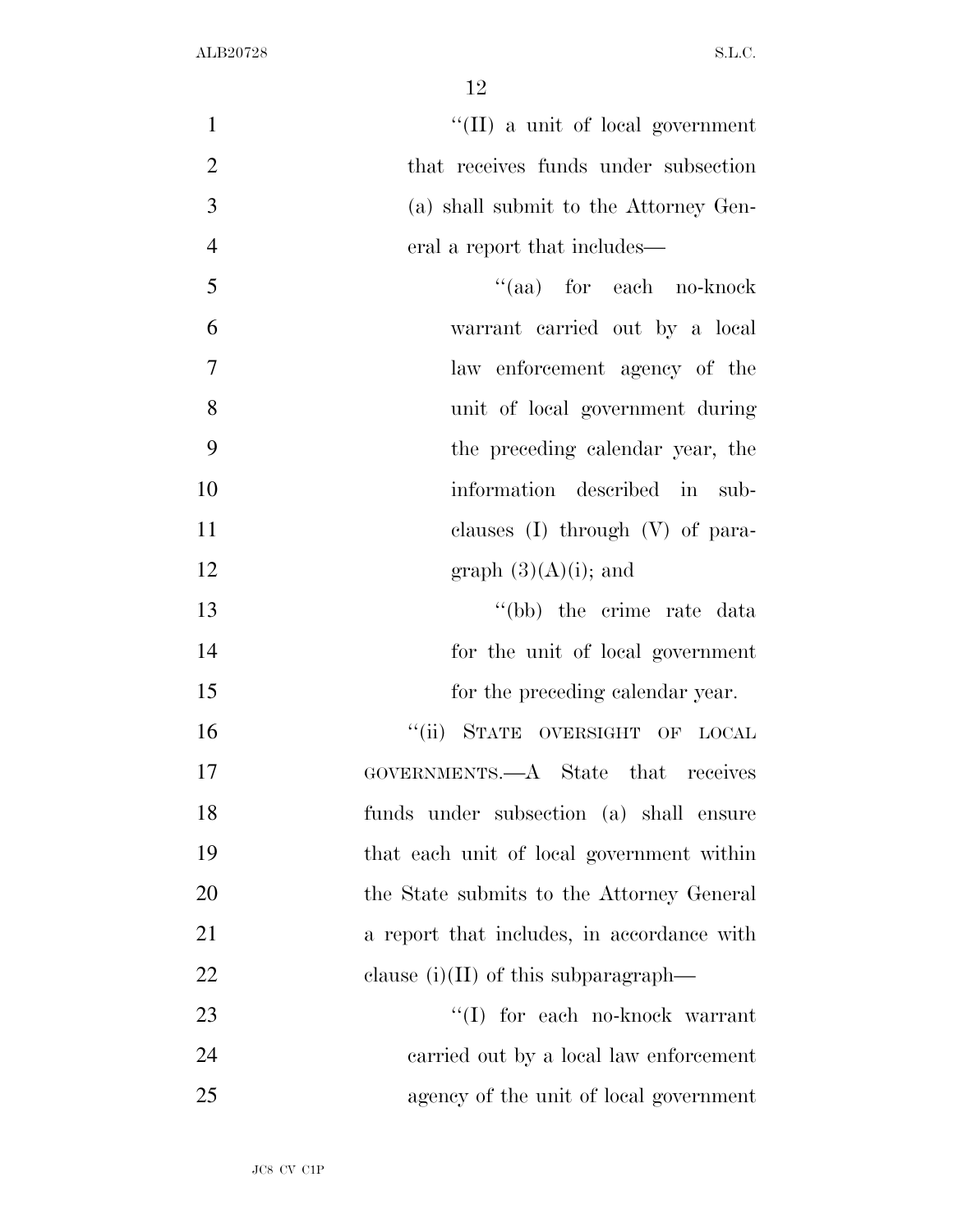"(II) a unit of local government that receives funds under subsection (a) shall submit to the Attorney General a report that includes—

"(aa) for each no-knock warrant carried out by a local law enforcement agency of the unit of local government during the preceding calendar year, the information described in subclauses (I) through (V) of paragraph (3)(A)(i); and

"(bb) the crime rate data for the unit of local government for the preceding calendar year.

"(ii) STATE OVERSIGHT OF LOCAL GOVERNMENTS.—A State that receives funds under subsection (a) shall ensure that each unit of local government within the State submits to the Attorney General a report that includes, in accordance with clause (i)(II) of this subparagraph—

"(I) for each no-knock warrant carried out by a local law enforcement agency of the unit of local government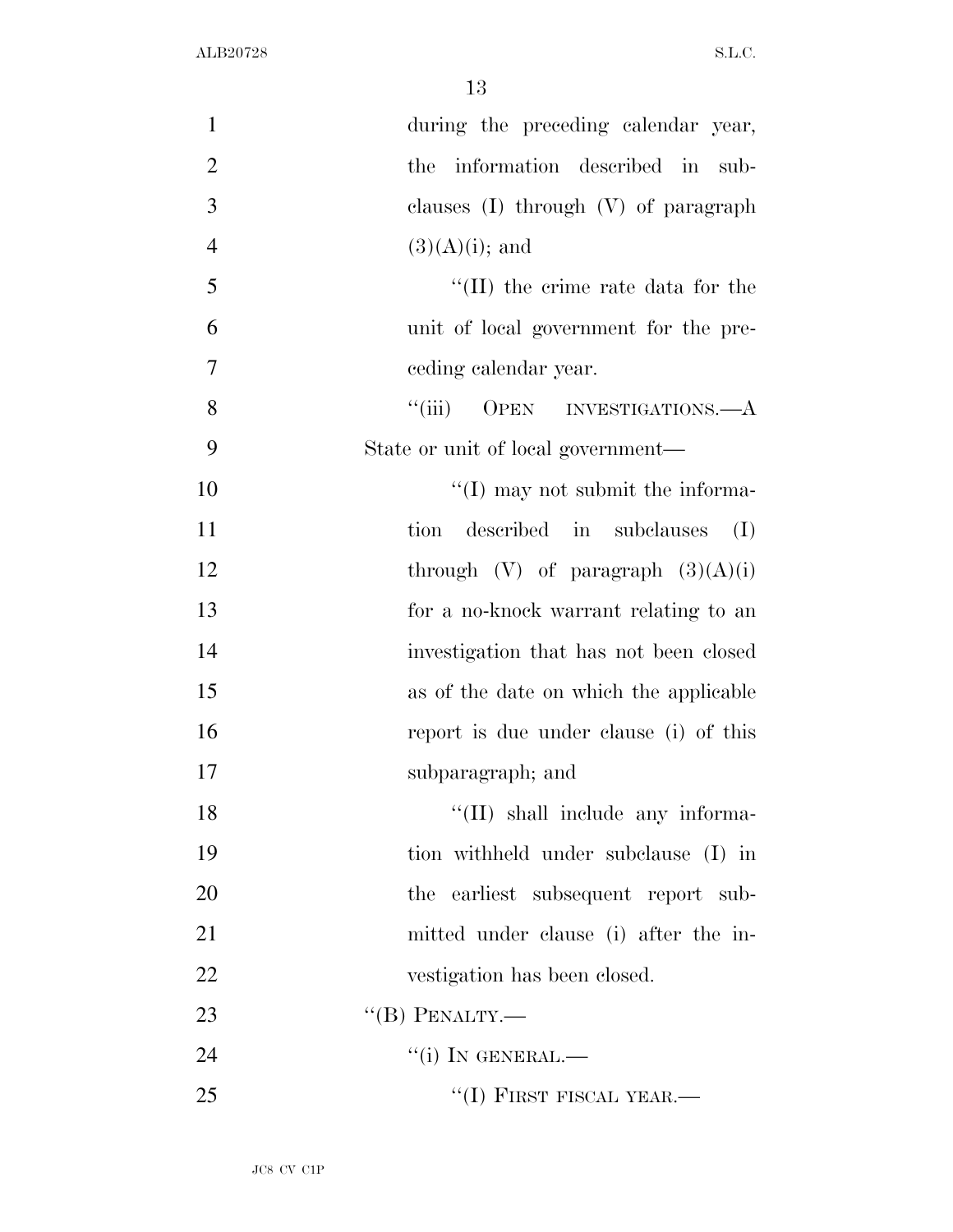during the preceding calendar year, the information described in subclauses (I) through (V) of paragraph (3)(A)(i); and

"(II) the crime rate data for the unit of local government for the preceding calendar year.

"(iii) OPEN INVESTIGATIONS.—A State or unit of local government—

"(I) may not submit the information described in subclauses (I) through (V) of paragraph (3)(A)(i) for a no-knock warrant relating to an investigation that has not been closed as of the date on which the applicable report is due under clause (i) of this subparagraph; and

"(II) shall include any information withheld under subclause (I) in the earliest subsequent report submitted under clause (i) after the investigation has been closed.

"(B) PENALTY.—

"(i) IN GENERAL.—

"(I) FIRST FISCAL YEAR.—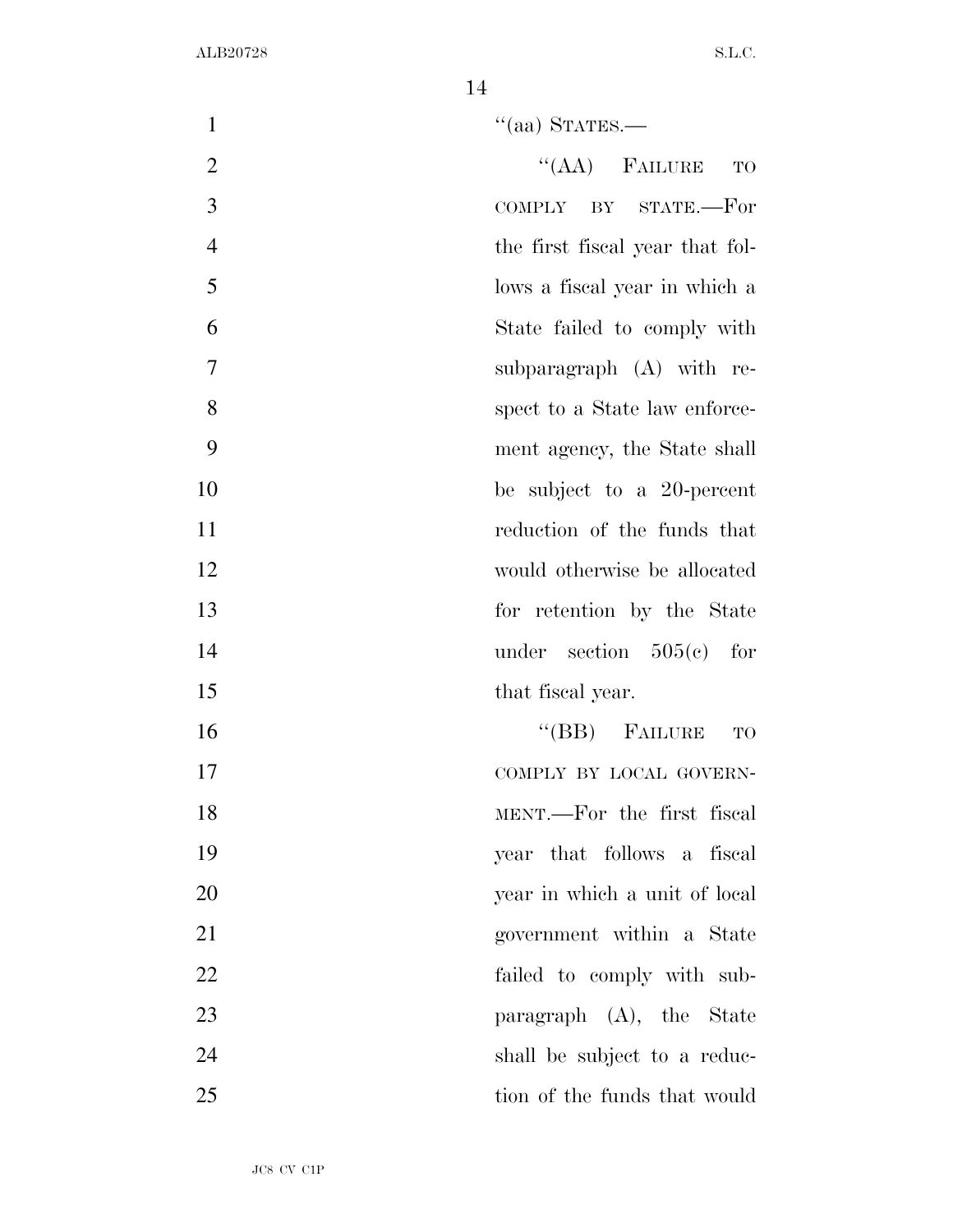"(aa) STATES.—

"(AA) FAILURE TO COMPLY BY STATE.—For the first fiscal year that follows a fiscal year in which a State failed to comply with subparagraph (A) with respect to a State law enforcement agency, the State shall be subject to a 20-percent reduction of the funds that would otherwise be allocated for retention by the State under section 505(c) for that fiscal year.

"(BB) FAILURE TO COMPLY BY LOCAL GOVERNMENT.—For the first fiscal year that follows a fiscal year in which a unit of local government within a State failed to comply with subparagraph (A), the State shall be subject to a reduction of the funds that would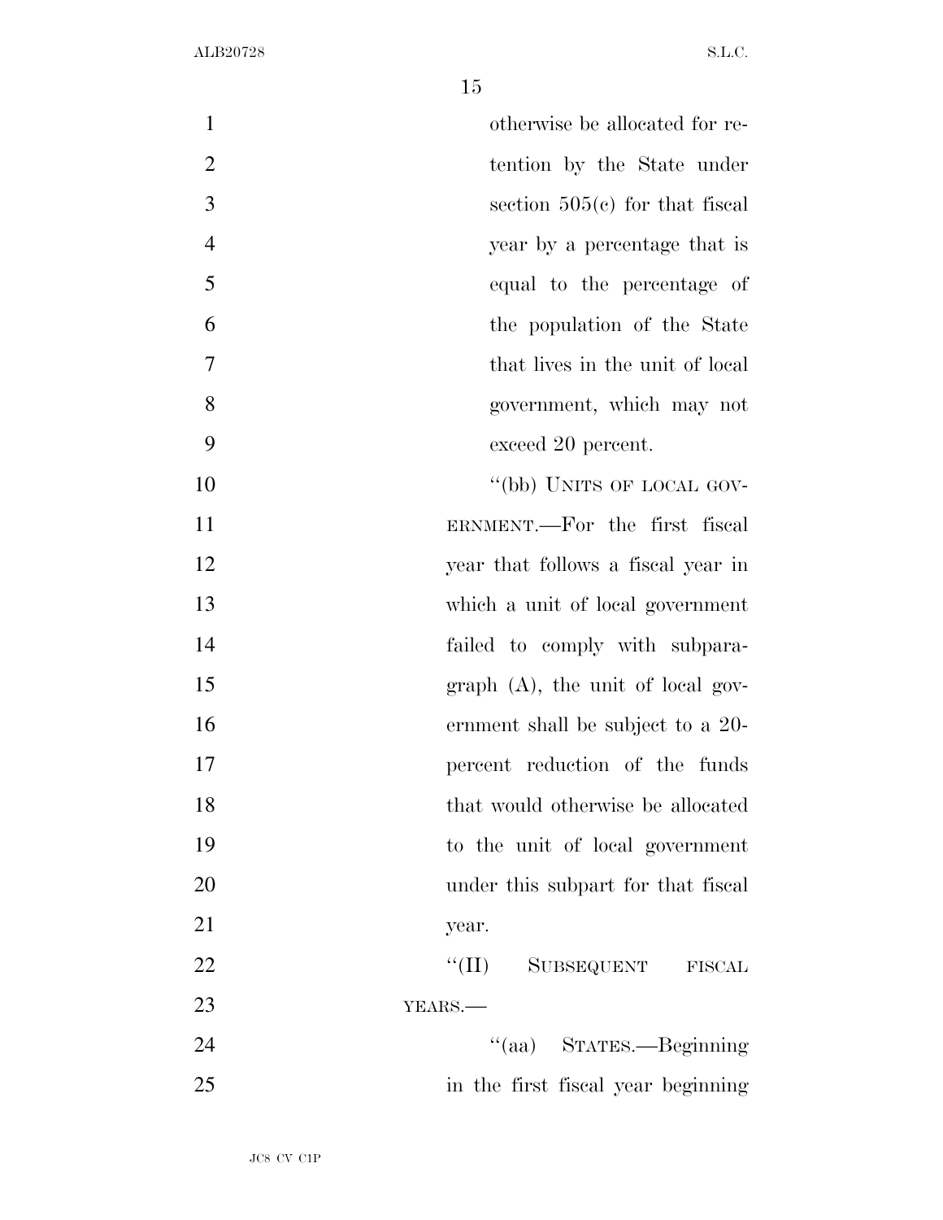otherwise be allocated for retention by the State under section 505(c) for that fiscal year by a percentage that is equal to the percentage of the population of the State that lives in the unit of local government, which may not exceed 20 percent.

"(bb) UNITS OF LOCAL GOVERNMENT.—For the first fiscal year that follows a fiscal year in which a unit of local government failed to comply with subparagraph (A), the unit of local government shall be subject to a 20-percent reduction of the funds that would otherwise be allocated to the unit of local government under this subpart for that fiscal year.

"(II) SUBSEQUENT FISCAL YEARS.—

"(aa) STATES.—Beginning in the first fiscal year beginning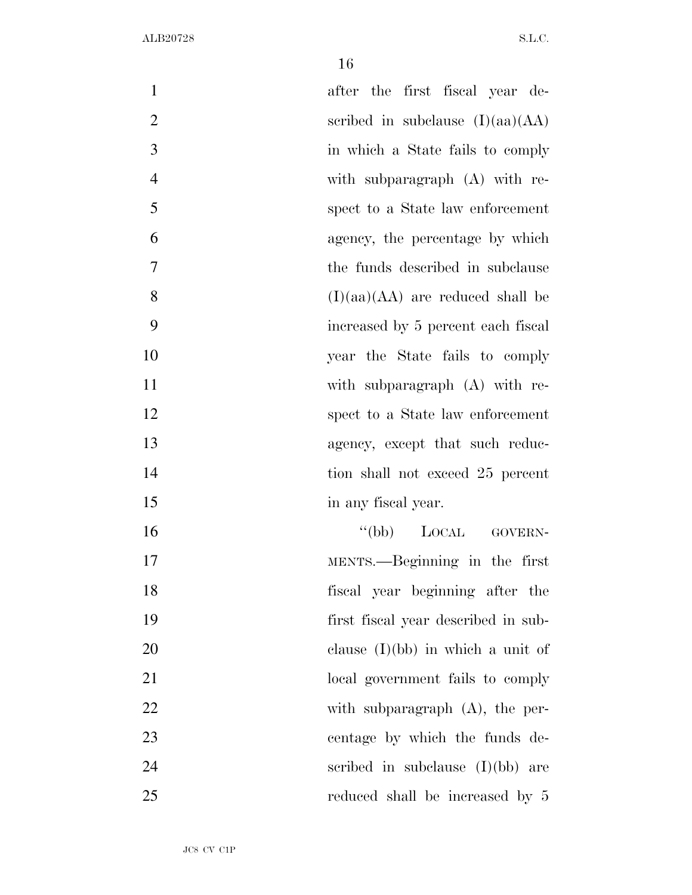after the first fiscal year described in subclause (I)(aa)(AA) in which a State fails to comply with subparagraph (A) with respect to a State law enforcement agency, the percentage by which the funds described in subclause (I)(aa)(AA) are reduced shall be increased by 5 percent each fiscal year the State fails to comply with subparagraph (A) with respect to a State law enforcement agency, except that such reduction shall not exceed 25 percent in any fiscal year.

"(bb) LOCAL GOVERNMENTS.—Beginning in the first fiscal year beginning after the first fiscal year described in subclause (I)(bb) in which a unit of local government fails to comply with subparagraph (A), the percentage by which the funds described in subclause (I)(bb) are reduced shall be increased by 5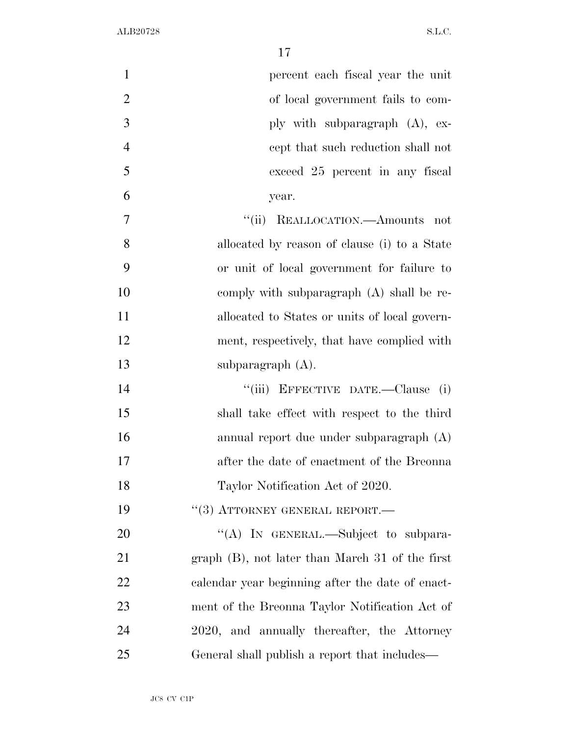percent each fiscal year the unit of local government fails to comply with subparagraph (A), except that such reduction shall not exceed 25 percent in any fiscal year.

"(ii) REALLOCATION.—Amounts not allocated by reason of clause (i) to a State or unit of local government for failure to comply with subparagraph (A) shall be reallocated to States or units of local government, respectively, that have complied with subparagraph (A).

"(iii) EFFECTIVE DATE.—Clause (i) shall take effect with respect to the third annual report due under subparagraph (A) after the date of enactment of the Breonna Taylor Notification Act of 2020.

"(3) ATTORNEY GENERAL REPORT.—

"(A) IN GENERAL.—Subject to subparagraph (B), not later than March 31 of the first calendar year beginning after the date of enactment of the Breonna Taylor Notification Act of 2020, and annually thereafter, the Attorney General shall publish a report that includes—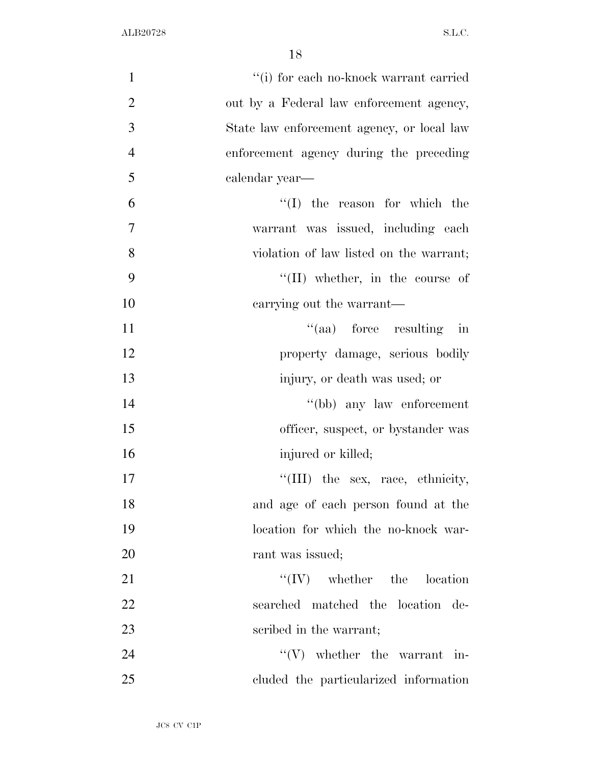''(i) for each no-knock warrant carried out by a Federal law enforcement agency, State law enforcement agency, or local law enforcement agency during the preceding calendar year—

''(I) the reason for which the warrant was issued, including each violation of law listed on the warrant;

''(II) whether, in the course of carrying out the warrant—

''(aa) force resulting in property damage, serious bodily injury, or death was used; or

''(bb) any law enforcement officer, suspect, or bystander was injured or killed;

''(III) the sex, race, ethnicity, and age of each person found at the location for which the no-knock warrant was issued;

''(IV) whether the location searched matched the location described in the warrant;

''(V) whether the warrant included the particularized information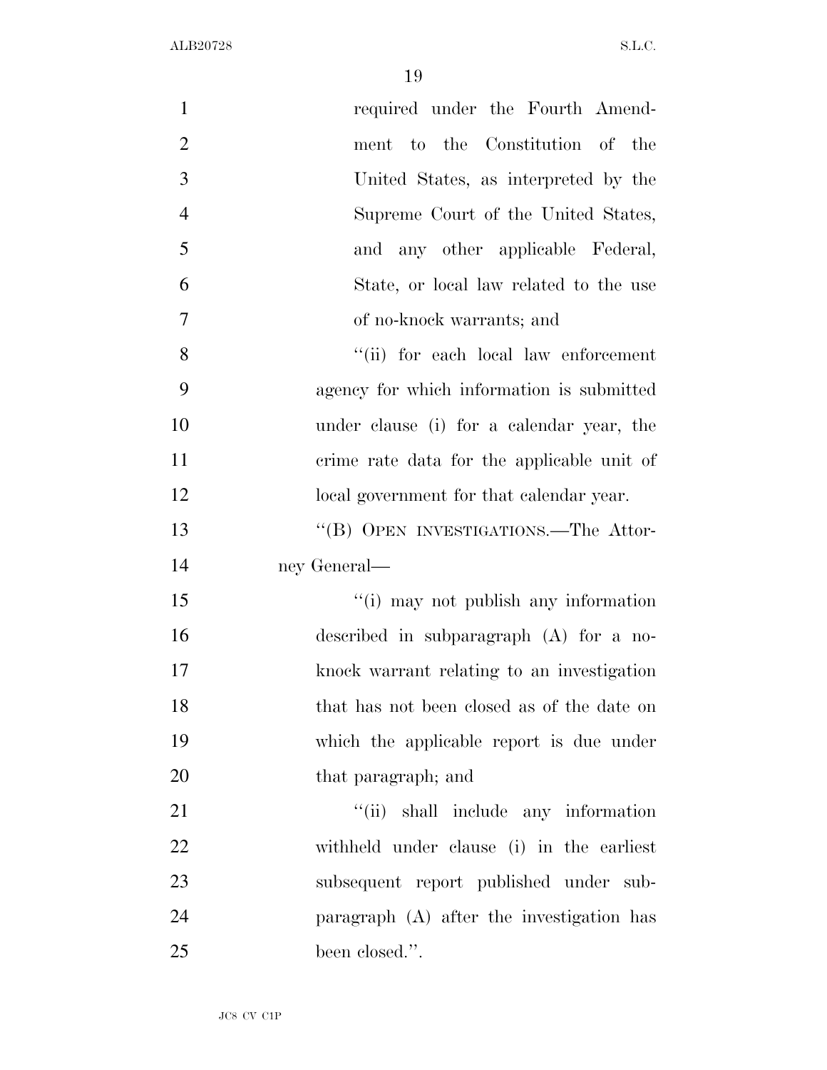required under the Fourth Amendment to the Constitution of the United States, as interpreted by the Supreme Court of the United States, and any other applicable Federal, State, or local law related to the use of no-knock warrants; and

''(ii) for each local law enforcement agency for which information is submitted under clause (i) for a calendar year, the crime rate data for the applicable unit of local government for that calendar year.

''(B) OPEN INVESTIGATIONS.—The Attorney General—

''(i) may not publish any information described in subparagraph (A) for a no-knock warrant relating to an investigation that has not been closed as of the date on which the applicable report is due under that paragraph; and

''(ii) shall include any information withheld under clause (i) in the earliest subsequent report published under subparagraph (A) after the investigation has been closed.''.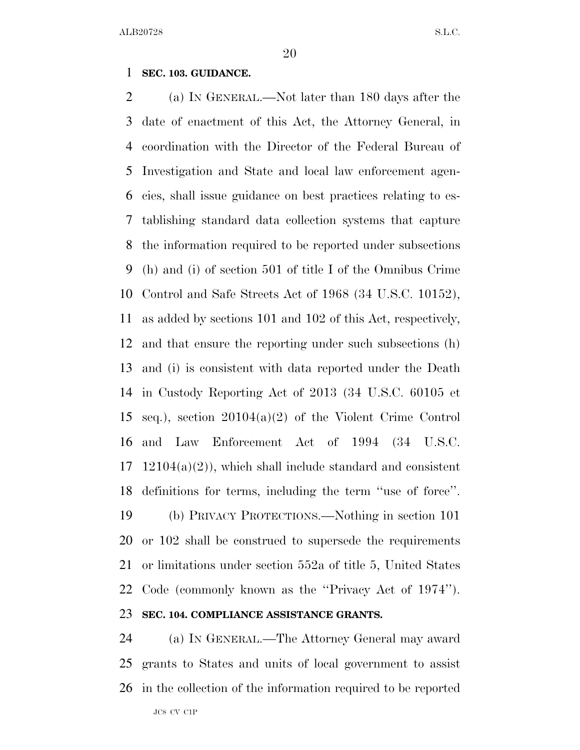**SEC. 103. GUIDANCE.**

(a) IN GENERAL.—Not later than 180 days after the date of enactment of this Act, the Attorney General, in coordination with the Director of the Federal Bureau of Investigation and State and local law enforcement agencies, shall issue guidance on best practices relating to establishing standard data collection systems that capture the information required to be reported under subsections (h) and (i) of section 501 of title I of the Omnibus Crime Control and Safe Streets Act of 1968 (34 U.S.C. 10152), as added by sections 101 and 102 of this Act, respectively, and that ensure the reporting under such subsections (h) and (i) is consistent with data reported under the Death in Custody Reporting Act of 2013 (34 U.S.C. 60105 et seq.), section 20104(a)(2) of the Violent Crime Control and Law Enforcement Act of 1994 (34 U.S.C. 12104(a)(2)), which shall include standard and consistent definitions for terms, including the term ''use of force''.

(b) PRIVACY PROTECTIONS.—Nothing in section 101 or 102 shall be construed to supersede the requirements or limitations under section 552a of title 5, United States Code (commonly known as the ''Privacy Act of 1974'').

**SEC. 104. COMPLIANCE ASSISTANCE GRANTS.**

(a) IN GENERAL.—The Attorney General may award grants to States and units of local government to assist in the collection of the information required to be reported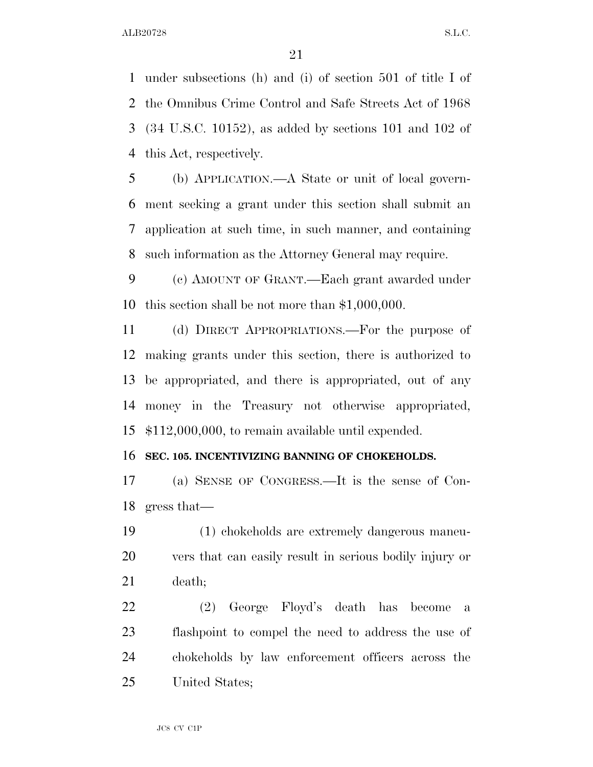under subsections (h) and (i) of section 501 of title I of the Omnibus Crime Control and Safe Streets Act of 1968 (34 U.S.C. 10152), as added by sections 101 and 102 of this Act, respectively.

(b) APPLICATION.—A State or unit of local government seeking a grant under this section shall submit an application at such time, in such manner, and containing such information as the Attorney General may require.

(c) AMOUNT OF GRANT.—Each grant awarded under this section shall be not more than $1,000,000.

(d) DIRECT APPROPRIATIONS.—For the purpose of making grants under this section, there is authorized to be appropriated, and there is appropriated, out of any money in the Treasury not otherwise appropriated, $112,000,000, to remain available until expended.

**SEC. 105. INCENTIVIZING BANNING OF CHOKEHOLDS.**

(a) SENSE OF CONGRESS.—It is the sense of Congress that—

(1) chokeholds are extremely dangerous maneuvers that can easily result in serious bodily injury or death;

(2) George Floyd's death has become a flashpoint to compel the need to address the use of chokeholds by law enforcement officers across the United States;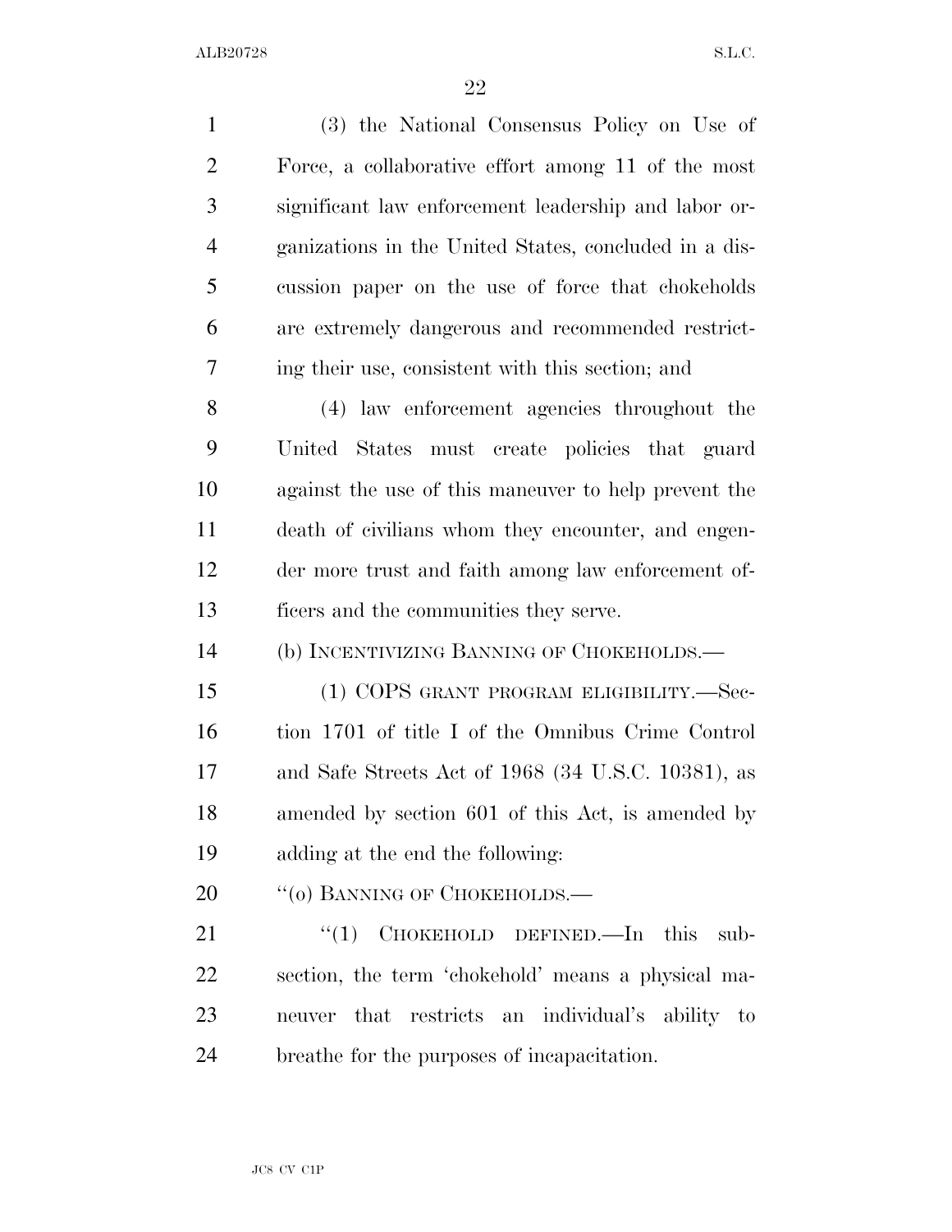(3) the National Consensus Policy on Use of Force, a collaborative effort among 11 of the most significant law enforcement leadership and labor organizations in the United States, concluded in a discussion paper on the use of force that chokeholds are extremely dangerous and recommended restricting their use, consistent with this section; and

(4) law enforcement agencies throughout the United States must create policies that guard against the use of this maneuver to help prevent the death of civilians whom they encounter, and engender more trust and faith among law enforcement officers and the communities they serve.

(b) INCENTIVIZING BANNING OF CHOKEHOLDS.—

(1) COPS GRANT PROGRAM ELIGIBILITY.—Section 1701 of title I of the Omnibus Crime Control and Safe Streets Act of 1968 (34 U.S.C. 10381), as amended by section 601 of this Act, is amended by adding at the end the following:

"(o) BANNING OF CHOKEHOLDS.—

"(1) CHOKEHOLD DEFINED.—In this subsection, the term 'chokehold' means a physical maneuver that restricts an individual's ability to breathe for the purposes of incapacitation.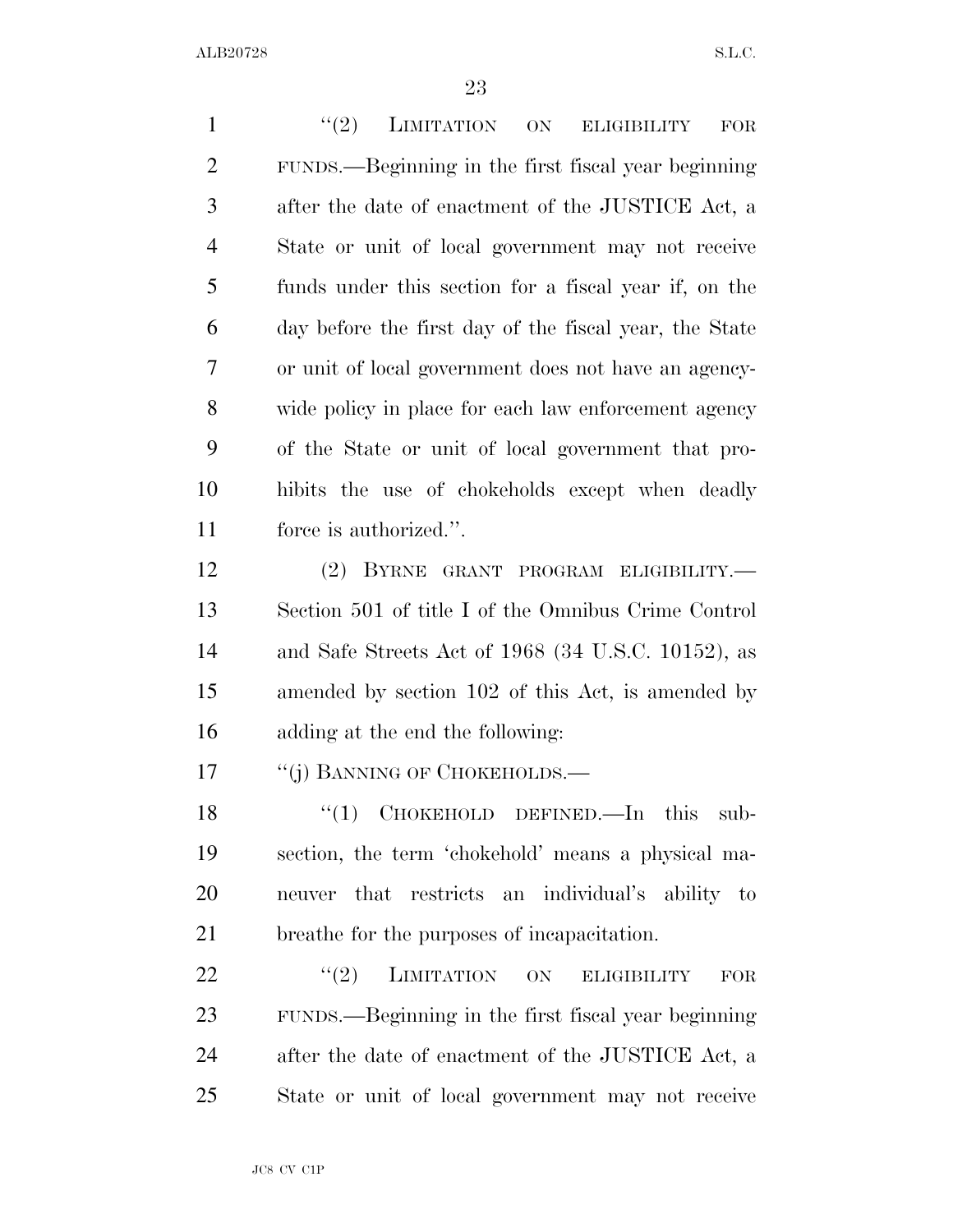"(2) LIMITATION ON ELIGIBILITY FOR FUNDS.—Beginning in the first fiscal year beginning after the date of enactment of the JUSTICE Act, a State or unit of local government may not receive funds under this section for a fiscal year if, on the day before the first day of the fiscal year, the State or unit of local government does not have an agency-wide policy in place for each law enforcement agency of the State or unit of local government that prohibits the use of chokeholds except when deadly force is authorized.".

(2) BYRNE GRANT PROGRAM ELIGIBILITY.—Section 501 of title I of the Omnibus Crime Control and Safe Streets Act of 1968 (34 U.S.C. 10152), as amended by section 102 of this Act, is amended by adding at the end the following:

"(j) BANNING OF CHOKEHOLDS.—

"(1) CHOKEHOLD DEFINED.—In this subsection, the term 'chokehold' means a physical maneuver that restricts an individual's ability to breathe for the purposes of incapacitation.

"(2) LIMITATION ON ELIGIBILITY FOR FUNDS.—Beginning in the first fiscal year beginning after the date of enactment of the JUSTICE Act, a State or unit of local government may not receive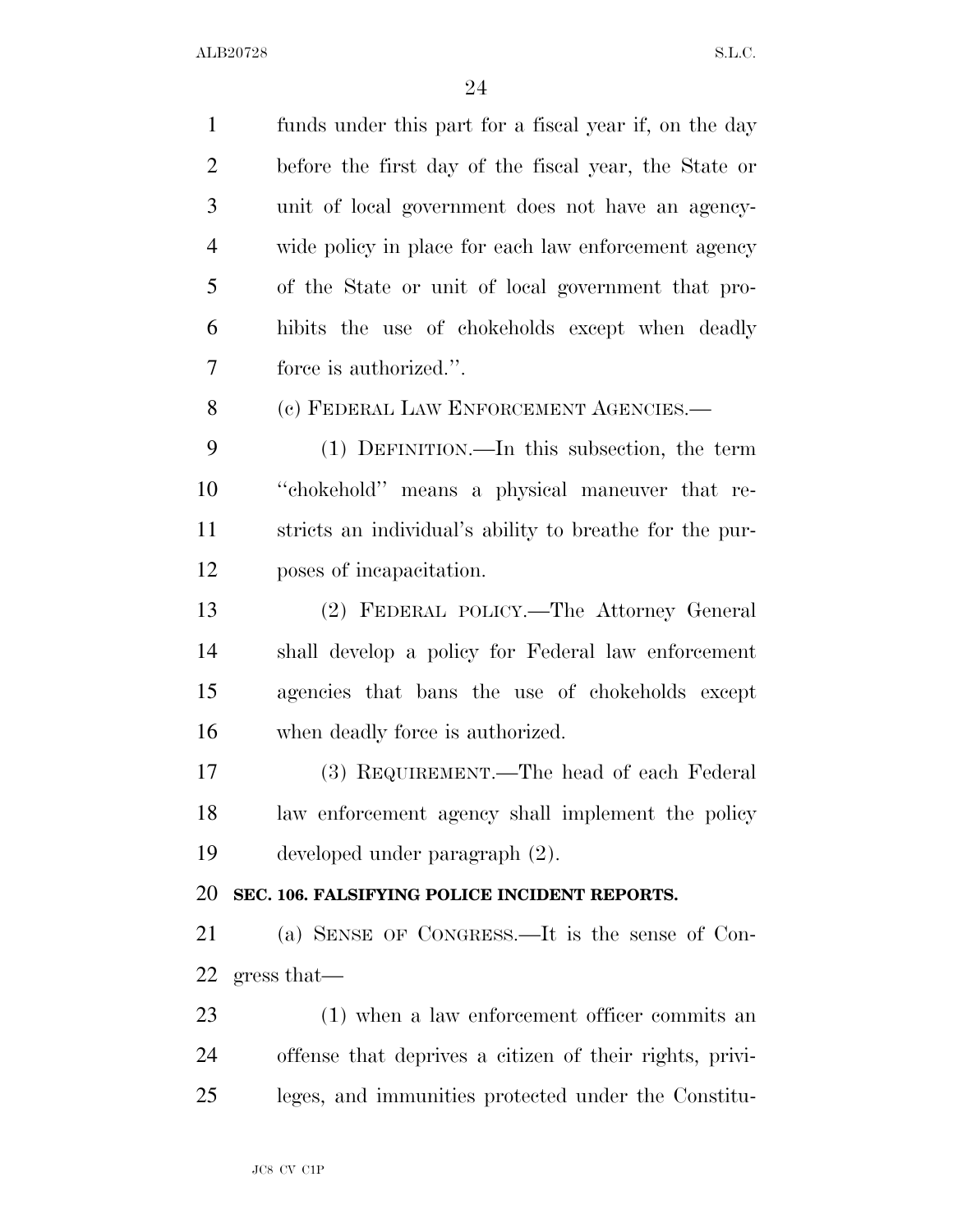funds under this part for a fiscal year if, on the day before the first day of the fiscal year, the State or unit of local government does not have an agency-wide policy in place for each law enforcement agency of the State or unit of local government that prohibits the use of chokeholds except when deadly force is authorized.''.

(c) FEDERAL LAW ENFORCEMENT AGENCIES.—

(1) DEFINITION.—In this subsection, the term ''chokehold'' means a physical maneuver that restricts an individual's ability to breathe for the purposes of incapacitation.

(2) FEDERAL POLICY.—The Attorney General shall develop a policy for Federal law enforcement agencies that bans the use of chokeholds except when deadly force is authorized.

(3) REQUIREMENT.—The head of each Federal law enforcement agency shall implement the policy developed under paragraph (2).

**SEC. 106. FALSIFYING POLICE INCIDENT REPORTS.**

(a) SENSE OF CONGRESS.—It is the sense of Congress that—

(1) when a law enforcement officer commits an offense that deprives a citizen of their rights, privileges, and immunities protected under the Constitu-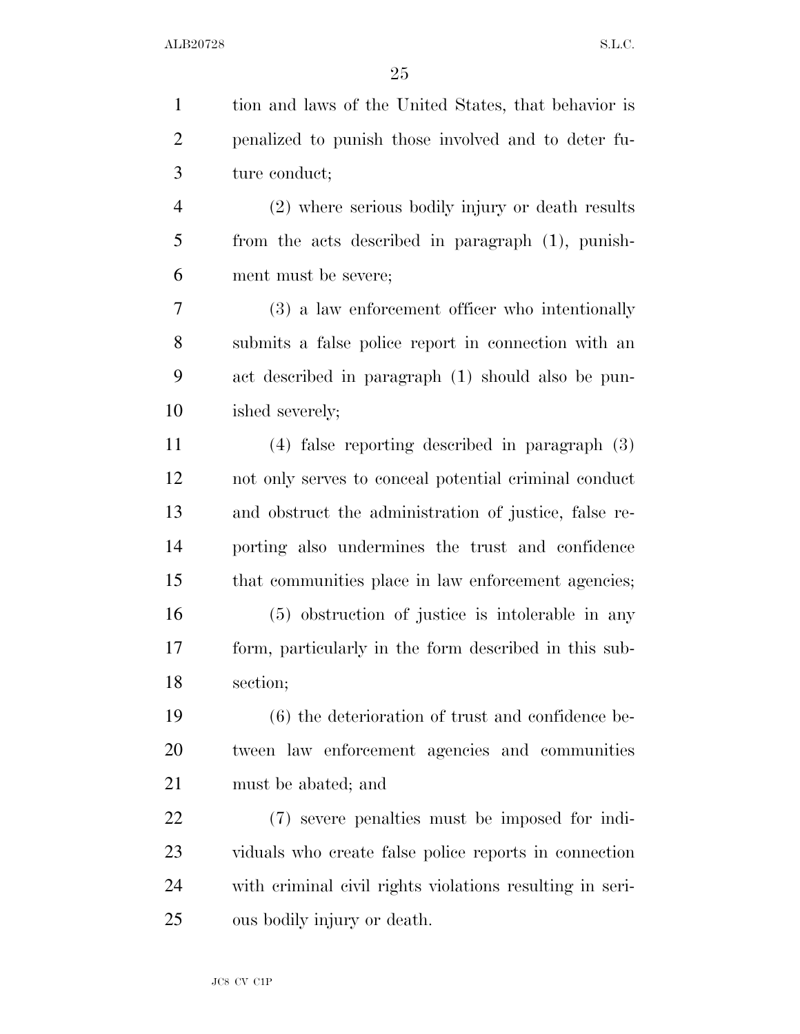tion and laws of the United States, that behavior is penalized to punish those involved and to deter future conduct;

(2) where serious bodily injury or death results from the acts described in paragraph (1), punishment must be severe;

(3) a law enforcement officer who intentionally submits a false police report in connection with an act described in paragraph (1) should also be punished severely;

(4) false reporting described in paragraph (3) not only serves to conceal potential criminal conduct and obstruct the administration of justice, false reporting also undermines the trust and confidence that communities place in law enforcement agencies;

(5) obstruction of justice is intolerable in any form, particularly in the form described in this subsection;

(6) the deterioration of trust and confidence between law enforcement agencies and communities must be abated; and

(7) severe penalties must be imposed for individuals who create false police reports in connection with criminal civil rights violations resulting in serious bodily injury or death.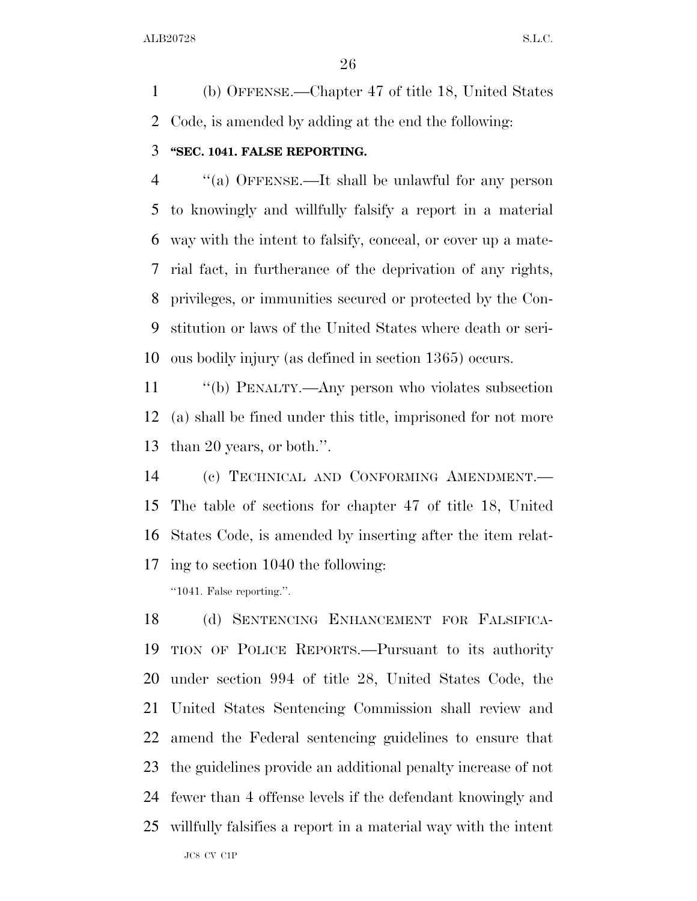(b) OFFENSE.—Chapter 47 of title 18, United States Code, is amended by adding at the end the following:

**"SEC. 1041. FALSE REPORTING.**

"(a) OFFENSE.—It shall be unlawful for any person to knowingly and willfully falsify a report in a material way with the intent to falsify, conceal, or cover up a material fact, in furtherance of the deprivation of any rights, privileges, or immunities secured or protected by the Constitution or laws of the United States where death or serious bodily injury (as defined in section 1365) occurs.

"(b) PENALTY.—Any person who violates subsection (a) shall be fined under this title, imprisoned for not more than 20 years, or both.".

(c) TECHNICAL AND CONFORMING AMENDMENT.—The table of sections for chapter 47 of title 18, United States Code, is amended by inserting after the item relating to section 1040 the following:

"1041. False reporting.".

(d) SENTENCING ENHANCEMENT FOR FALSIFICATION OF POLICE REPORTS.—Pursuant to its authority under section 994 of title 28, United States Code, the United States Sentencing Commission shall review and amend the Federal sentencing guidelines to ensure that the guidelines provide an additional penalty increase of not fewer than 4 offense levels if the defendant knowingly and willfully falsifies a report in a material way with the intent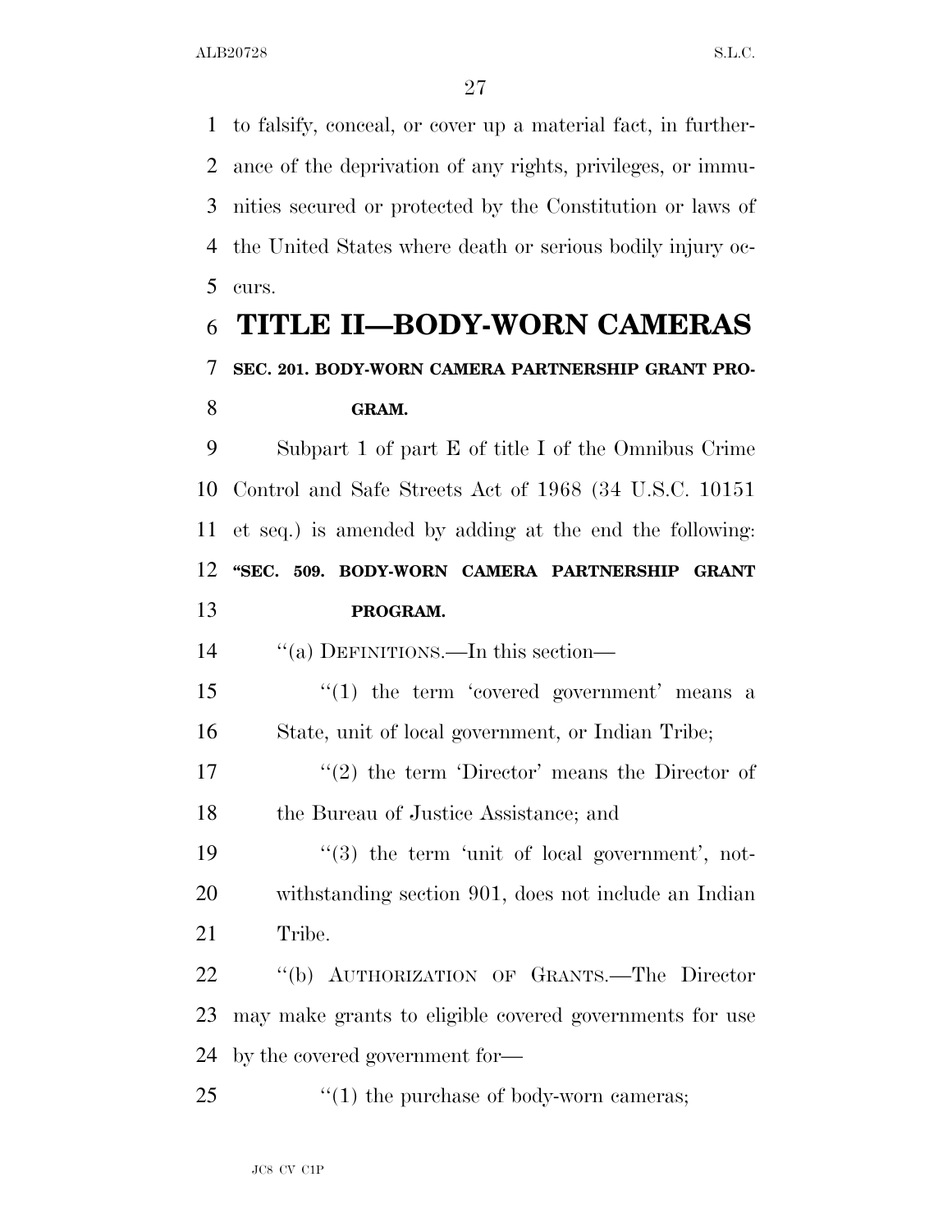to falsify, conceal, or cover up a material fact, in furtherance of the deprivation of any rights, privileges, or immunities secured or protected by the Constitution or laws of the United States where death or serious bodily injury occurs.

# TITLE II—BODY-WORN CAMERAS

### SEC. 201. BODY-WORN CAMERA PARTNERSHIP GRANT PROGRAM.

Subpart 1 of part E of title I of the Omnibus Crime Control and Safe Streets Act of 1968 (34 U.S.C. 10151 et seq.) is amended by adding at the end the following:

### "SEC. 509. BODY-WORN CAMERA PARTNERSHIP GRANT PROGRAM.

"(a) DEFINITIONS.—In this section—

"(1) the term 'covered government' means a State, unit of local government, or Indian Tribe;

"(2) the term 'Director' means the Director of the Bureau of Justice Assistance; and

"(3) the term 'unit of local government', notwithstanding section 901, does not include an Indian Tribe.

"(b) AUTHORIZATION OF GRANTS.—The Director may make grants to eligible covered governments for use by the covered government for—

"(1) the purchase of body-worn cameras;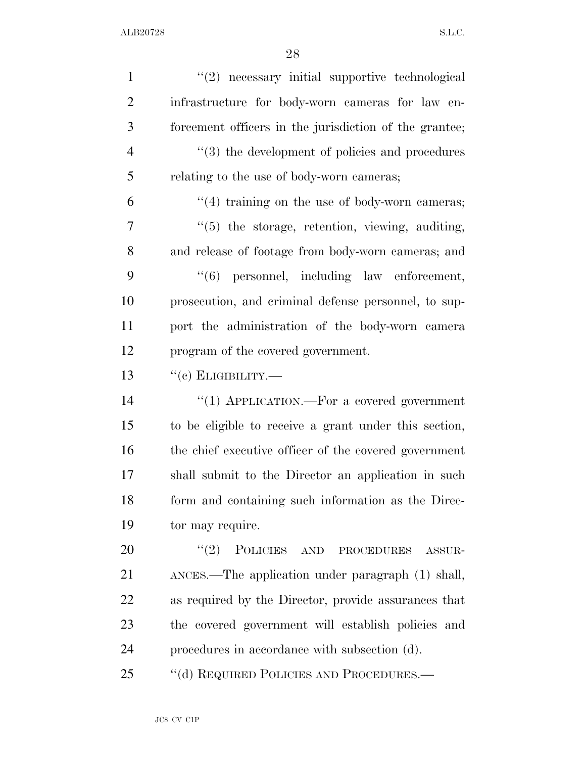"(2) necessary initial supportive technological infrastructure for body-worn cameras for law enforcement officers in the jurisdiction of the grantee;

"(3) the development of policies and procedures relating to the use of body-worn cameras;

"(4) training on the use of body-worn cameras;

"(5) the storage, retention, viewing, auditing, and release of footage from body-worn cameras; and

"(6) personnel, including law enforcement, prosecution, and criminal defense personnel, to support the administration of the body-worn camera program of the covered government.

"(c) ELIGIBILITY.—

"(1) APPLICATION.—For a covered government to be eligible to receive a grant under this section, the chief executive officer of the covered government shall submit to the Director an application in such form and containing such information as the Director may require.

"(2) POLICIES AND PROCEDURES ASSURANCES.—The application under paragraph (1) shall, as required by the Director, provide assurances that the covered government will establish policies and procedures in accordance with subsection (d).

"(d) REQUIRED POLICIES AND PROCEDURES.—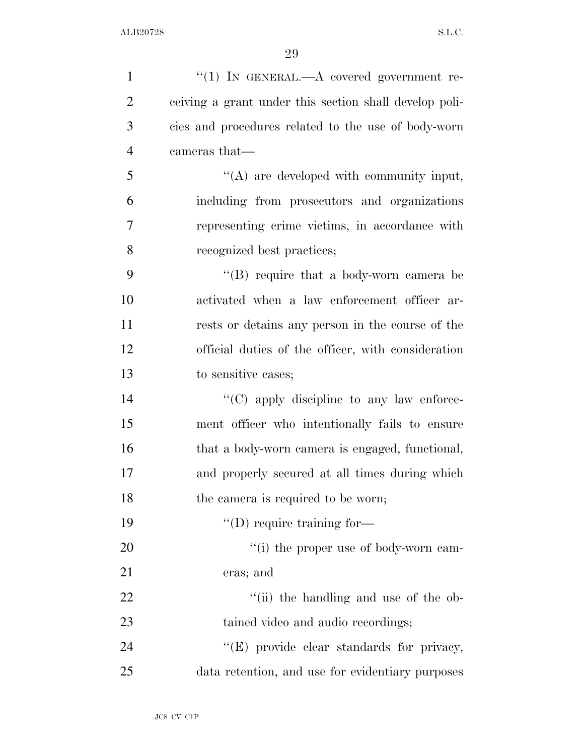"(1) IN GENERAL.—A covered government receiving a grant under this section shall develop policies and procedures related to the use of body-worn cameras that—

"(A) are developed with community input, including from prosecutors and organizations representing crime victims, in accordance with recognized best practices;

"(B) require that a body-worn camera be activated when a law enforcement officer arrests or detains any person in the course of the official duties of the officer, with consideration to sensitive cases;

"(C) apply discipline to any law enforcement officer who intentionally fails to ensure that a body-worn camera is engaged, functional, and properly secured at all times during which the camera is required to be worn;

"(D) require training for—

"(i) the proper use of body-worn cameras; and

"(ii) the handling and use of the obtained video and audio recordings;

"(E) provide clear standards for privacy, data retention, and use for evidentiary purposes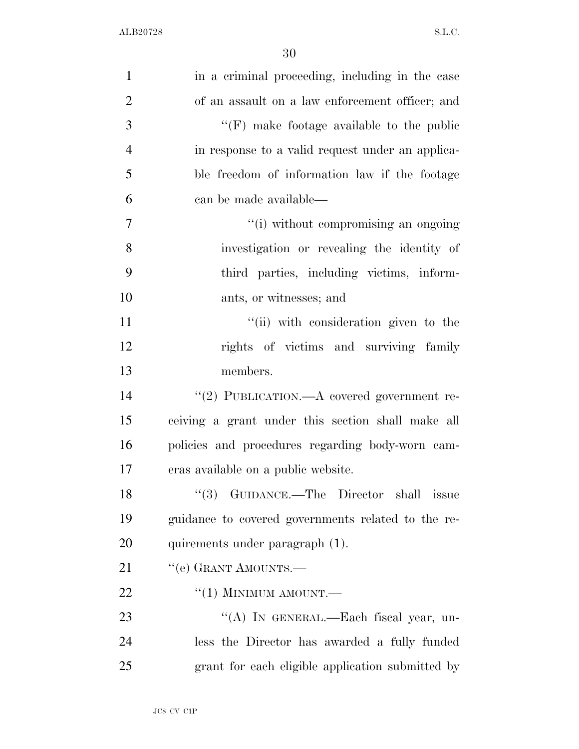in a criminal proceeding, including in the case of an assault on a law enforcement officer; and

"(F) make footage available to the public in response to a valid request under an applicable freedom of information law if the footage can be made available—

"(i) without compromising an ongoing investigation or revealing the identity of third parties, including victims, informants, or witnesses; and

"(ii) with consideration given to the rights of victims and surviving family members.

"(2) PUBLICATION.—A covered government receiving a grant under this section shall make all policies and procedures regarding body-worn cameras available on a public website.

"(3) GUIDANCE.—The Director shall issue guidance to covered governments related to the requirements under paragraph (1).

"(e) GRANT AMOUNTS.—

"(1) MINIMUM AMOUNT.—

"(A) IN GENERAL.—Each fiscal year, unless the Director has awarded a fully funded grant for each eligible application submitted by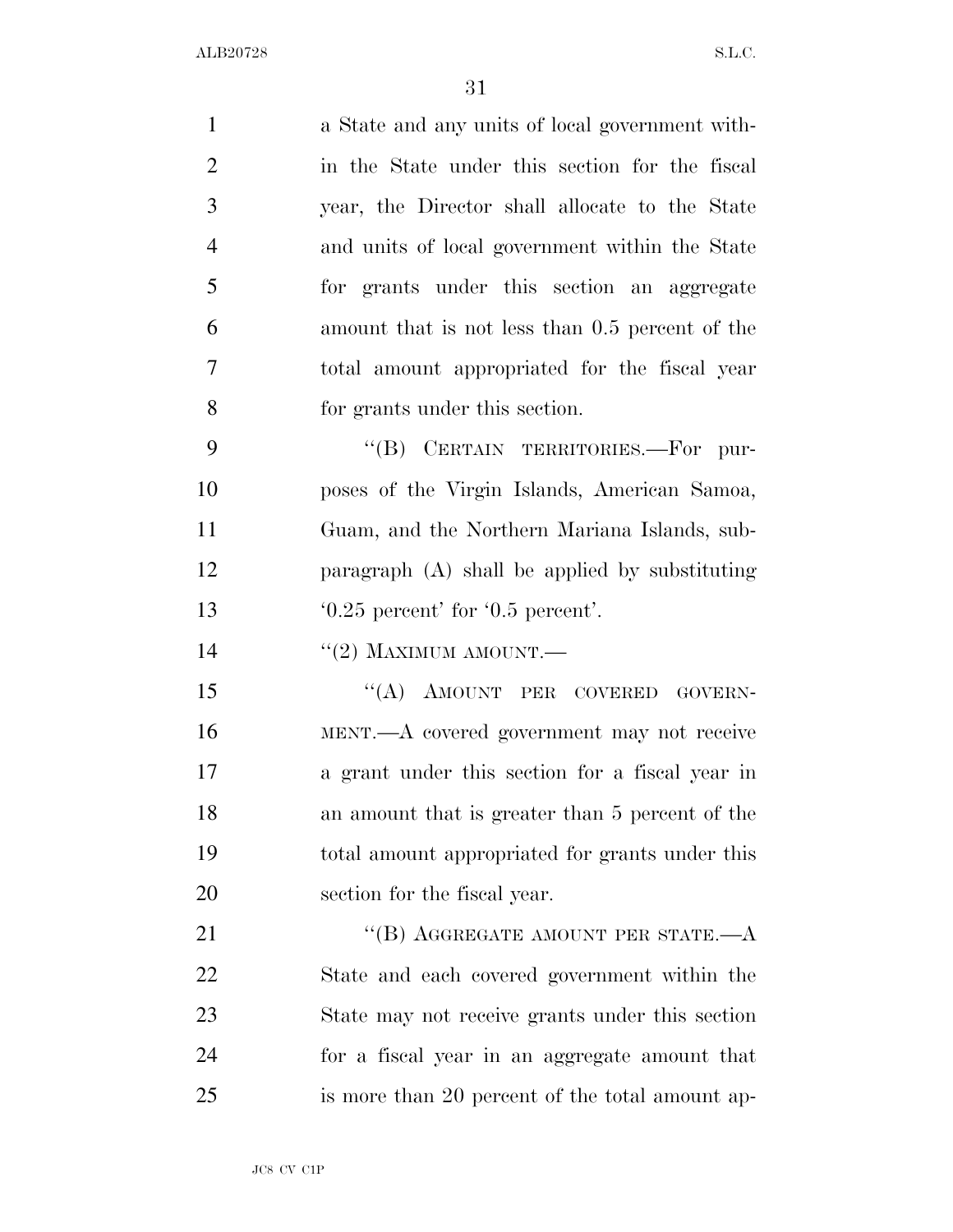a State and any units of local government within the State under this section for the fiscal year, the Director shall allocate to the State and units of local government within the State for grants under this section an aggregate amount that is not less than 0.5 percent of the total amount appropriated for the fiscal year for grants under this section.

"(B) CERTAIN TERRITORIES.—For purposes of the Virgin Islands, American Samoa, Guam, and the Northern Mariana Islands, subparagraph (A) shall be applied by substituting '0.25 percent' for '0.5 percent'.

"(2) MAXIMUM AMOUNT.—

"(A) AMOUNT PER COVERED GOVERNMENT.—A covered government may not receive a grant under this section for a fiscal year in an amount that is greater than 5 percent of the total amount appropriated for grants under this section for the fiscal year.

"(B) AGGREGATE AMOUNT PER STATE.—A State and each covered government within the State may not receive grants under this section for a fiscal year in an aggregate amount that is more than 20 percent of the total amount ap-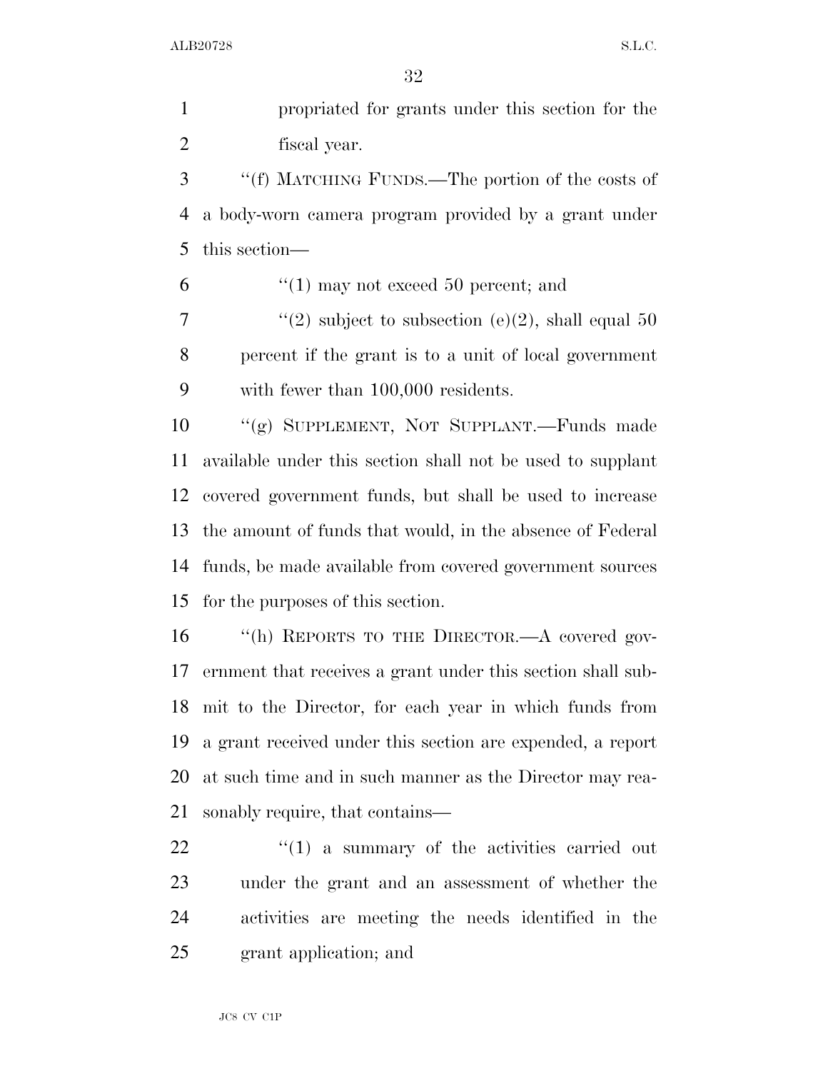propriated for grants under this section for the fiscal year.

"(f) MATCHING FUNDS.—The portion of the costs of a body-worn camera program provided by a grant under this section—

"(1) may not exceed 50 percent; and

"(2) subject to subsection (e)(2), shall equal 50 percent if the grant is to a unit of local government with fewer than 100,000 residents.

"(g) SUPPLEMENT, NOT SUPPLANT.—Funds made available under this section shall not be used to supplant covered government funds, but shall be used to increase the amount of funds that would, in the absence of Federal funds, be made available from covered government sources for the purposes of this section.

"(h) REPORTS TO THE DIRECTOR.—A covered government that receives a grant under this section shall submit to the Director, for each year in which funds from a grant received under this section are expended, a report at such time and in such manner as the Director may reasonably require, that contains—

"(1) a summary of the activities carried out under the grant and an assessment of whether the activities are meeting the needs identified in the grant application; and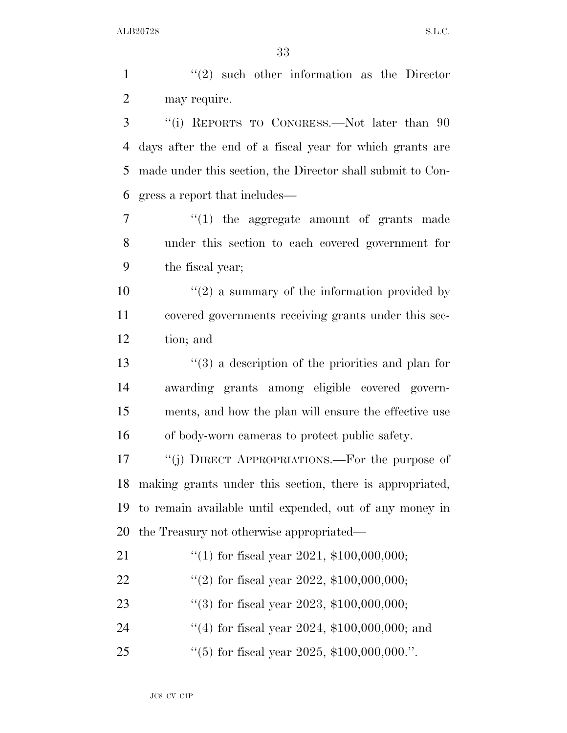''(2) such other information as the Director may require.

''(i) REPORTS TO CONGRESS.—Not later than 90 days after the end of a fiscal year for which grants are made under this section, the Director shall submit to Congress a report that includes—

''(1) the aggregate amount of grants made under this section to each covered government for the fiscal year;

''(2) a summary of the information provided by covered governments receiving grants under this section; and

''(3) a description of the priorities and plan for awarding grants among eligible covered governments, and how the plan will ensure the effective use of body-worn cameras to protect public safety.

''(j) DIRECT APPROPRIATIONS.—For the purpose of making grants under this section, there is appropriated, to remain available until expended, out of any money in the Treasury not otherwise appropriated—

''(1) for fiscal year 2021, $100,000,000;

''(2) for fiscal year 2022, $100,000,000;

''(3) for fiscal year 2023, $100,000,000;

''(4) for fiscal year 2024, $100,000,000; and

''(5) for fiscal year 2025, $100,000,000.''.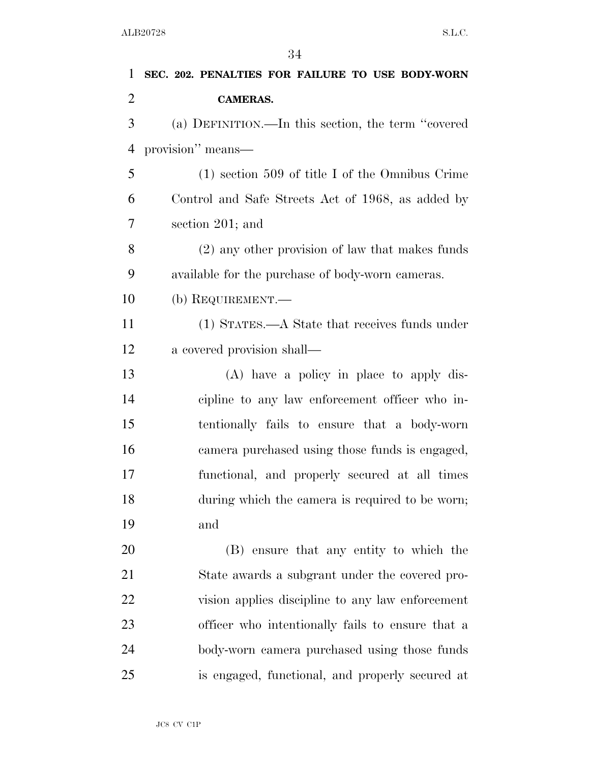**SEC. 202. PENALTIES FOR FAILURE TO USE BODY-WORN CAMERAS.**

(a) DEFINITION.—In this section, the term "covered provision" means—

(1) section 509 of title I of the Omnibus Crime Control and Safe Streets Act of 1968, as added by section 201; and

(2) any other provision of law that makes funds available for the purchase of body-worn cameras.

(b) REQUIREMENT.—

(1) STATES.—A State that receives funds under a covered provision shall—

(A) have a policy in place to apply discipline to any law enforcement officer who intentionally fails to ensure that a body-worn camera purchased using those funds is engaged, functional, and properly secured at all times during which the camera is required to be worn; and

(B) ensure that any entity to which the State awards a subgrant under the covered provision applies discipline to any law enforcement officer who intentionally fails to ensure that a body-worn camera purchased using those funds is engaged, functional, and properly secured at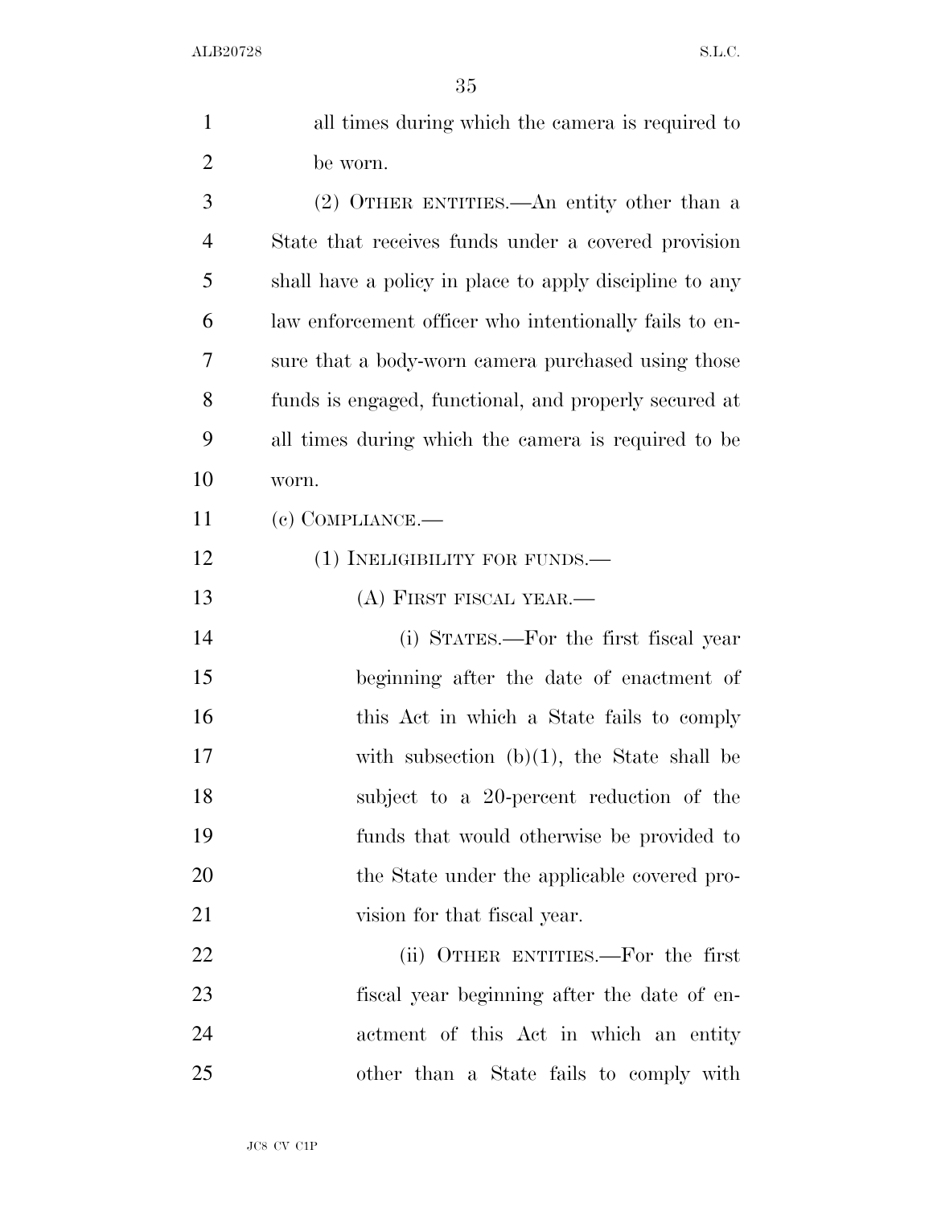all times during which the camera is required to be worn.

(2) OTHER ENTITIES.—An entity other than a State that receives funds under a covered provision shall have a policy in place to apply discipline to any law enforcement officer who intentionally fails to ensure that a body-worn camera purchased using those funds is engaged, functional, and properly secured at all times during which the camera is required to be worn.

(c) COMPLIANCE.—

(1) INELIGIBILITY FOR FUNDS.—

(A) FIRST FISCAL YEAR.—

(i) STATES.—For the first fiscal year beginning after the date of enactment of this Act in which a State fails to comply with subsection (b)(1), the State shall be subject to a 20-percent reduction of the funds that would otherwise be provided to the State under the applicable covered provision for that fiscal year.

(ii) OTHER ENTITIES.—For the first fiscal year beginning after the date of enactment of this Act in which an entity other than a State fails to comply with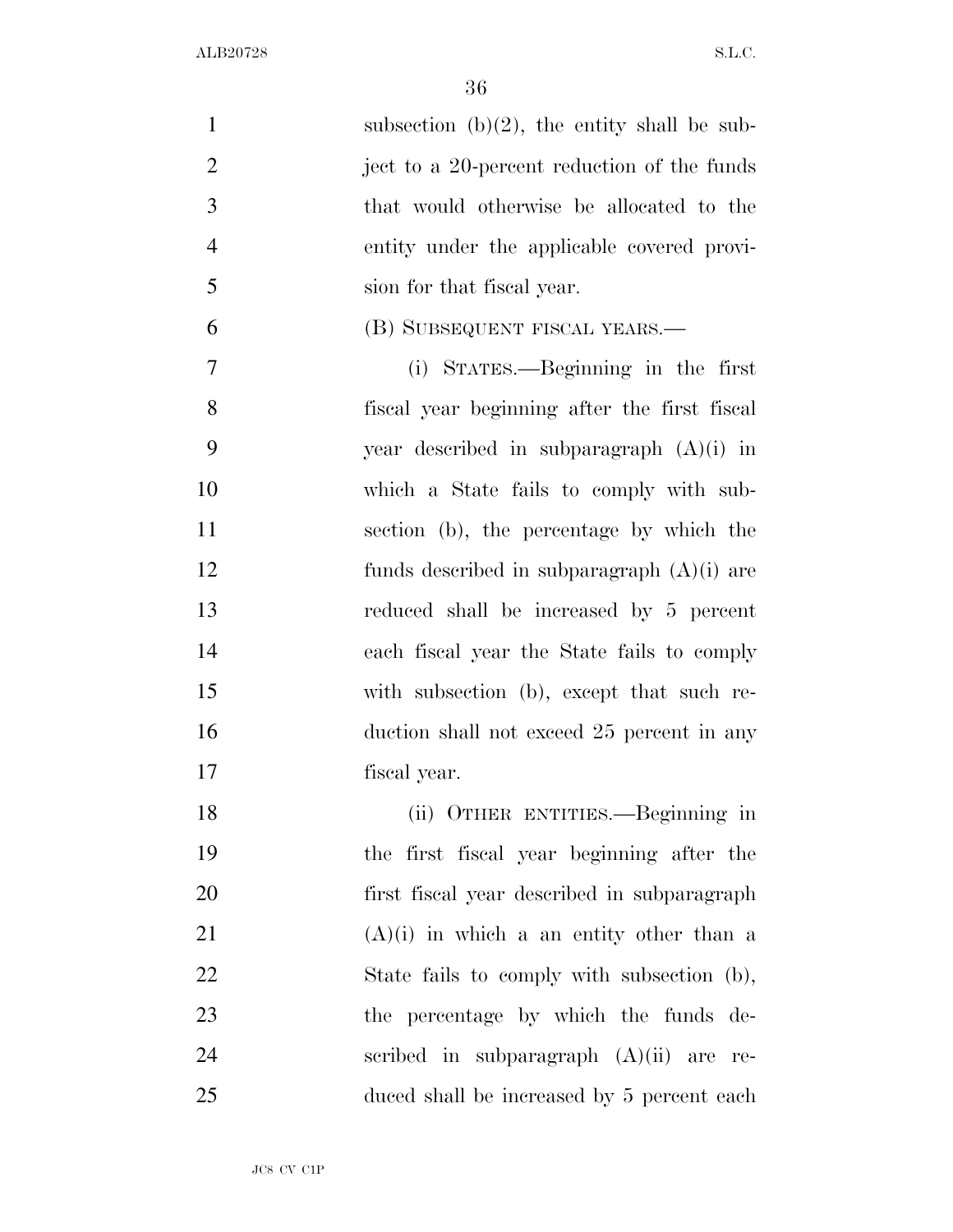subsection (b)(2), the entity shall be subject to a 20-percent reduction of the funds that would otherwise be allocated to the entity under the applicable covered provision for that fiscal year.

(B) SUBSEQUENT FISCAL YEARS.—

(i) STATES.—Beginning in the first fiscal year beginning after the first fiscal year described in subparagraph (A)(i) in which a State fails to comply with subsection (b), the percentage by which the funds described in subparagraph (A)(i) are reduced shall be increased by 5 percent each fiscal year the State fails to comply with subsection (b), except that such reduction shall not exceed 25 percent in any fiscal year.

(ii) OTHER ENTITIES.—Beginning in the first fiscal year beginning after the first fiscal year described in subparagraph (A)(i) in which a an entity other than a State fails to comply with subsection (b), the percentage by which the funds described in subparagraph (A)(ii) are reduced shall be increased by 5 percent each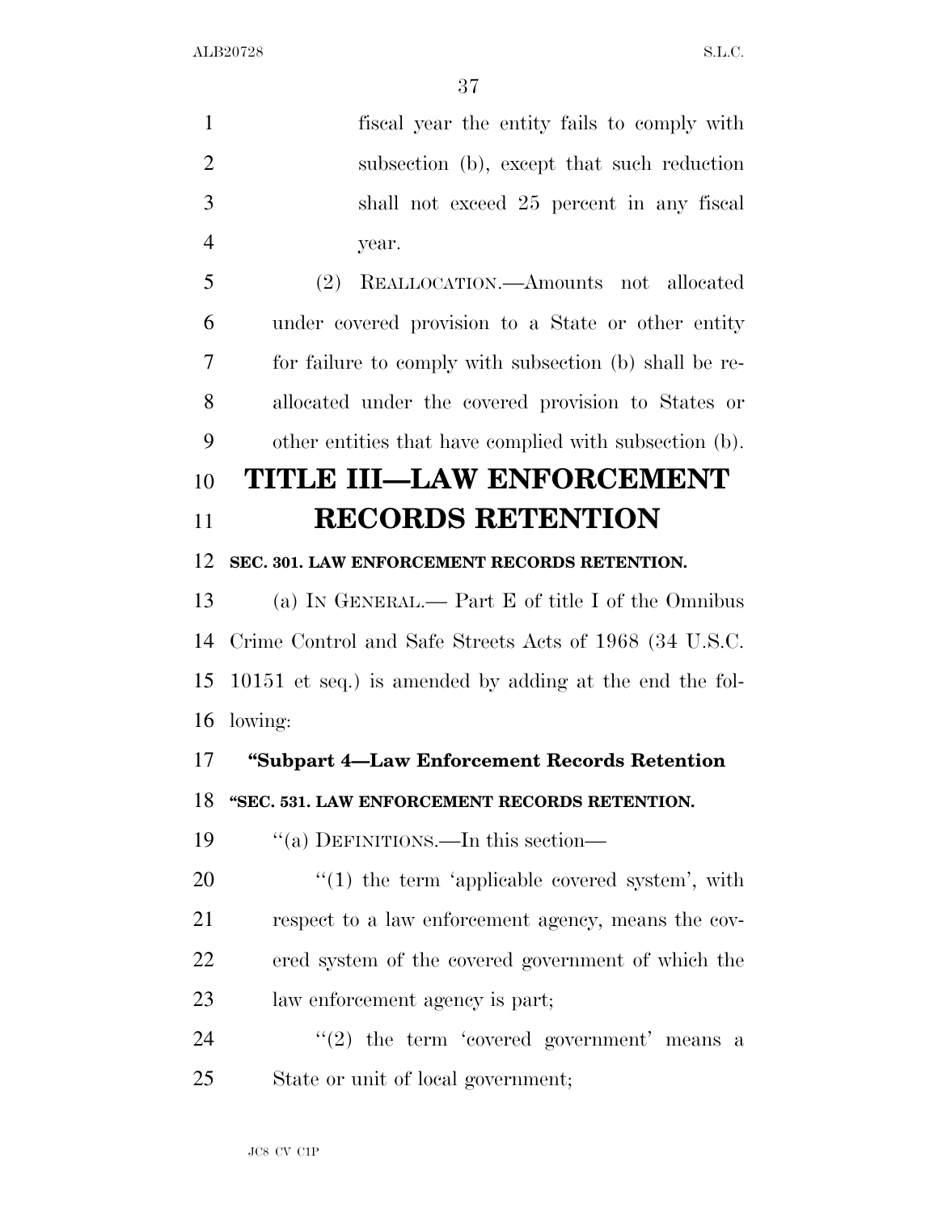fiscal year the entity fails to comply with subsection (b), except that such reduction shall not exceed 25 percent in any fiscal year.

(2) REALLOCATION.—Amounts not allocated under covered provision to a State or other entity for failure to comply with subsection (b) shall be reallocated under the covered provision to States or other entities that have complied with subsection (b).

# TITLE III—LAW ENFORCEMENT RECORDS RETENTION

**SEC. 301. LAW ENFORCEMENT RECORDS RETENTION.**

(a) IN GENERAL.— Part E of title I of the Omnibus Crime Control and Safe Streets Acts of 1968 (34 U.S.C. 10151 et seq.) is amended by adding at the end the following:

**"Subpart 4—Law Enforcement Records Retention**

**"SEC. 531. LAW ENFORCEMENT RECORDS RETENTION.**

"(a) DEFINITIONS.—In this section—

"(1) the term 'applicable covered system', with respect to a law enforcement agency, means the covered system of the covered government of which the law enforcement agency is part;

"(2) the term 'covered government' means a State or unit of local government;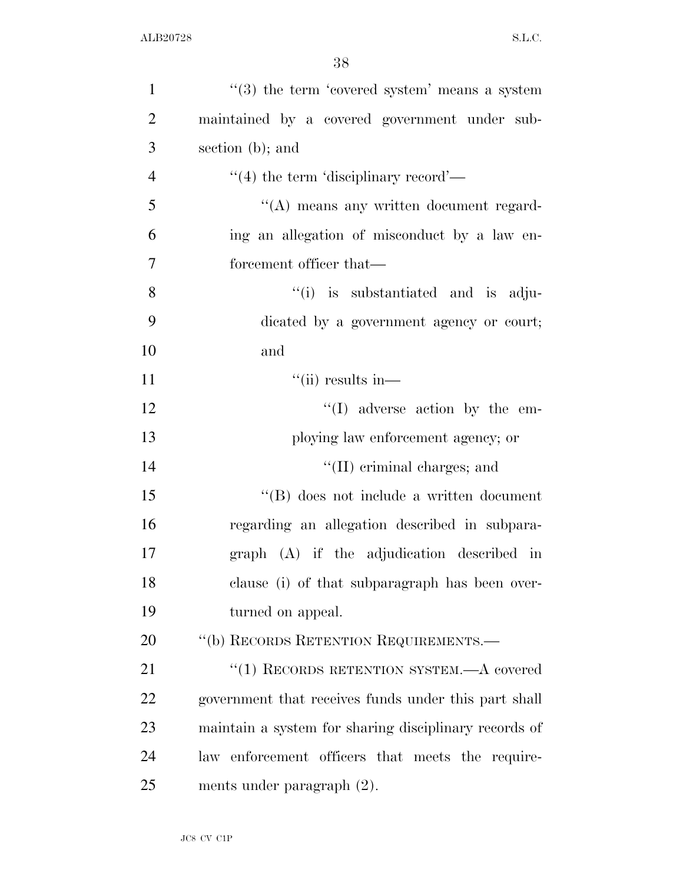"(3) the term 'covered system' means a system maintained by a covered government under subsection (b); and

"(4) the term 'disciplinary record'—

"(A) means any written document regarding an allegation of misconduct by a law enforcement officer that—

"(i) is substantiated and is adjudicated by a government agency or court; and

"(ii) results in—

"(I) adverse action by the employing law enforcement agency; or

"(II) criminal charges; and

"(B) does not include a written document regarding an allegation described in subparagraph (A) if the adjudication described in clause (i) of that subparagraph has been overturned on appeal.

"(b) RECORDS RETENTION REQUIREMENTS.—

"(1) RECORDS RETENTION SYSTEM.—A covered government that receives funds under this part shall maintain a system for sharing disciplinary records of law enforcement officers that meets the requirements under paragraph (2).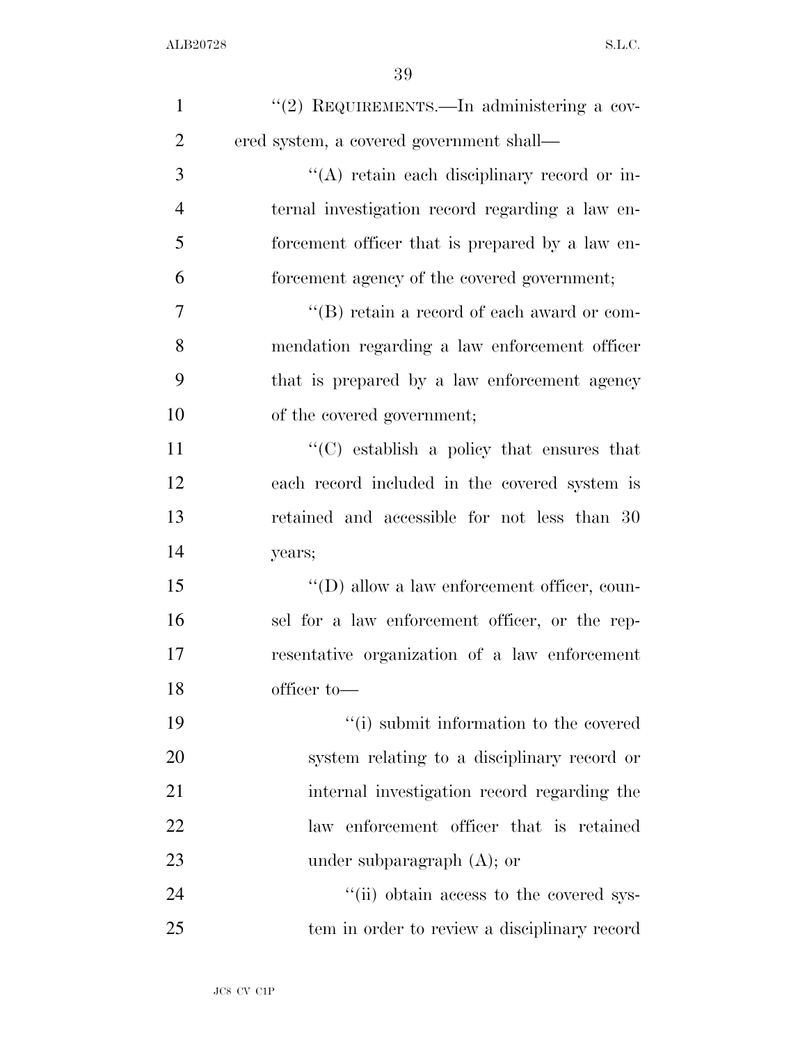''(2) REQUIREMENTS.—In administering a covered system, a covered government shall—

''(A) retain each disciplinary record or internal investigation record regarding a law enforcement officer that is prepared by a law enforcement agency of the covered government;

''(B) retain a record of each award or commendation regarding a law enforcement officer that is prepared by a law enforcement agency of the covered government;

''(C) establish a policy that ensures that each record included in the covered system is retained and accessible for not less than 30 years;

''(D) allow a law enforcement officer, counsel for a law enforcement officer, or the representative organization of a law enforcement officer to—

''(i) submit information to the covered system relating to a disciplinary record or internal investigation record regarding the law enforcement officer that is retained under subparagraph (A); or

''(ii) obtain access to the covered system in order to review a disciplinary record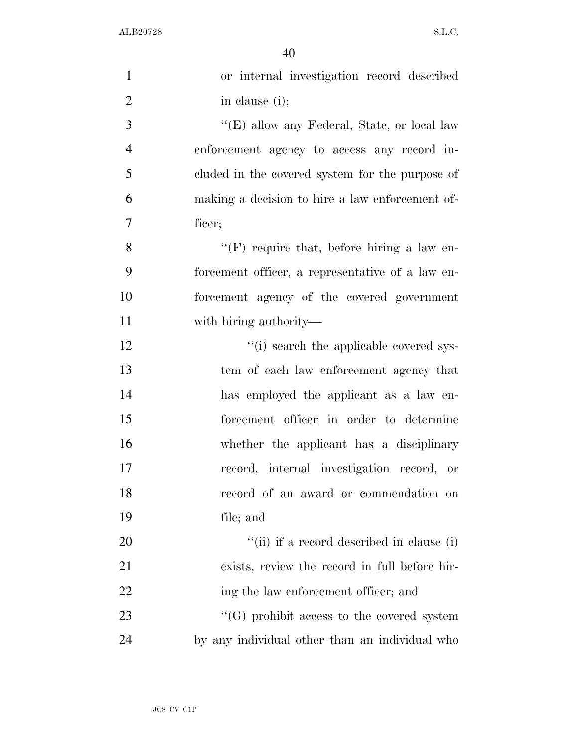or internal investigation record described in clause (i);

''(E) allow any Federal, State, or local law enforcement agency to access any record included in the covered system for the purpose of making a decision to hire a law enforcement officer;

''(F) require that, before hiring a law enforcement officer, a representative of a law enforcement agency of the covered government with hiring authority—

''(i) search the applicable covered system of each law enforcement agency that has employed the applicant as a law enforcement officer in order to determine whether the applicant has a disciplinary record, internal investigation record, or record of an award or commendation on file; and

''(ii) if a record described in clause (i) exists, review the record in full before hiring the law enforcement officer; and

''(G) prohibit access to the covered system by any individual other than an individual who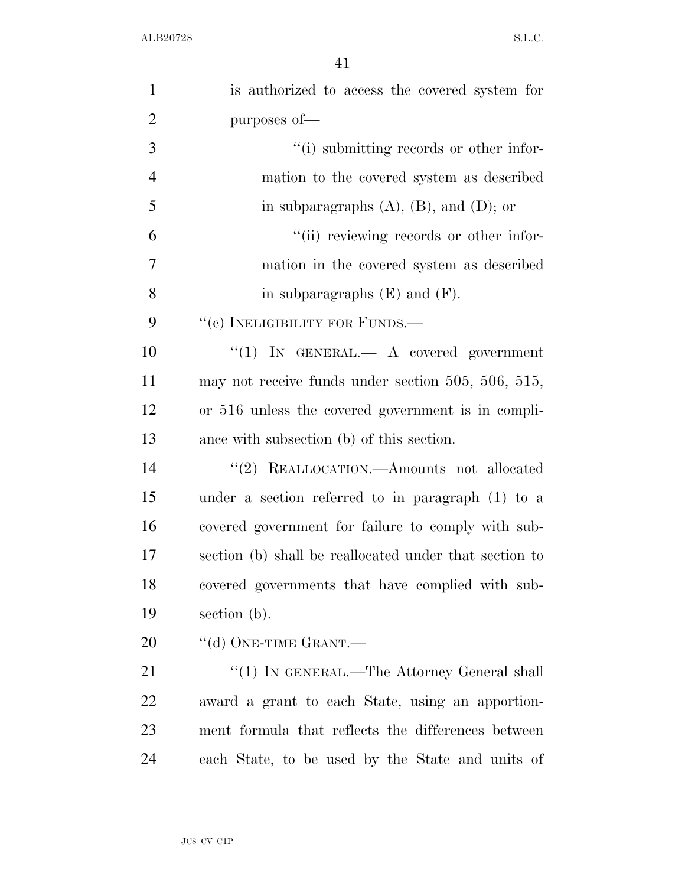is authorized to access the covered system for purposes of—

''(i) submitting records or other information to the covered system as described in subparagraphs (A), (B), and (D); or

''(ii) reviewing records or other information in the covered system as described in subparagraphs (E) and (F).

''(c) INELIGIBILITY FOR FUNDS.—

''(1) IN GENERAL.— A covered government may not receive funds under section 505, 506, 515, or 516 unless the covered government is in compliance with subsection (b) of this section.

''(2) REALLOCATION.—Amounts not allocated under a section referred to in paragraph (1) to a covered government for failure to comply with subsection (b) shall be reallocated under that section to covered governments that have complied with subsection (b).

''(d) ONE-TIME GRANT.—

''(1) IN GENERAL.—The Attorney General shall award a grant to each State, using an apportionment formula that reflects the differences between each State, to be used by the State and units of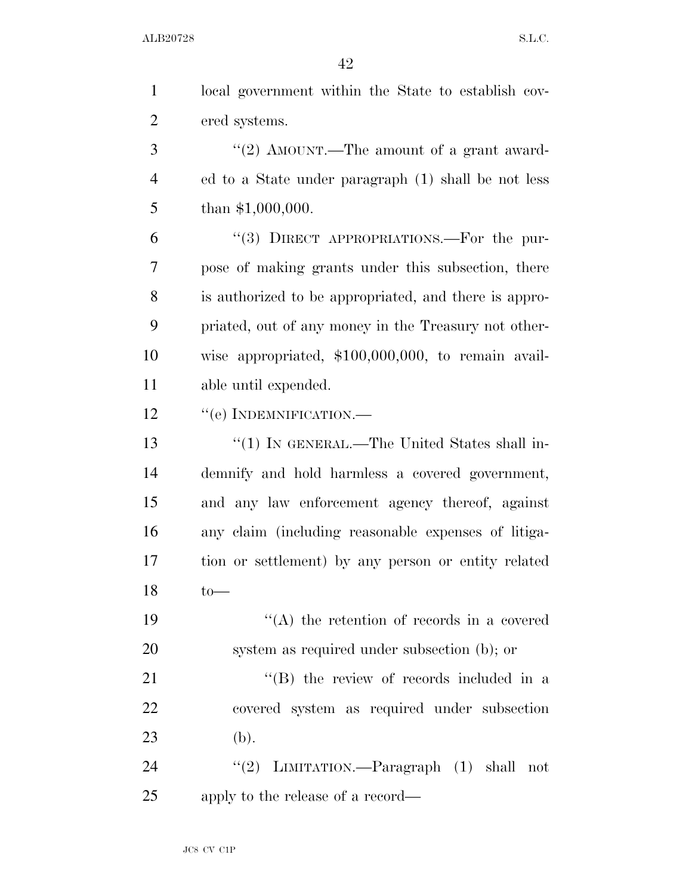local government within the State to establish covered systems.

"(2) AMOUNT.—The amount of a grant awarded to a State under paragraph (1) shall be not less than $1,000,000.

"(3) DIRECT APPROPRIATIONS.—For the purpose of making grants under this subsection, there is authorized to be appropriated, and there is appropriated, out of any money in the Treasury not otherwise appropriated, $100,000,000, to remain available until expended.

"(e) INDEMNIFICATION.—

"(1) IN GENERAL.—The United States shall indemnify and hold harmless a covered government, and any law enforcement agency thereof, against any claim (including reasonable expenses of litigation or settlement) by any person or entity related to—

"(A) the retention of records in a covered system as required under subsection (b); or

"(B) the review of records included in a covered system as required under subsection (b).

"(2) LIMITATION.—Paragraph (1) shall not apply to the release of a record—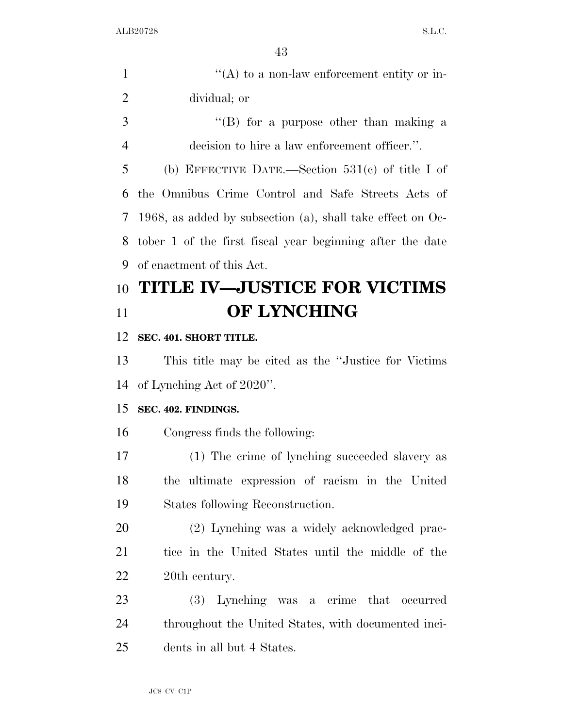''(A) to a non-law enforcement entity or individual; or

''(B) for a purpose other than making a decision to hire a law enforcement officer.''.

(b) EFFECTIVE DATE.—Section 531(c) of title I of the Omnibus Crime Control and Safe Streets Acts of 1968, as added by subsection (a), shall take effect on October 1 of the first fiscal year beginning after the date of enactment of this Act.

# TITLE IV—JUSTICE FOR VICTIMS OF LYNCHING

**SEC. 401. SHORT TITLE.**

This title may be cited as the ''Justice for Victims of Lynching Act of 2020''.

**SEC. 402. FINDINGS.**

Congress finds the following:

(1) The crime of lynching succeeded slavery as the ultimate expression of racism in the United States following Reconstruction.

(2) Lynching was a widely acknowledged practice in the United States until the middle of the 20th century.

(3) Lynching was a crime that occurred throughout the United States, with documented incidents in all but 4 States.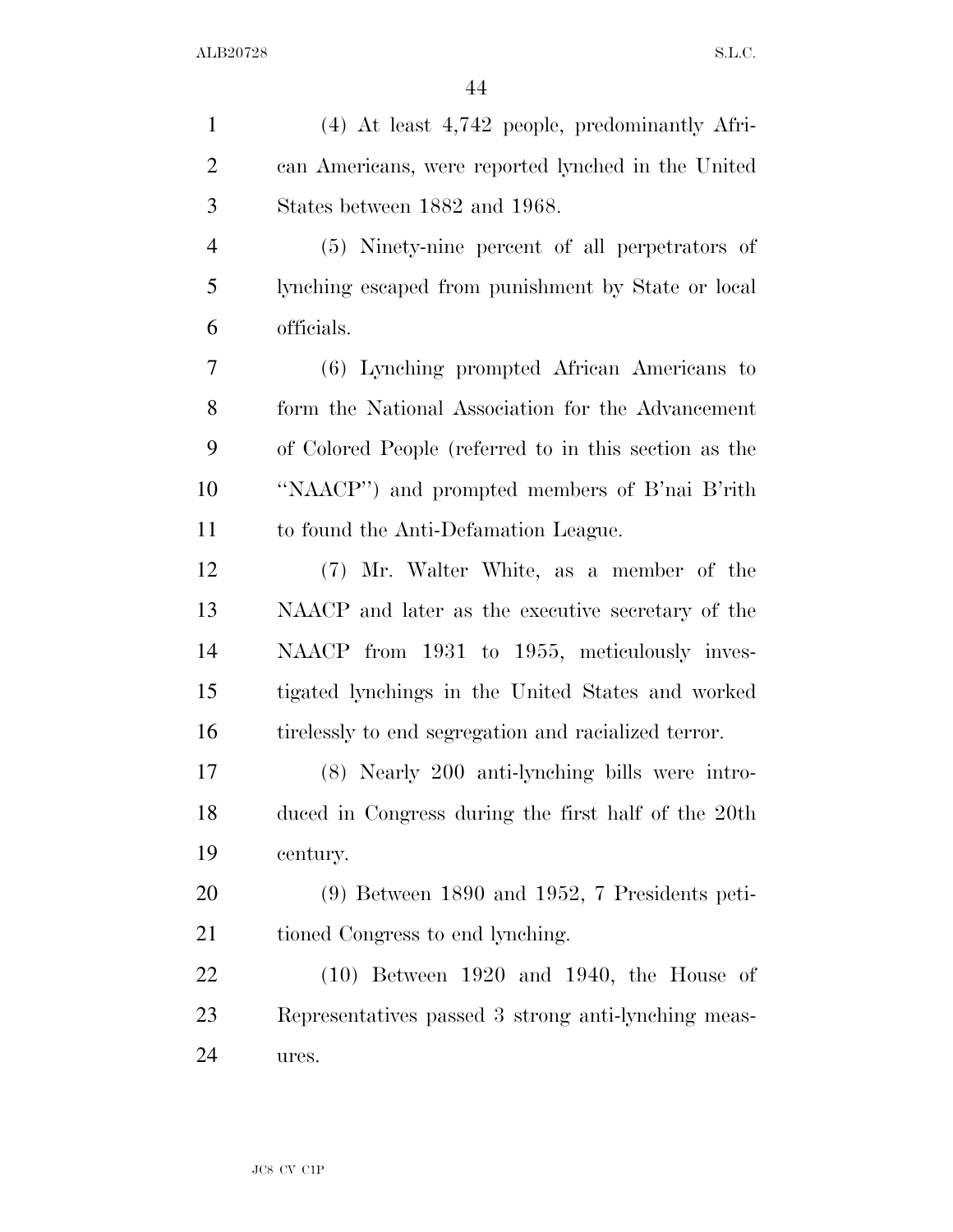(4) At least 4,742 people, predominantly African Americans, were reported lynched in the United States between 1882 and 1968.

(5) Ninety-nine percent of all perpetrators of lynching escaped from punishment by State or local officials.

(6) Lynching prompted African Americans to form the National Association for the Advancement of Colored People (referred to in this section as the ''NAACP'') and prompted members of B'nai B'rith to found the Anti-Defamation League.

(7) Mr. Walter White, as a member of the NAACP and later as the executive secretary of the NAACP from 1931 to 1955, meticulously investigated lynchings in the United States and worked tirelessly to end segregation and racialized terror.

(8) Nearly 200 anti-lynching bills were introduced in Congress during the first half of the 20th century.

(9) Between 1890 and 1952, 7 Presidents petitioned Congress to end lynching.

(10) Between 1920 and 1940, the House of Representatives passed 3 strong anti-lynching measures.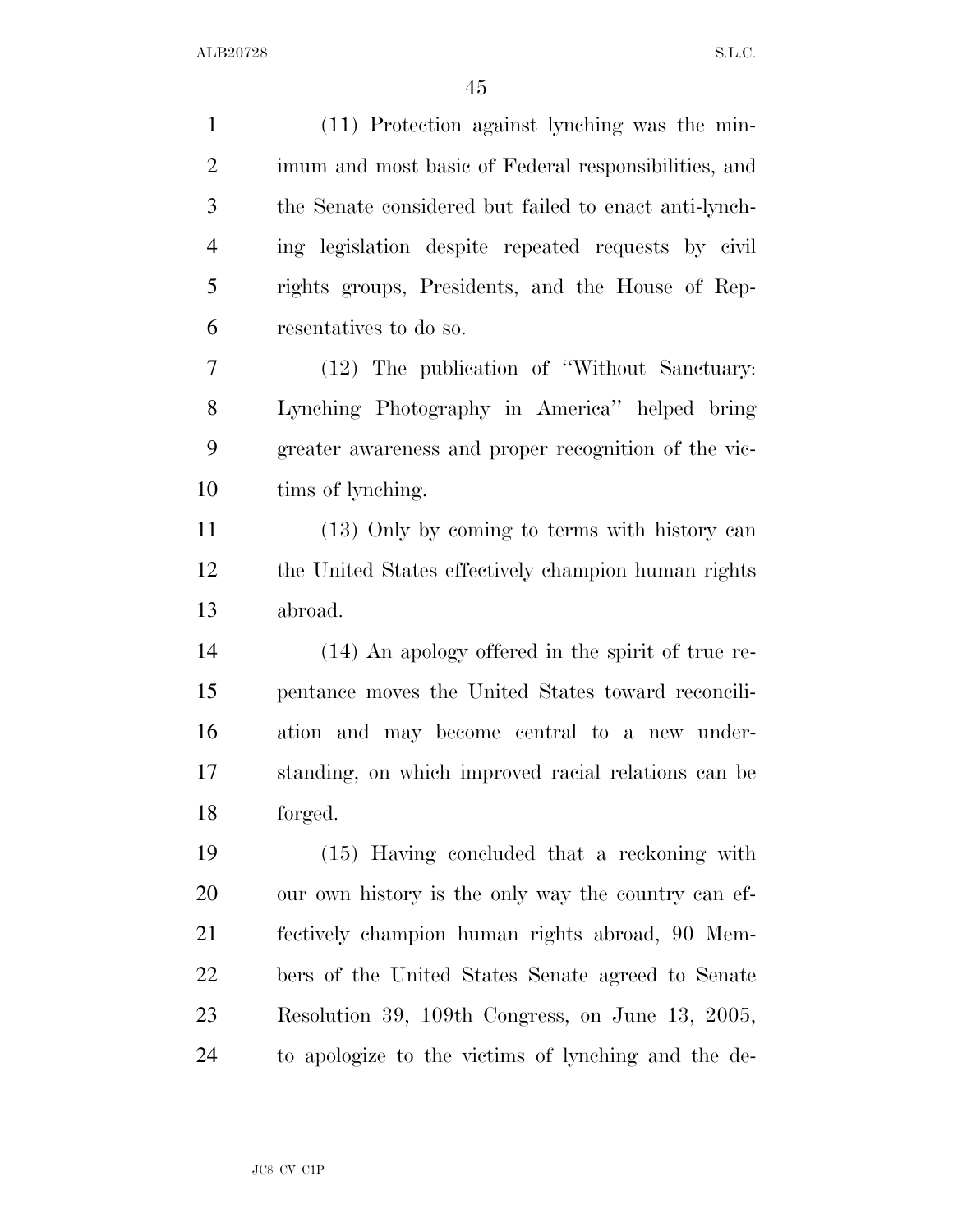(11) Protection against lynching was the minimum and most basic of Federal responsibilities, and the Senate considered but failed to enact anti-lynching legislation despite repeated requests by civil rights groups, Presidents, and the House of Representatives to do so.

(12) The publication of "Without Sanctuary: Lynching Photography in America" helped bring greater awareness and proper recognition of the victims of lynching.

(13) Only by coming to terms with history can the United States effectively champion human rights abroad.

(14) An apology offered in the spirit of true repentance moves the United States toward reconciliation and may become central to a new understanding, on which improved racial relations can be forged.

(15) Having concluded that a reckoning with our own history is the only way the country can effectively champion human rights abroad, 90 Members of the United States Senate agreed to Senate Resolution 39, 109th Congress, on June 13, 2005, to apologize to the victims of lynching and the de-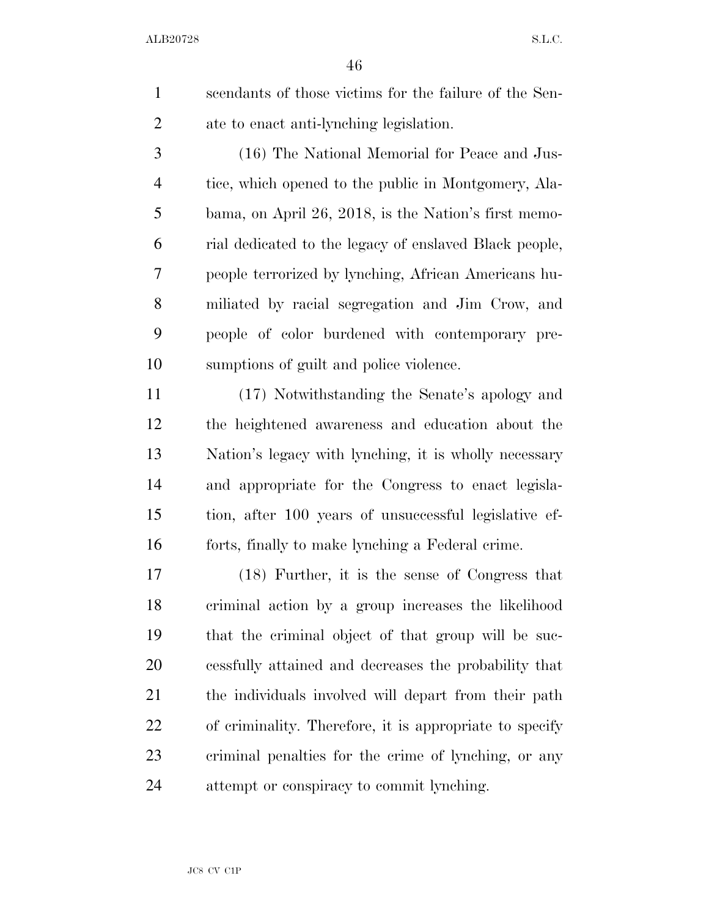scendants of those victims for the failure of the Senate to enact anti-lynching legislation.

(16) The National Memorial for Peace and Justice, which opened to the public in Montgomery, Alabama, on April 26, 2018, is the Nation's first memorial dedicated to the legacy of enslaved Black people, people terrorized by lynching, African Americans humiliated by racial segregation and Jim Crow, and people of color burdened with contemporary presumptions of guilt and police violence.

(17) Notwithstanding the Senate's apology and the heightened awareness and education about the Nation's legacy with lynching, it is wholly necessary and appropriate for the Congress to enact legislation, after 100 years of unsuccessful legislative efforts, finally to make lynching a Federal crime.

(18) Further, it is the sense of Congress that criminal action by a group increases the likelihood that the criminal object of that group will be successfully attained and decreases the probability that the individuals involved will depart from their path of criminality. Therefore, it is appropriate to specify criminal penalties for the crime of lynching, or any attempt or conspiracy to commit lynching.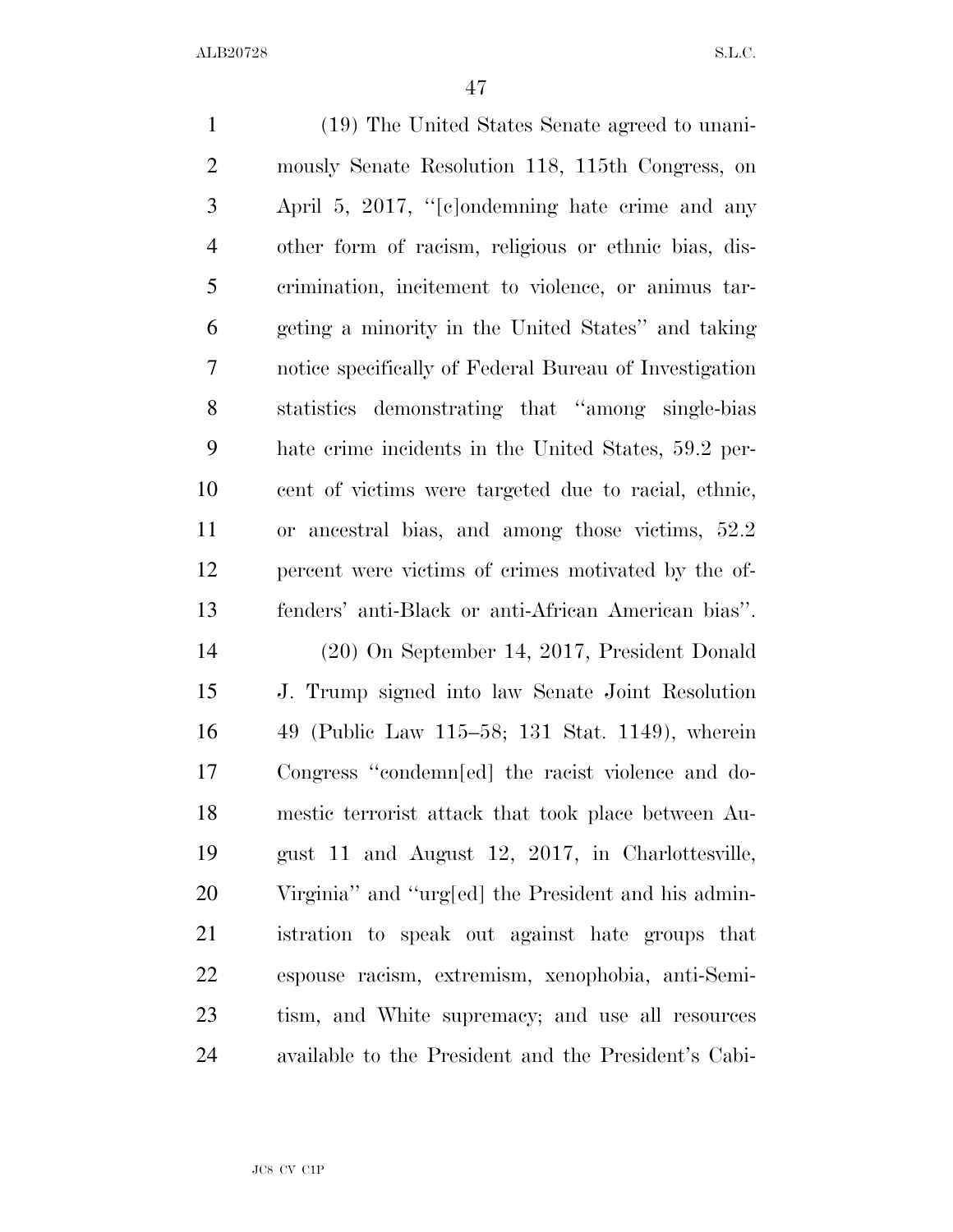(19) The United States Senate agreed to unanimously Senate Resolution 118, 115th Congress, on April 5, 2017, ''[c]ondemning hate crime and any other form of racism, religious or ethnic bias, discrimination, incitement to violence, or animus targeting a minority in the United States'' and taking notice specifically of Federal Bureau of Investigation statistics demonstrating that ''among single-bias hate crime incidents in the United States, 59.2 percent of victims were targeted due to racial, ethnic, or ancestral bias, and among those victims, 52.2 percent were victims of crimes motivated by the offenders' anti-Black or anti-African American bias''.

(20) On September 14, 2017, President Donald J. Trump signed into law Senate Joint Resolution 49 (Public Law 115–58; 131 Stat. 1149), wherein Congress ''condemn[ed] the racist violence and domestic terrorist attack that took place between August 11 and August 12, 2017, in Charlottesville, Virginia'' and ''urg[ed] the President and his administration to speak out against hate groups that espouse racism, extremism, xenophobia, anti-Semitism, and White supremacy; and use all resources available to the President and the President's Cabi-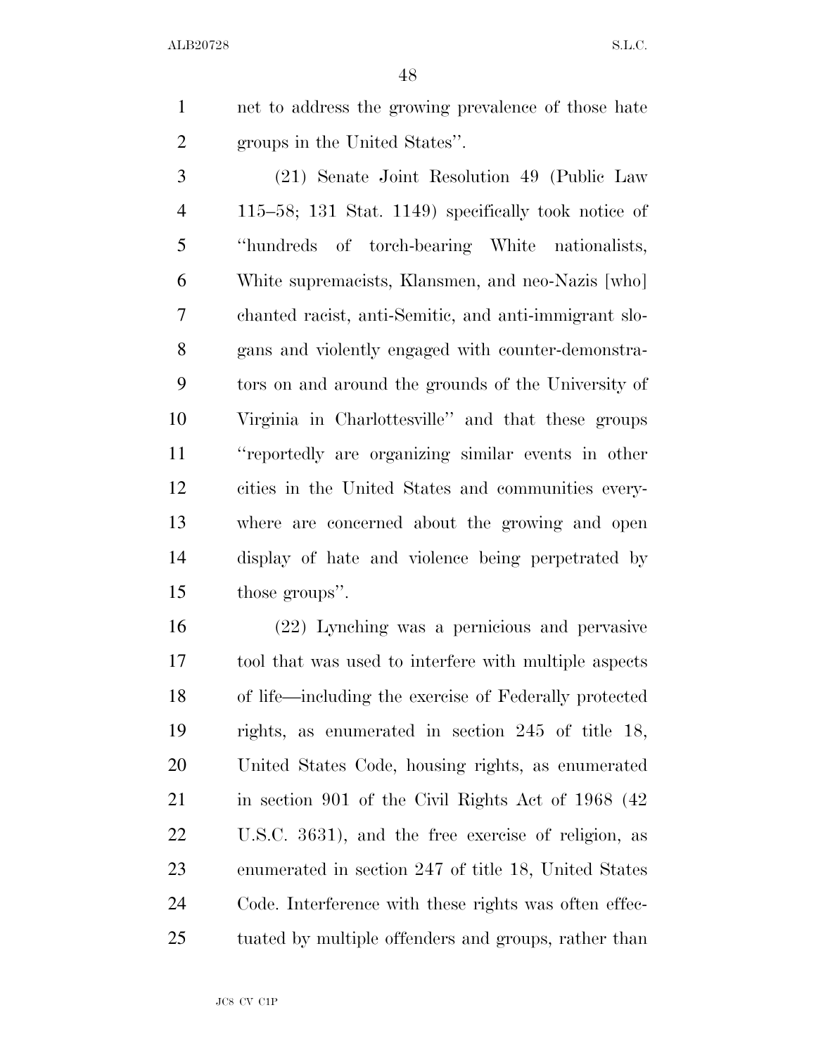net to address the growing prevalence of those hate groups in the United States''.

(21) Senate Joint Resolution 49 (Public Law 115–58; 131 Stat. 1149) specifically took notice of ''hundreds of torch-bearing White nationalists, White supremacists, Klansmen, and neo-Nazis [who] chanted racist, anti-Semitic, and anti-immigrant slogans and violently engaged with counter-demonstrators on and around the grounds of the University of Virginia in Charlottesville'' and that these groups ''reportedly are organizing similar events in other cities in the United States and communities everywhere are concerned about the growing and open display of hate and violence being perpetrated by those groups''.

(22) Lynching was a pernicious and pervasive tool that was used to interfere with multiple aspects of life—including the exercise of Federally protected rights, as enumerated in section 245 of title 18, United States Code, housing rights, as enumerated in section 901 of the Civil Rights Act of 1968 (42 U.S.C. 3631), and the free exercise of religion, as enumerated in section 247 of title 18, United States Code. Interference with these rights was often effectuated by multiple offenders and groups, rather than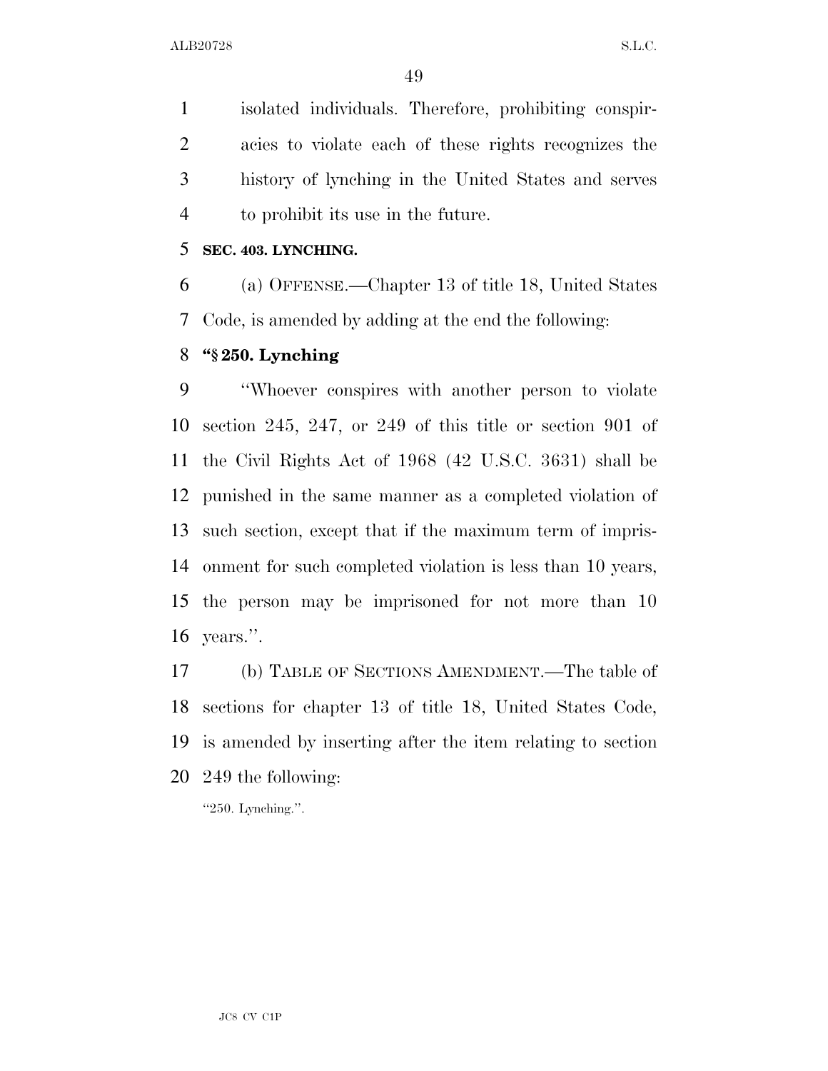isolated individuals. Therefore, prohibiting conspiracies to violate each of these rights recognizes the history of lynching in the United States and serves to prohibit its use in the future.

**SEC. 403. LYNCHING.**

(a) OFFENSE.—Chapter 13 of title 18, United States Code, is amended by adding at the end the following:

**"§ 250. Lynching**

"Whoever conspires with another person to violate section 245, 247, or 249 of this title or section 901 of the Civil Rights Act of 1968 (42 U.S.C. 3631) shall be punished in the same manner as a completed violation of such section, except that if the maximum term of imprisonment for such completed violation is less than 10 years, the person may be imprisoned for not more than 10 years.".

(b) TABLE OF SECTIONS AMENDMENT.—The table of sections for chapter 13 of title 18, United States Code, is amended by inserting after the item relating to section 249 the following:

"250. Lynching.".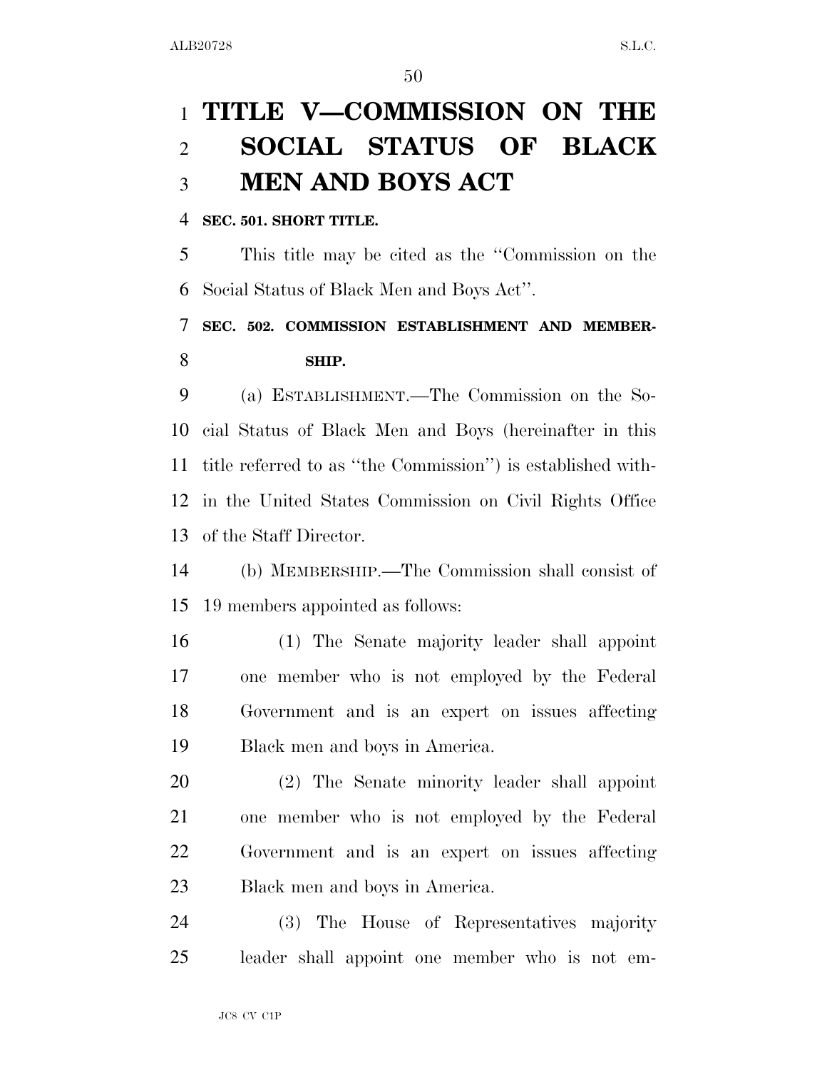# TITLE V—COMMISSION ON THE SOCIAL STATUS OF BLACK MEN AND BOYS ACT

**SEC. 501. SHORT TITLE.**

This title may be cited as the ''Commission on the Social Status of Black Men and Boys Act''.

**SEC. 502. COMMISSION ESTABLISHMENT AND MEMBERSHIP.**

(a) ESTABLISHMENT.—The Commission on the Social Status of Black Men and Boys (hereinafter in this title referred to as ''the Commission'') is established within the United States Commission on Civil Rights Office of the Staff Director.

(b) MEMBERSHIP.—The Commission shall consist of 19 members appointed as follows:

(1) The Senate majority leader shall appoint one member who is not employed by the Federal Government and is an expert on issues affecting Black men and boys in America.

(2) The Senate minority leader shall appoint one member who is not employed by the Federal Government and is an expert on issues affecting Black men and boys in America.

(3) The House of Representatives majority leader shall appoint one member who is not em-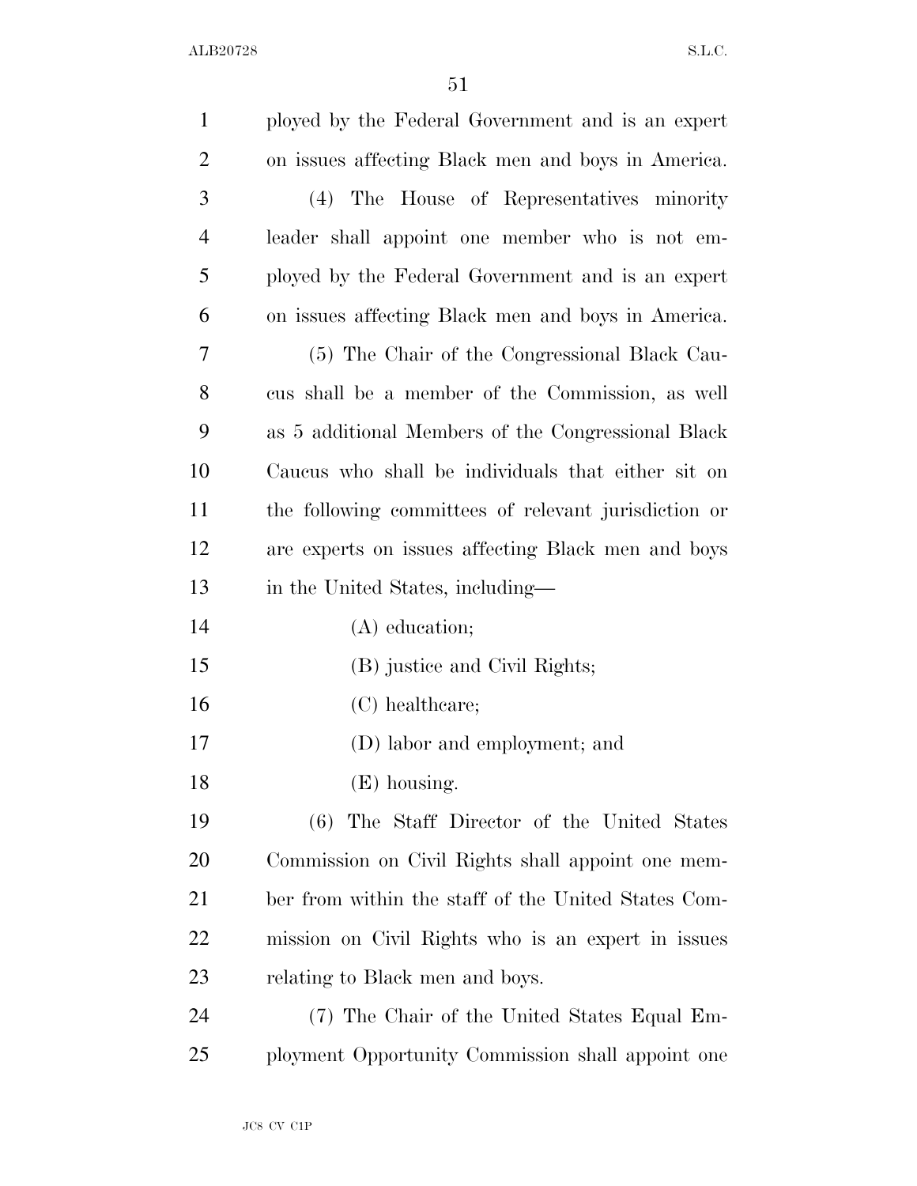ployed by the Federal Government and is an expert on issues affecting Black men and boys in America.

(4) The House of Representatives minority leader shall appoint one member who is not employed by the Federal Government and is an expert on issues affecting Black men and boys in America.

(5) The Chair of the Congressional Black Caucus shall be a member of the Commission, as well as 5 additional Members of the Congressional Black Caucus who shall be individuals that either sit on the following committees of relevant jurisdiction or are experts on issues affecting Black men and boys in the United States, including—

(A) education;

(B) justice and Civil Rights;

(C) healthcare;

(D) labor and employment; and

(E) housing.

(6) The Staff Director of the United States Commission on Civil Rights shall appoint one member from within the staff of the United States Commission on Civil Rights who is an expert in issues relating to Black men and boys.

(7) The Chair of the United States Equal Employment Opportunity Commission shall appoint one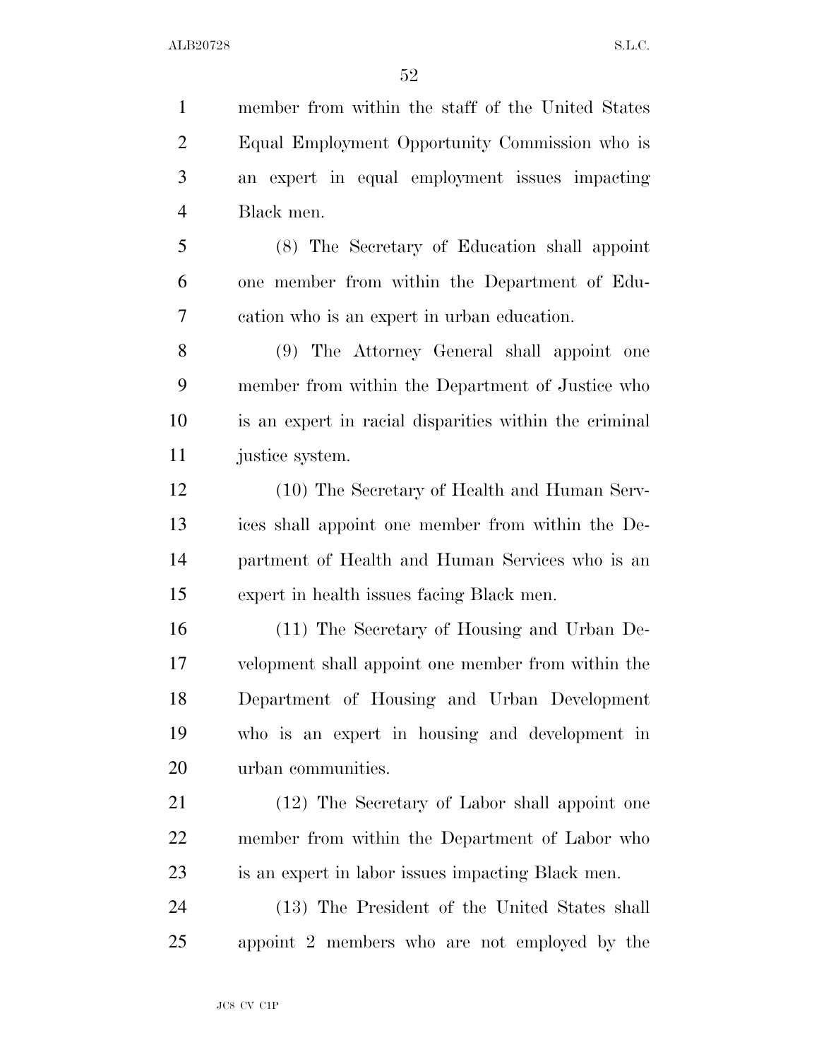member from within the staff of the United States Equal Employment Opportunity Commission who is an expert in equal employment issues impacting Black men.

(8) The Secretary of Education shall appoint one member from within the Department of Education who is an expert in urban education.

(9) The Attorney General shall appoint one member from within the Department of Justice who is an expert in racial disparities within the criminal justice system.

(10) The Secretary of Health and Human Services shall appoint one member from within the Department of Health and Human Services who is an expert in health issues facing Black men.

(11) The Secretary of Housing and Urban Development shall appoint one member from within the Department of Housing and Urban Development who is an expert in housing and development in urban communities.

(12) The Secretary of Labor shall appoint one member from within the Department of Labor who is an expert in labor issues impacting Black men.

(13) The President of the United States shall appoint 2 members who are not employed by the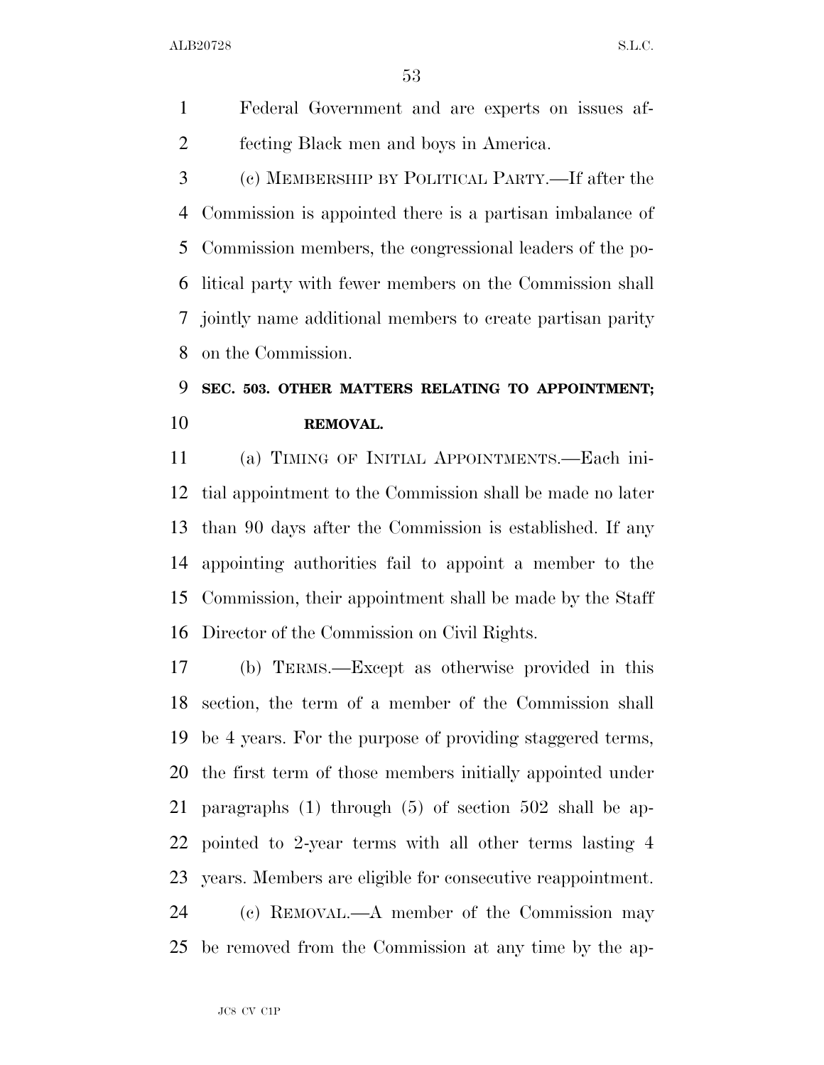Federal Government and are experts on issues affecting Black men and boys in America.

(c) MEMBERSHIP BY POLITICAL PARTY.—If after the Commission is appointed there is a partisan imbalance of Commission members, the congressional leaders of the political party with fewer members on the Commission shall jointly name additional members to create partisan parity on the Commission.

**SEC. 503. OTHER MATTERS RELATING TO APPOINTMENT; REMOVAL.**

(a) TIMING OF INITIAL APPOINTMENTS.—Each initial appointment to the Commission shall be made no later than 90 days after the Commission is established. If any appointing authorities fail to appoint a member to the Commission, their appointment shall be made by the Staff Director of the Commission on Civil Rights.

(b) TERMS.—Except as otherwise provided in this section, the term of a member of the Commission shall be 4 years. For the purpose of providing staggered terms, the first term of those members initially appointed under paragraphs (1) through (5) of section 502 shall be appointed to 2-year terms with all other terms lasting 4 years. Members are eligible for consecutive reappointment.

(c) REMOVAL.—A member of the Commission may be removed from the Commission at any time by the ap-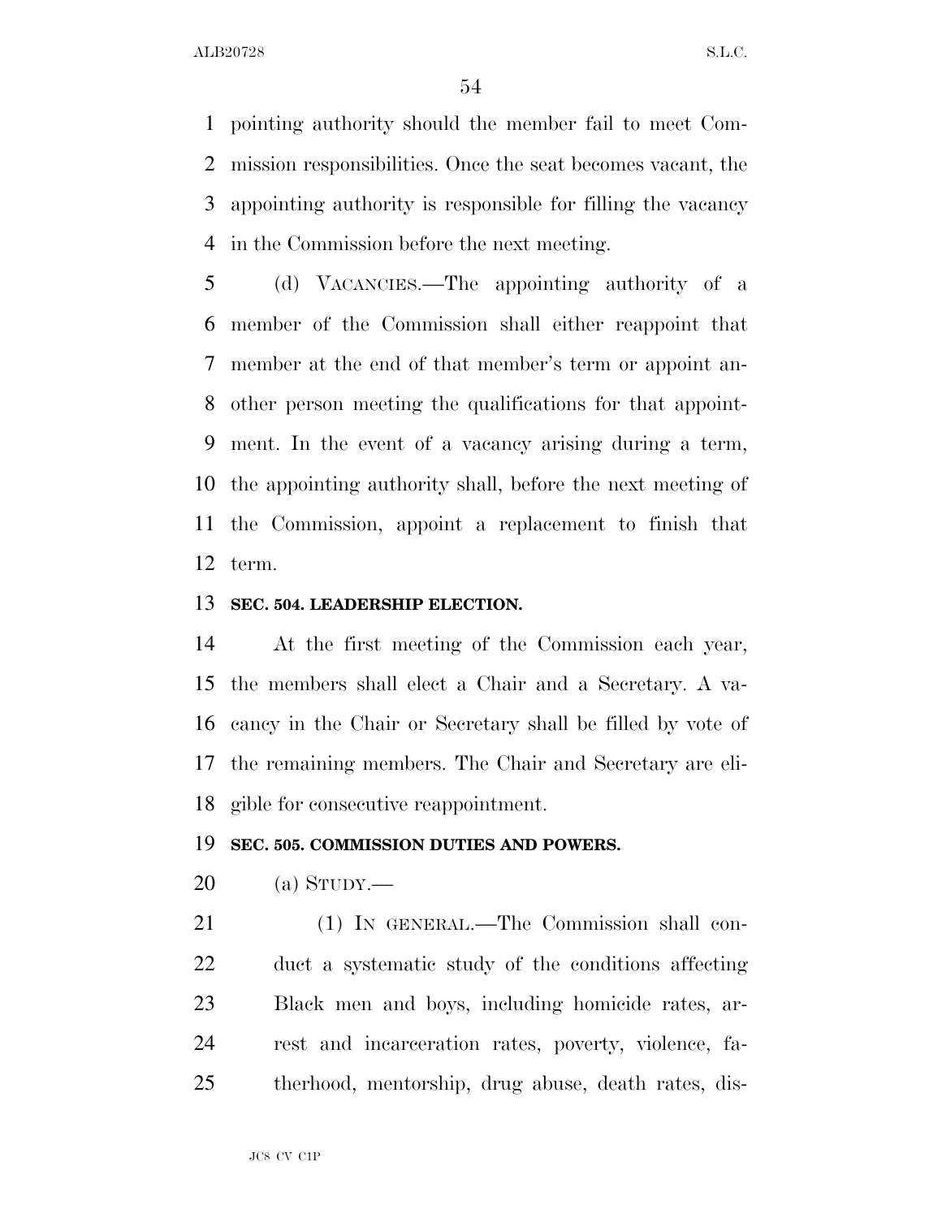pointing authority should the member fail to meet Commission responsibilities. Once the seat becomes vacant, the appointing authority is responsible for filling the vacancy in the Commission before the next meeting.

(d) VACANCIES.—The appointing authority of a member of the Commission shall either reappoint that member at the end of that member's term or appoint another person meeting the qualifications for that appointment. In the event of a vacancy arising during a term, the appointing authority shall, before the next meeting of the Commission, appoint a replacement to finish that term.

**SEC. 504. LEADERSHIP ELECTION.**

At the first meeting of the Commission each year, the members shall elect a Chair and a Secretary. A vacancy in the Chair or Secretary shall be filled by vote of the remaining members. The Chair and Secretary are eligible for consecutive reappointment.

**SEC. 505. COMMISSION DUTIES AND POWERS.**

(a) STUDY.—

(1) IN GENERAL.—The Commission shall conduct a systematic study of the conditions affecting Black men and boys, including homicide rates, arrest and incarceration rates, poverty, violence, fatherhood, mentorship, drug abuse, death rates, dis-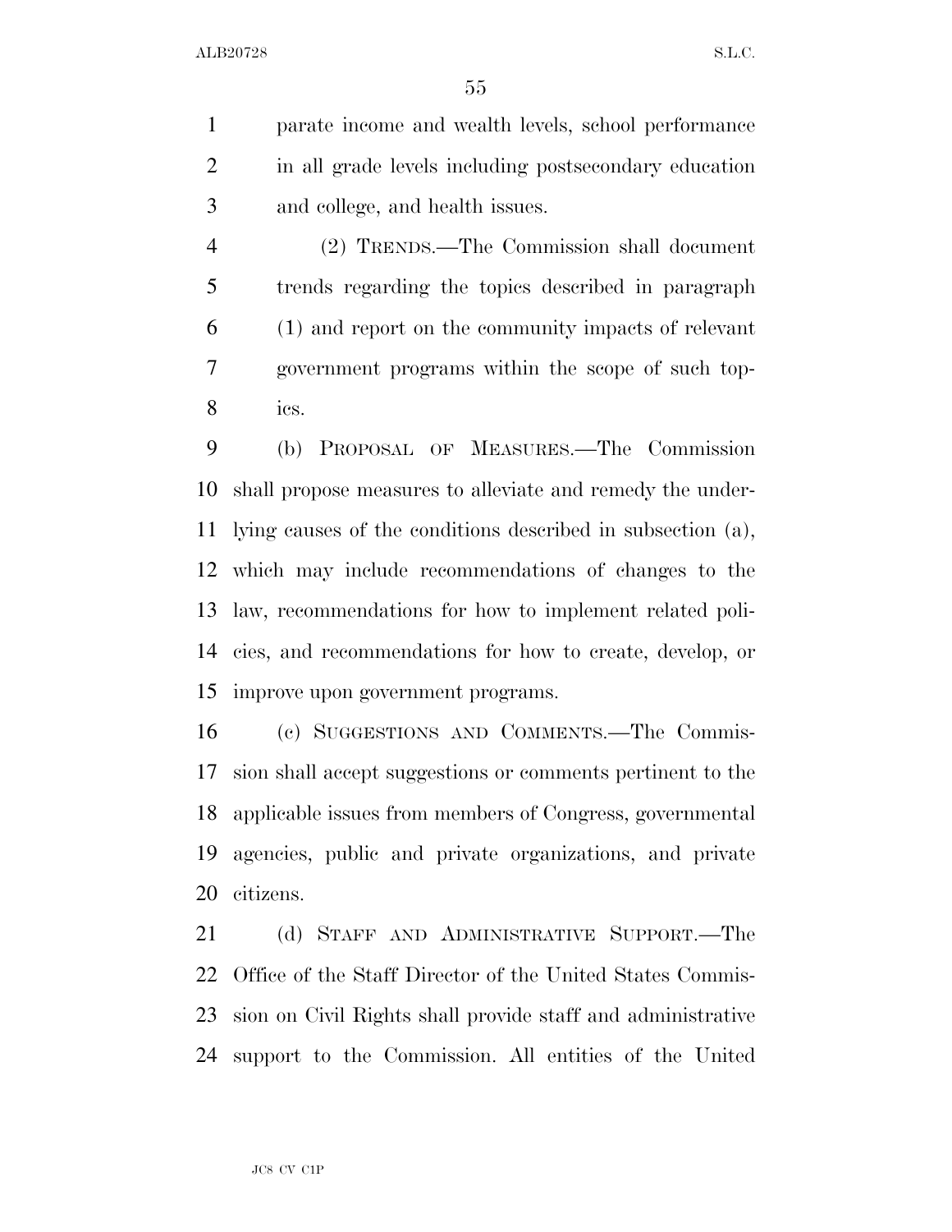parate income and wealth levels, school performance in all grade levels including postsecondary education and college, and health issues.

(2) TRENDS.—The Commission shall document trends regarding the topics described in paragraph (1) and report on the community impacts of relevant government programs within the scope of such topics.

(b) PROPOSAL OF MEASURES.—The Commission shall propose measures to alleviate and remedy the underlying causes of the conditions described in subsection (a), which may include recommendations of changes to the law, recommendations for how to implement related policies, and recommendations for how to create, develop, or improve upon government programs.

(c) SUGGESTIONS AND COMMENTS.—The Commission shall accept suggestions or comments pertinent to the applicable issues from members of Congress, governmental agencies, public and private organizations, and private citizens.

(d) STAFF AND ADMINISTRATIVE SUPPORT.—The Office of the Staff Director of the United States Commission on Civil Rights shall provide staff and administrative support to the Commission. All entities of the United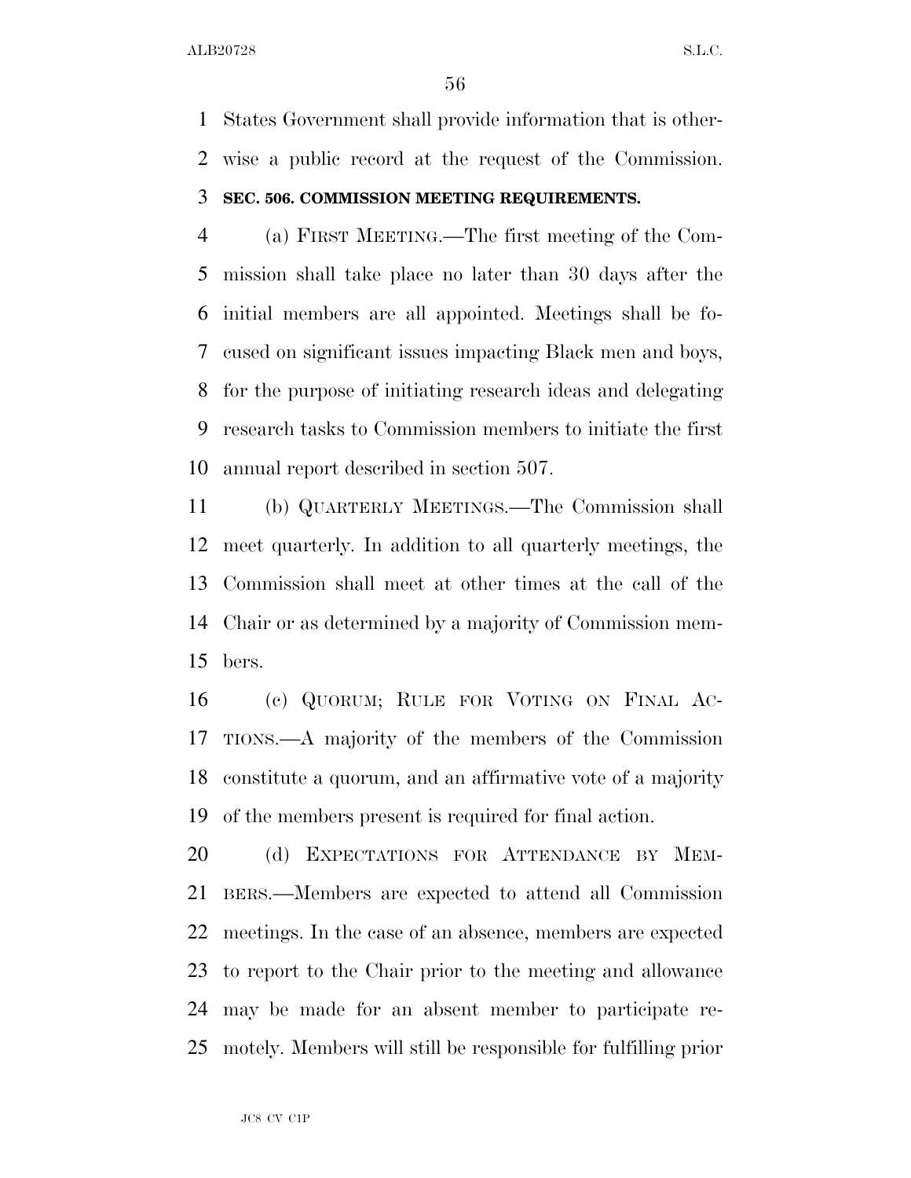States Government shall provide information that is otherwise a public record at the request of the Commission.

**SEC. 506. COMMISSION MEETING REQUIREMENTS.**

(a) FIRST MEETING.—The first meeting of the Commission shall take place no later than 30 days after the initial members are all appointed. Meetings shall be focused on significant issues impacting Black men and boys, for the purpose of initiating research ideas and delegating research tasks to Commission members to initiate the first annual report described in section 507.

(b) QUARTERLY MEETINGS.—The Commission shall meet quarterly. In addition to all quarterly meetings, the Commission shall meet at other times at the call of the Chair or as determined by a majority of Commission members.

(c) QUORUM; RULE FOR VOTING ON FINAL ACTIONS.—A majority of the members of the Commission constitute a quorum, and an affirmative vote of a majority of the members present is required for final action.

(d) EXPECTATIONS FOR ATTENDANCE BY MEMBERS.—Members are expected to attend all Commission meetings. In the case of an absence, members are expected to report to the Chair prior to the meeting and allowance may be made for an absent member to participate remotely. Members will still be responsible for fulfilling prior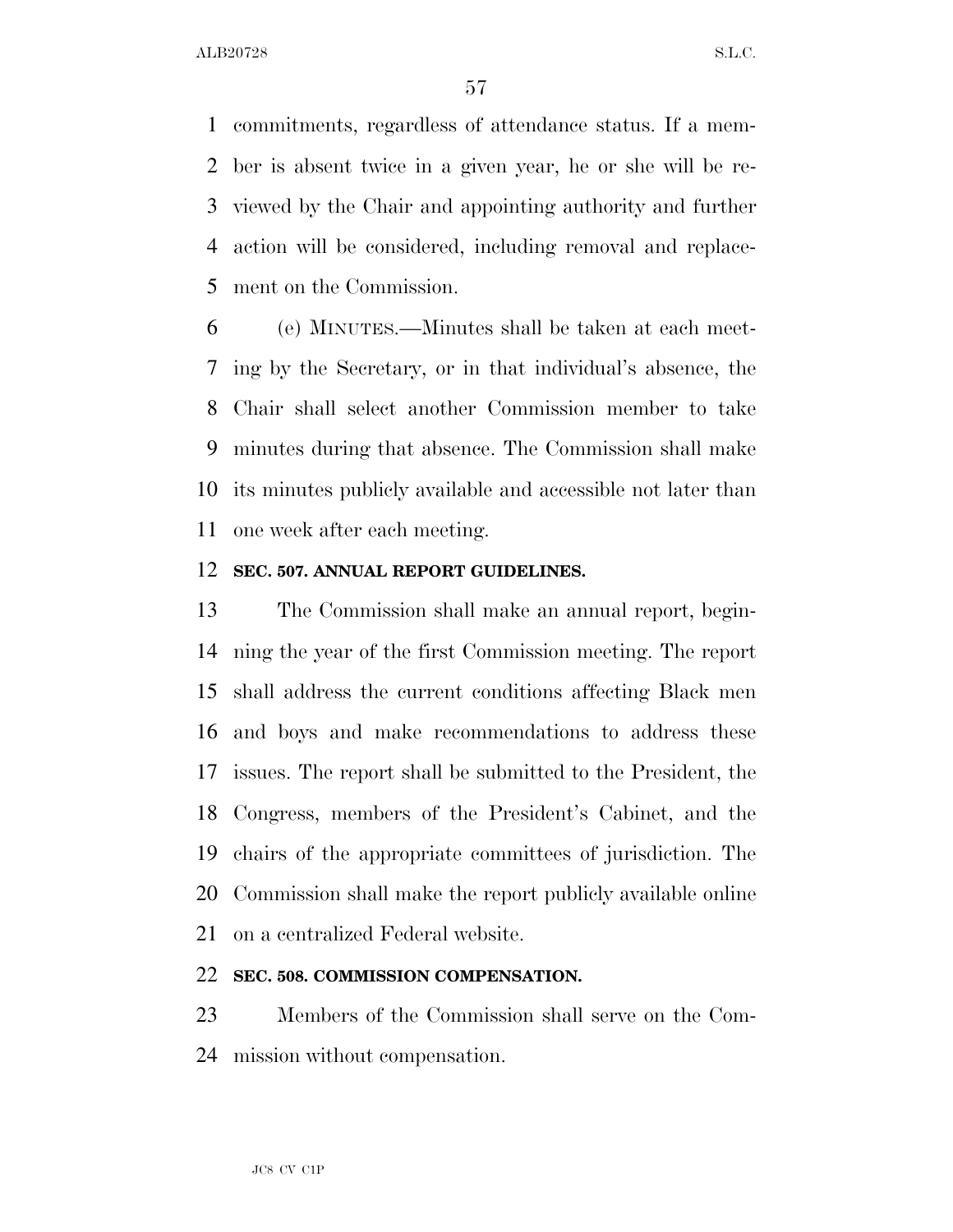commitments, regardless of attendance status. If a member is absent twice in a given year, he or she will be reviewed by the Chair and appointing authority and further action will be considered, including removal and replacement on the Commission.

(e) MINUTES.—Minutes shall be taken at each meeting by the Secretary, or in that individual's absence, the Chair shall select another Commission member to take minutes during that absence. The Commission shall make its minutes publicly available and accessible not later than one week after each meeting.

### SEC. 507. ANNUAL REPORT GUIDELINES.

The Commission shall make an annual report, beginning the year of the first Commission meeting. The report shall address the current conditions affecting Black men and boys and make recommendations to address these issues. The report shall be submitted to the President, the Congress, members of the President's Cabinet, and the chairs of the appropriate committees of jurisdiction. The Commission shall make the report publicly available online on a centralized Federal website.

### SEC. 508. COMMISSION COMPENSATION.

Members of the Commission shall serve on the Commission without compensation.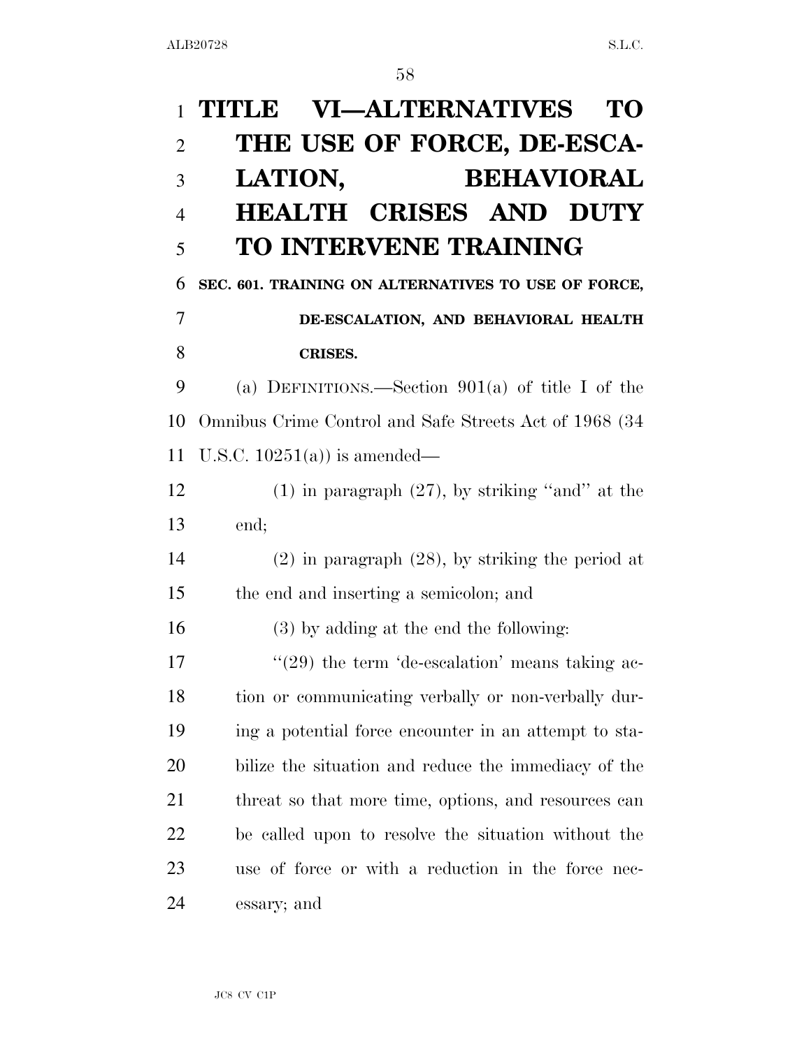# TITLE VI—ALTERNATIVES TO THE USE OF FORCE, DE-ESCALATION, BEHAVIORAL HEALTH CRISES AND DUTY TO INTERVENE TRAINING

## SEC. 601. TRAINING ON ALTERNATIVES TO USE OF FORCE, DE-ESCALATION, AND BEHAVIORAL HEALTH CRISES.

(a) DEFINITIONS.—Section 901(a) of title I of the Omnibus Crime Control and Safe Streets Act of 1968 (34 U.S.C. 10251(a)) is amended—

(1) in paragraph (27), by striking "and" at the end;

(2) in paragraph (28), by striking the period at the end and inserting a semicolon; and

(3) by adding at the end the following:

"(29) the term 'de-escalation' means taking action or communicating verbally or non-verbally during a potential force encounter in an attempt to stabilize the situation and reduce the immediacy of the threat so that more time, options, and resources can be called upon to resolve the situation without the use of force or with a reduction in the force necessary; and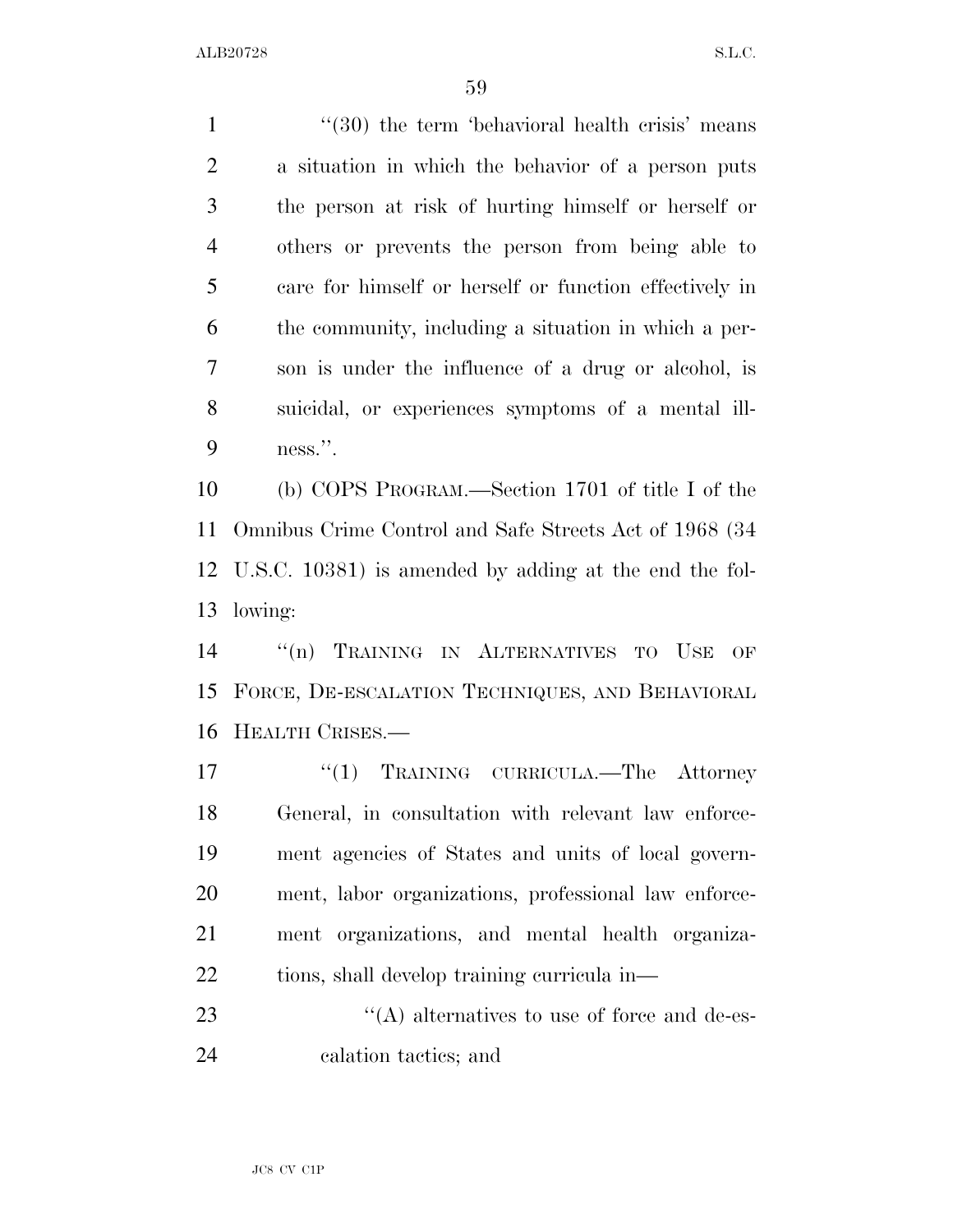"(30) the term 'behavioral health crisis' means a situation in which the behavior of a person puts the person at risk of hurting himself or herself or others or prevents the person from being able to care for himself or herself or function effectively in the community, including a situation in which a person is under the influence of a drug or alcohol, is suicidal, or experiences symptoms of a mental illness.".

(b) COPS PROGRAM.—Section 1701 of title I of the Omnibus Crime Control and Safe Streets Act of 1968 (34 U.S.C. 10381) is amended by adding at the end the following:

"(n) TRAINING IN ALTERNATIVES TO USE OF FORCE, DE-ESCALATION TECHNIQUES, AND BEHAVIORAL HEALTH CRISES.—

"(1) TRAINING CURRICULA.—The Attorney General, in consultation with relevant law enforcement agencies of States and units of local government, labor organizations, professional law enforcement organizations, and mental health organizations, shall develop training curricula in—

"(A) alternatives to use of force and de-escalation tactics; and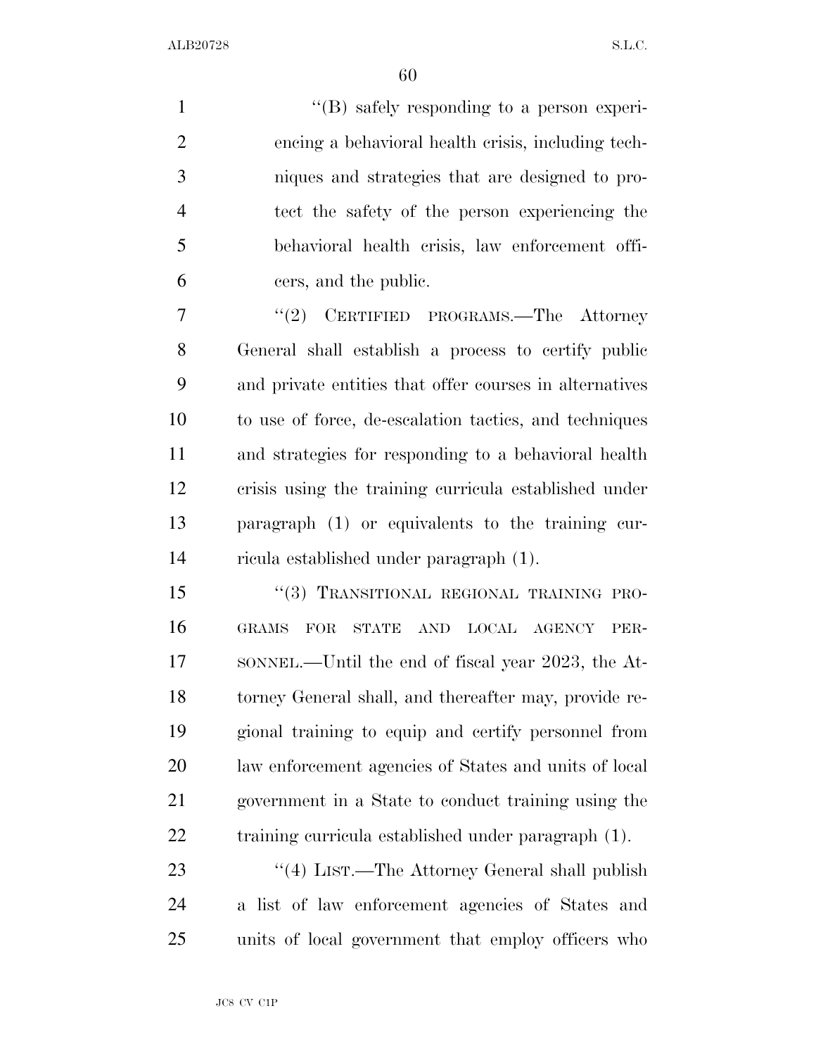''(B) safely responding to a person experiencing a behavioral health crisis, including techniques and strategies that are designed to protect the safety of the person experiencing the behavioral health crisis, law enforcement officers, and the public.

''(2) CERTIFIED PROGRAMS.—The Attorney General shall establish a process to certify public and private entities that offer courses in alternatives to use of force, de-escalation tactics, and techniques and strategies for responding to a behavioral health crisis using the training curricula established under paragraph (1) or equivalents to the training curricula established under paragraph (1).

''(3) TRANSITIONAL REGIONAL TRAINING PROGRAMS FOR STATE AND LOCAL AGENCY PERSONNEL.—Until the end of fiscal year 2023, the Attorney General shall, and thereafter may, provide regional training to equip and certify personnel from law enforcement agencies of States and units of local government in a State to conduct training using the training curricula established under paragraph (1).

''(4) LIST.—The Attorney General shall publish a list of law enforcement agencies of States and units of local government that employ officers who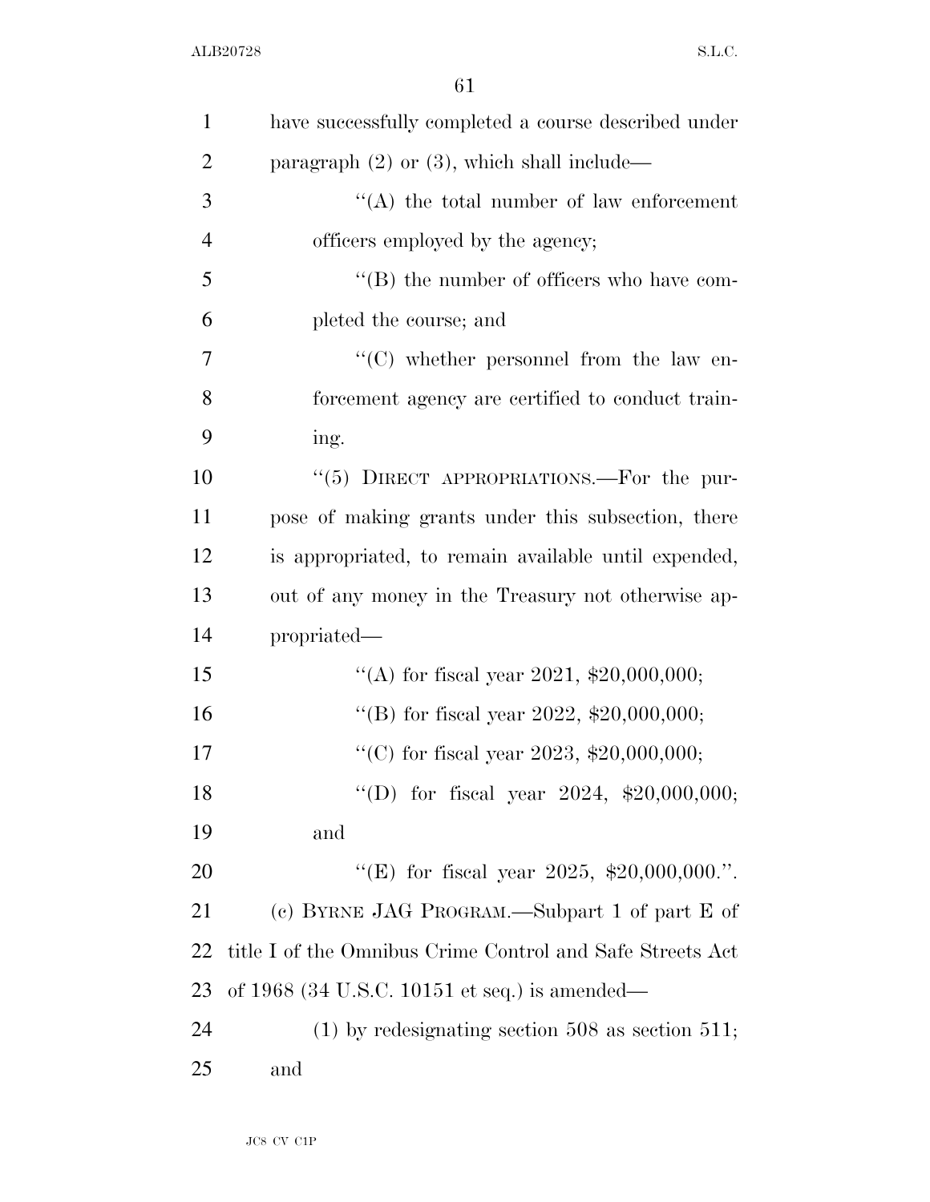have successfully completed a course described under paragraph (2) or (3), which shall include—

"(A) the total number of law enforcement officers employed by the agency;

"(B) the number of officers who have completed the course; and

"(C) whether personnel from the law enforcement agency are certified to conduct training.

"(5) DIRECT APPROPRIATIONS.—For the purpose of making grants under this subsection, there is appropriated, to remain available until expended, out of any money in the Treasury not otherwise appropriated—

"(A) for fiscal year 2021, $20,000,000;

"(B) for fiscal year 2022, $20,000,000;

"(C) for fiscal year 2023, $20,000,000;

"(D) for fiscal year 2024, $20,000,000; and

"(E) for fiscal year 2025, $20,000,000.".

(c) BYRNE JAG PROGRAM.—Subpart 1 of part E of title I of the Omnibus Crime Control and Safe Streets Act of 1968 (34 U.S.C. 10151 et seq.) is amended—

(1) by redesignating section 508 as section 511; and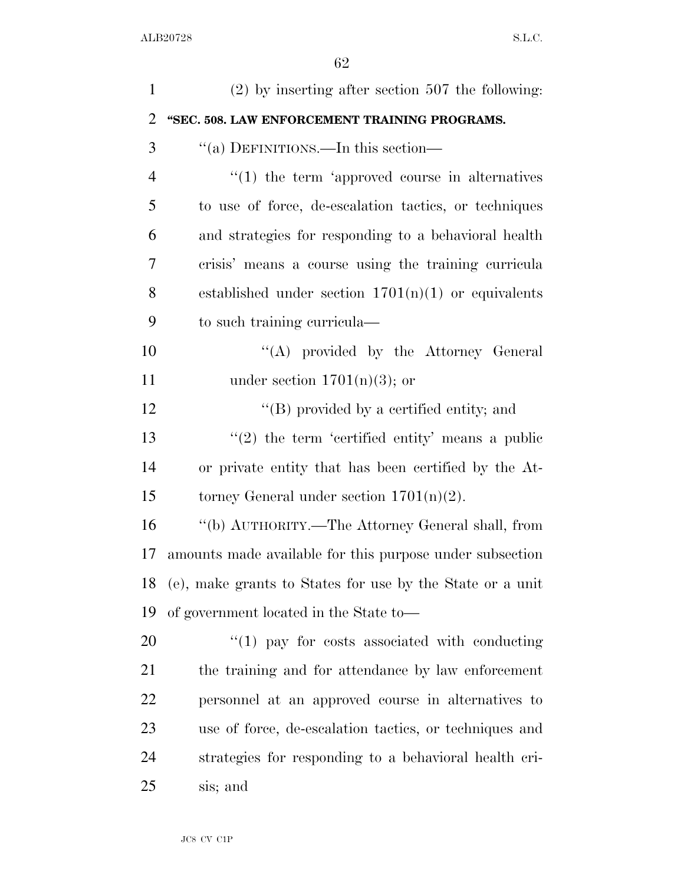(2) by inserting after section 507 the following:

**"SEC. 508. LAW ENFORCEMENT TRAINING PROGRAMS.**

"(a) DEFINITIONS.—In this section—

"(1) the term 'approved course in alternatives to use of force, de-escalation tactics, or techniques and strategies for responding to a behavioral health crisis' means a course using the training curricula established under section 1701(n)(1) or equivalents to such training curricula—

"(A) provided by the Attorney General under section 1701(n)(3); or

"(B) provided by a certified entity; and

"(2) the term 'certified entity' means a public or private entity that has been certified by the Attorney General under section 1701(n)(2).

"(b) AUTHORITY.—The Attorney General shall, from amounts made available for this purpose under subsection (e), make grants to States for use by the State or a unit of government located in the State to—

"(1) pay for costs associated with conducting the training and for attendance by law enforcement personnel at an approved course in alternatives to use of force, de-escalation tactics, or techniques and strategies for responding to a behavioral health crisis; and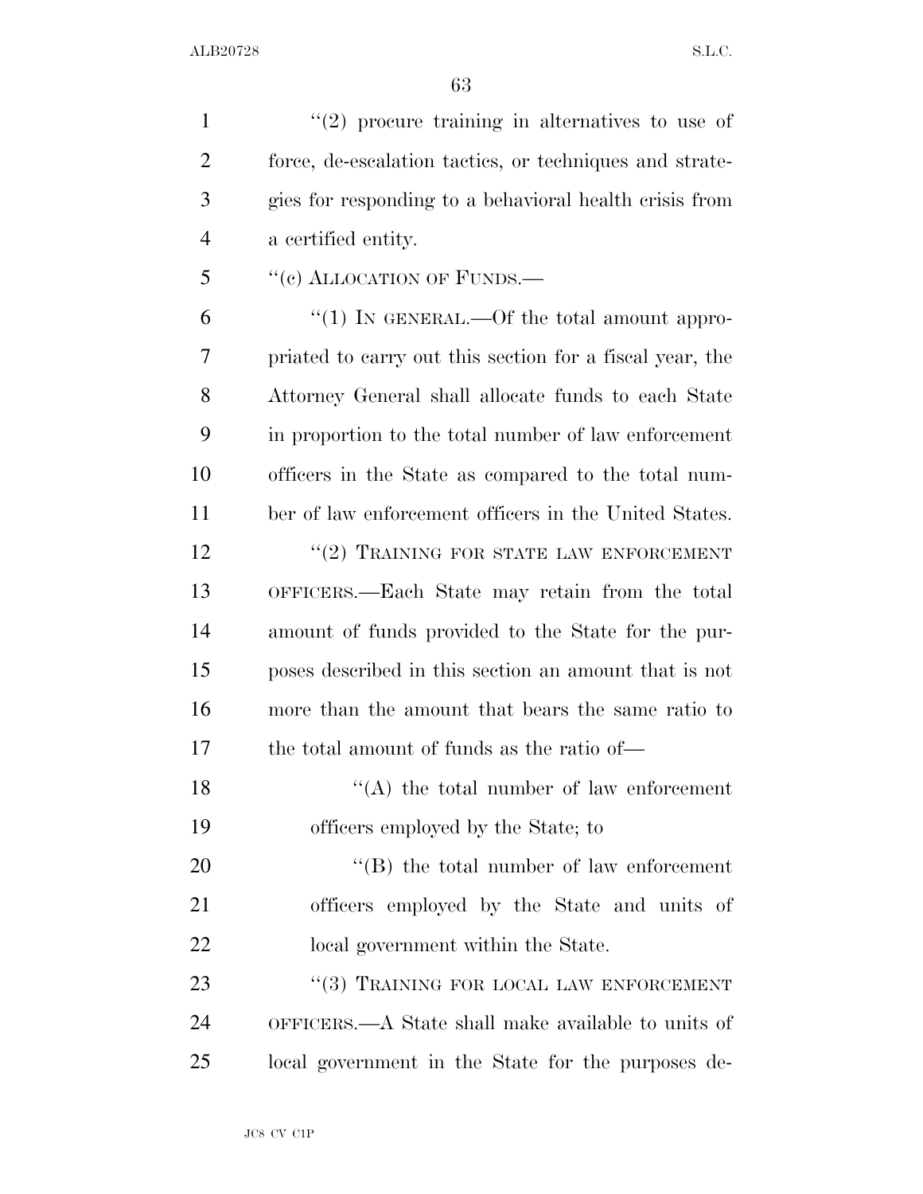''(2) procure training in alternatives to use of force, de-escalation tactics, or techniques and strategies for responding to a behavioral health crisis from a certified entity.

''(c) ALLOCATION OF FUNDS.—

''(1) IN GENERAL.—Of the total amount appropriated to carry out this section for a fiscal year, the Attorney General shall allocate funds to each State in proportion to the total number of law enforcement officers in the State as compared to the total number of law enforcement officers in the United States.

''(2) TRAINING FOR STATE LAW ENFORCEMENT OFFICERS.—Each State may retain from the total amount of funds provided to the State for the purposes described in this section an amount that is not more than the amount that bears the same ratio to the total amount of funds as the ratio of—

''(A) the total number of law enforcement officers employed by the State; to

''(B) the total number of law enforcement officers employed by the State and units of local government within the State.

''(3) TRAINING FOR LOCAL LAW ENFORCEMENT OFFICERS.—A State shall make available to units of local government in the State for the purposes de-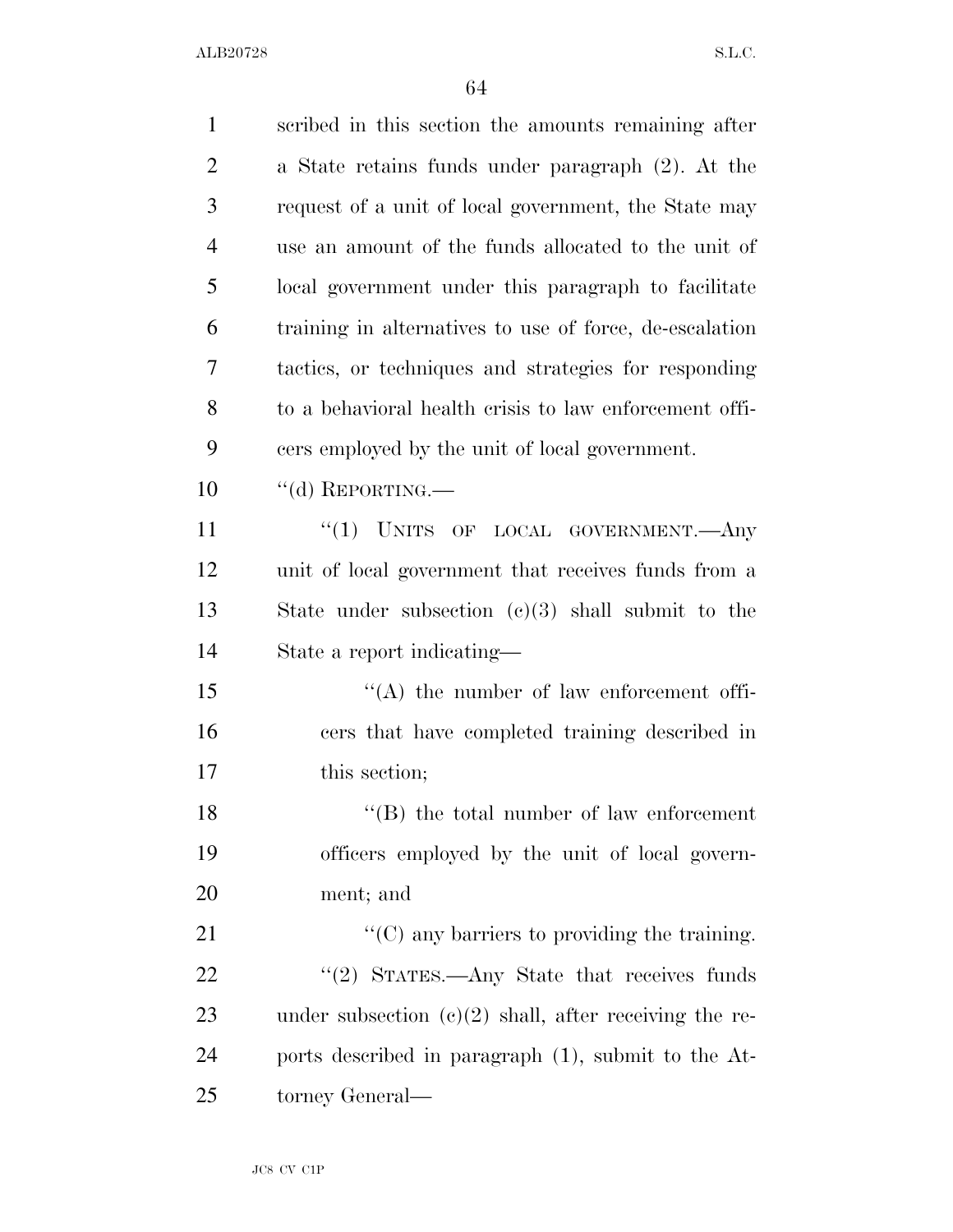scribed in this section the amounts remaining after a State retains funds under paragraph (2). At the request of a unit of local government, the State may use an amount of the funds allocated to the unit of local government under this paragraph to facilitate training in alternatives to use of force, de-escalation tactics, or techniques and strategies for responding to a behavioral health crisis to law enforcement officers employed by the unit of local government.

"(d) REPORTING.—

"(1) UNITS OF LOCAL GOVERNMENT.—Any unit of local government that receives funds from a State under subsection (c)(3) shall submit to the State a report indicating—

"(A) the number of law enforcement officers that have completed training described in this section;

"(B) the total number of law enforcement officers employed by the unit of local government; and

"(C) any barriers to providing the training.

"(2) STATES.—Any State that receives funds under subsection (c)(2) shall, after receiving the reports described in paragraph (1), submit to the Attorney General—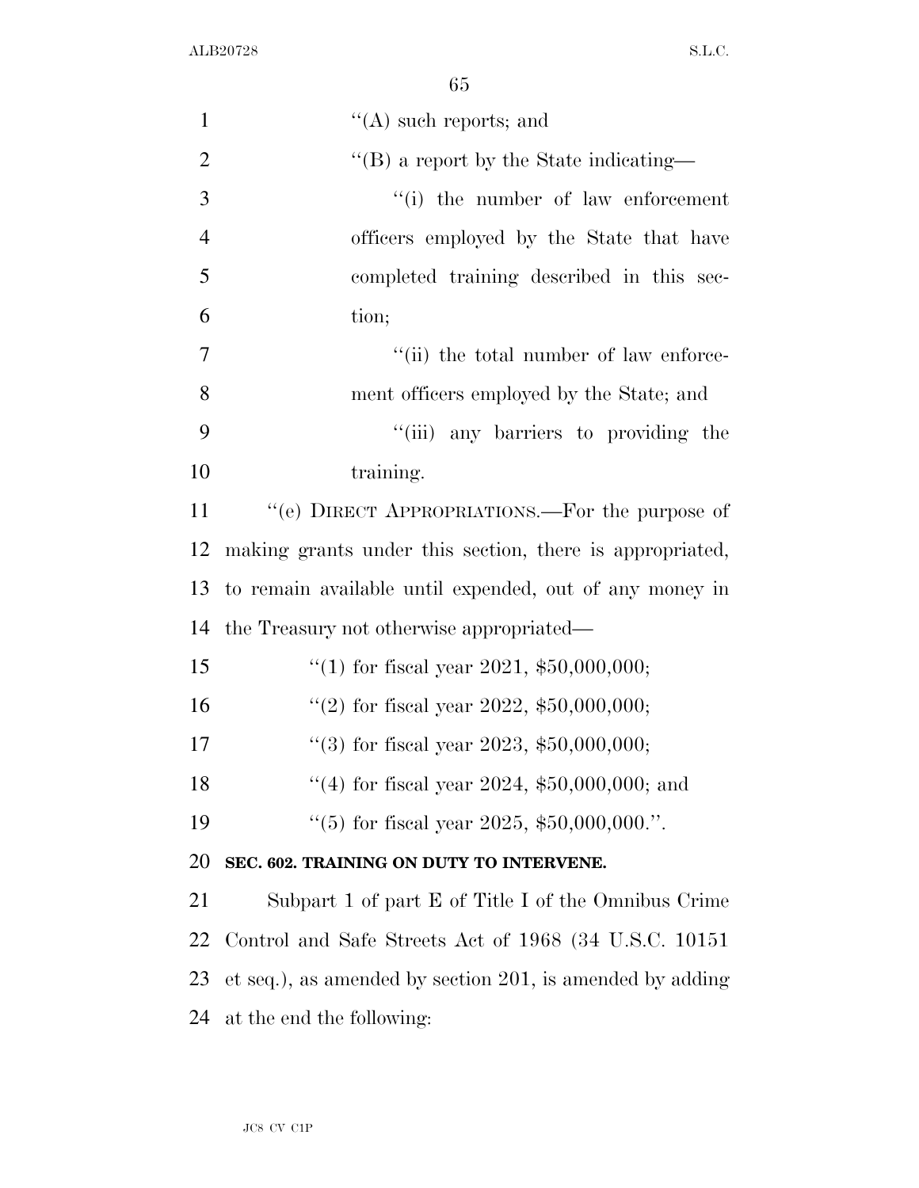''(A) such reports; and

''(B) a report by the State indicating—

''(i) the number of law enforcement officers employed by the State that have completed training described in this section;

''(ii) the total number of law enforcement officers employed by the State; and

''(iii) any barriers to providing the training.

''(e) DIRECT APPROPRIATIONS.—For the purpose of making grants under this section, there is appropriated, to remain available until expended, out of any money in the Treasury not otherwise appropriated—

''(1) for fiscal year 2021, $50,000,000;

''(2) for fiscal year 2022, $50,000,000;

''(3) for fiscal year 2023, $50,000,000;

''(4) for fiscal year 2024, $50,000,000; and

''(5) for fiscal year 2025, $50,000,000.''.

**SEC. 602. TRAINING ON DUTY TO INTERVENE.**

Subpart 1 of part E of Title I of the Omnibus Crime Control and Safe Streets Act of 1968 (34 U.S.C. 10151 et seq.), as amended by section 201, is amended by adding at the end the following: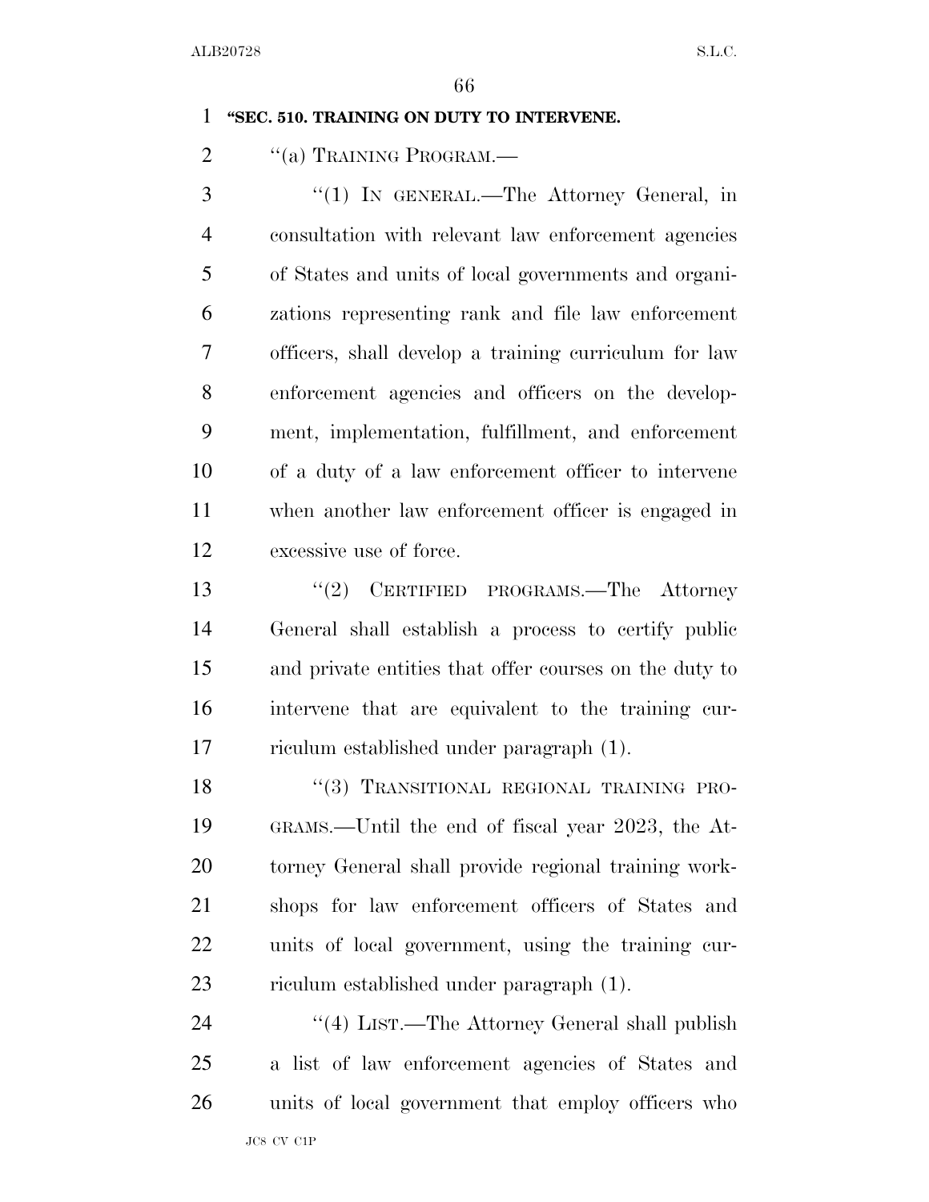**"SEC. 510. TRAINING ON DUTY TO INTERVENE.**

"(a) TRAINING PROGRAM.—

"(1) IN GENERAL.—The Attorney General, in consultation with relevant law enforcement agencies of States and units of local governments and organizations representing rank and file law enforcement officers, shall develop a training curriculum for law enforcement agencies and officers on the development, implementation, fulfillment, and enforcement of a duty of a law enforcement officer to intervene when another law enforcement officer is engaged in excessive use of force.

"(2) CERTIFIED PROGRAMS.—The Attorney General shall establish a process to certify public and private entities that offer courses on the duty to intervene that are equivalent to the training curriculum established under paragraph (1).

"(3) TRANSITIONAL REGIONAL TRAINING PROGRAMS.—Until the end of fiscal year 2023, the Attorney General shall provide regional training workshops for law enforcement officers of States and units of local government, using the training curriculum established under paragraph (1).

"(4) LIST.—The Attorney General shall publish a list of law enforcement agencies of States and units of local government that employ officers who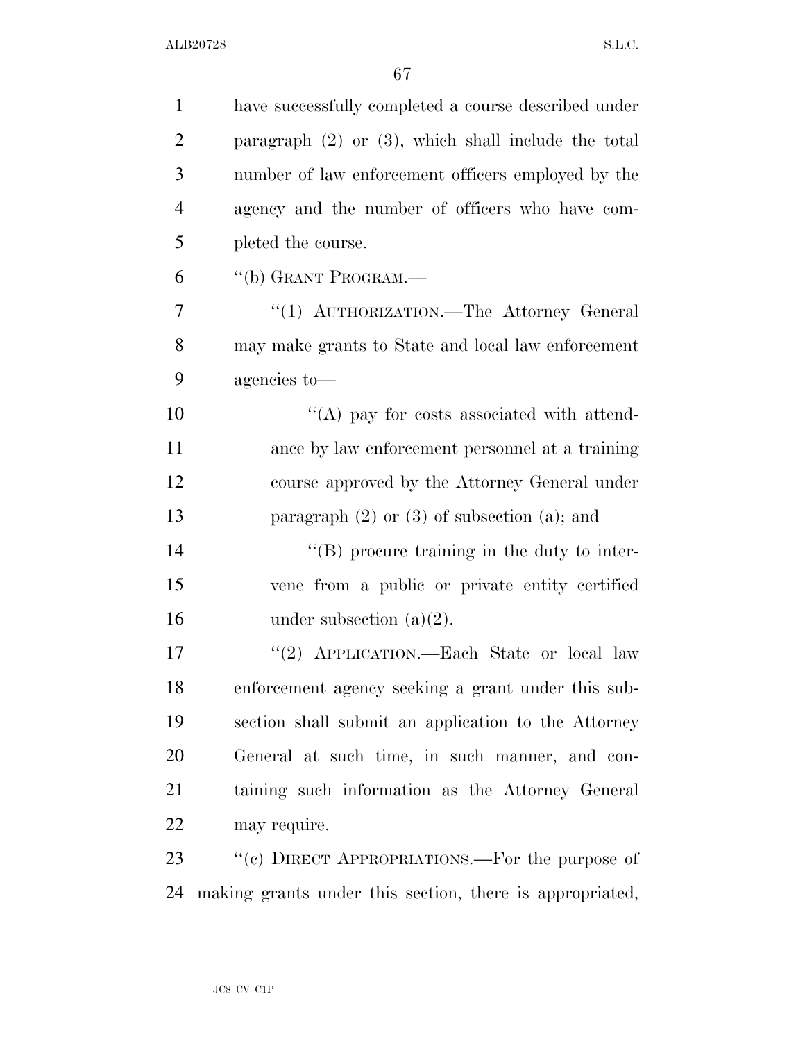have successfully completed a course described under paragraph (2) or (3), which shall include the total number of law enforcement officers employed by the agency and the number of officers who have completed the course.

"(b) GRANT PROGRAM.—

"(1) AUTHORIZATION.—The Attorney General may make grants to State and local law enforcement agencies to—

"(A) pay for costs associated with attendance by law enforcement personnel at a training course approved by the Attorney General under paragraph (2) or (3) of subsection (a); and

"(B) procure training in the duty to intervene from a public or private entity certified under subsection (a)(2).

"(2) APPLICATION.—Each State or local law enforcement agency seeking a grant under this subsection shall submit an application to the Attorney General at such time, in such manner, and containing such information as the Attorney General may require.

"(c) DIRECT APPROPRIATIONS.—For the purpose of making grants under this section, there is appropriated,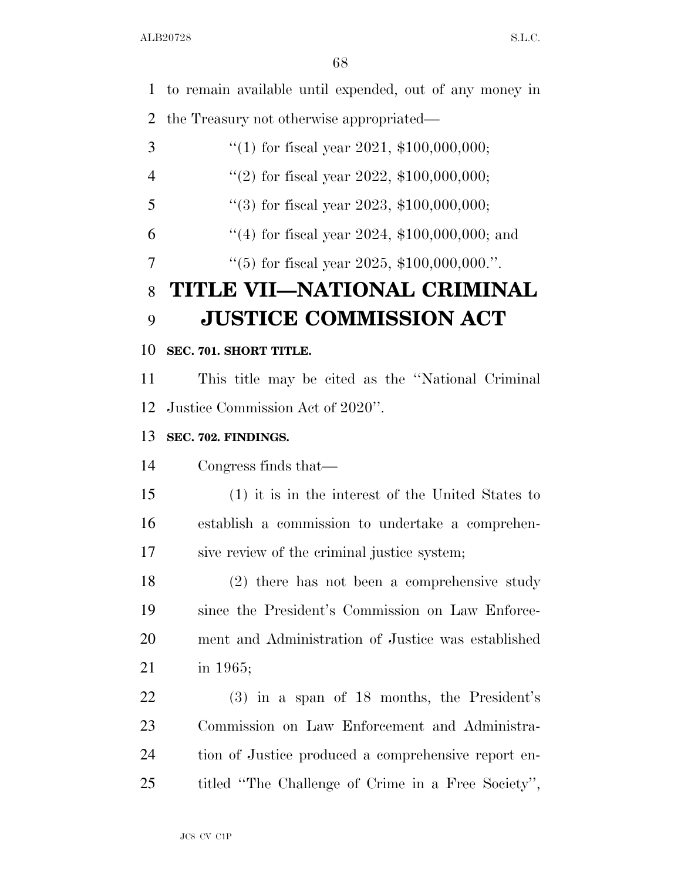to remain available until expended, out of any money in the Treasury not otherwise appropriated—

"(1) for fiscal year 2021, $100,000,000;

"(2) for fiscal year 2022, $100,000,000;

"(3) for fiscal year 2023, $100,000,000;

"(4) for fiscal year 2024, $100,000,000; and

"(5) for fiscal year 2025, $100,000,000.".

# TITLE VII—NATIONAL CRIMINAL JUSTICE COMMISSION ACT

**SEC. 701. SHORT TITLE.**

This title may be cited as the "National Criminal Justice Commission Act of 2020".

**SEC. 702. FINDINGS.**

Congress finds that—

(1) it is in the interest of the United States to establish a commission to undertake a comprehensive review of the criminal justice system;

(2) there has not been a comprehensive study since the President's Commission on Law Enforcement and Administration of Justice was established in 1965;

(3) in a span of 18 months, the President's Commission on Law Enforcement and Administration of Justice produced a comprehensive report entitled "The Challenge of Crime in a Free Society",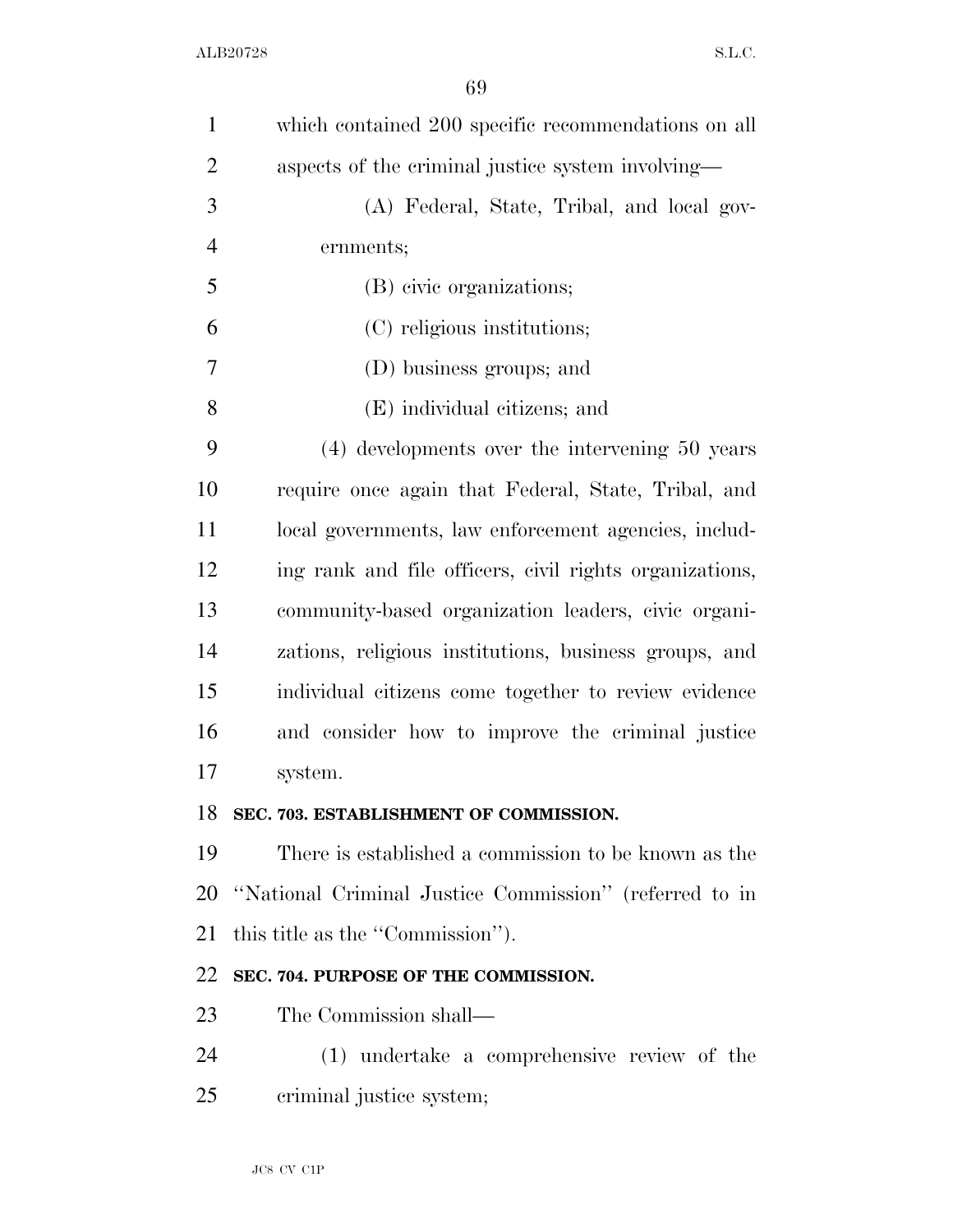which contained 200 specific recommendations on all aspects of the criminal justice system involving—

(A) Federal, State, Tribal, and local governments;

(B) civic organizations;

(C) religious institutions;

(D) business groups; and

(E) individual citizens; and

(4) developments over the intervening 50 years require once again that Federal, State, Tribal, and local governments, law enforcement agencies, including rank and file officers, civil rights organizations, community-based organization leaders, civic organizations, religious institutions, business groups, and individual citizens come together to review evidence and consider how to improve the criminal justice system.

**SEC. 703. ESTABLISHMENT OF COMMISSION.**

There is established a commission to be known as the ''National Criminal Justice Commission'' (referred to in this title as the ''Commission'').

**SEC. 704. PURPOSE OF THE COMMISSION.**

The Commission shall—

(1) undertake a comprehensive review of the criminal justice system;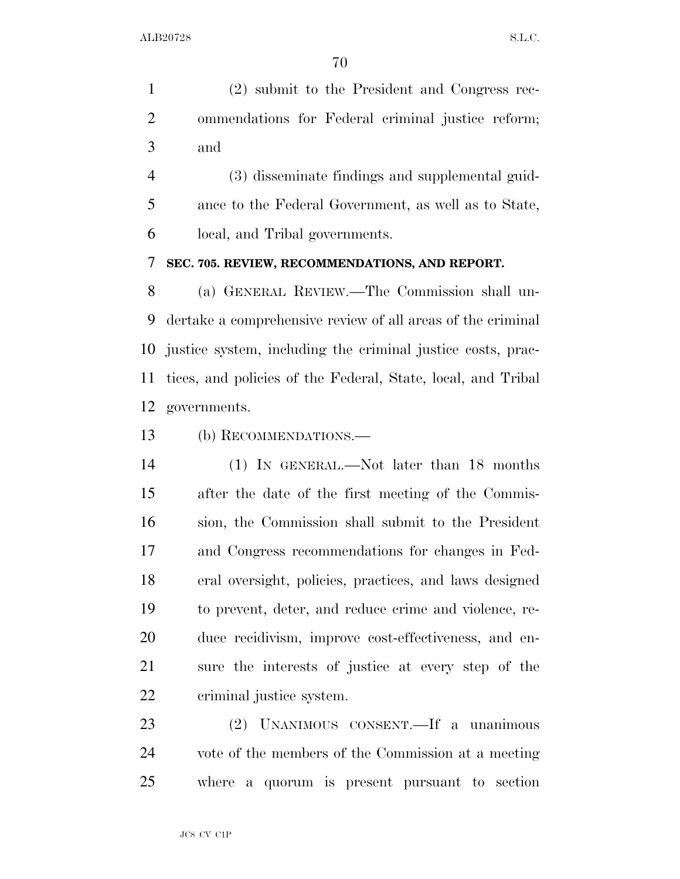(2) submit to the President and Congress recommendations for Federal criminal justice reform; and

(3) disseminate findings and supplemental guidance to the Federal Government, as well as to State, local, and Tribal governments.

**SEC. 705. REVIEW, RECOMMENDATIONS, AND REPORT.**

(a) GENERAL REVIEW.—The Commission shall undertake a comprehensive review of all areas of the criminal justice system, including the criminal justice costs, practices, and policies of the Federal, State, local, and Tribal governments.

(b) RECOMMENDATIONS.—

(1) IN GENERAL.—Not later than 18 months after the date of the first meeting of the Commission, the Commission shall submit to the President and Congress recommendations for changes in Federal oversight, policies, practices, and laws designed to prevent, deter, and reduce crime and violence, reduce recidivism, improve cost-effectiveness, and ensure the interests of justice at every step of the criminal justice system.

(2) UNANIMOUS CONSENT.—If a unanimous vote of the members of the Commission at a meeting where a quorum is present pursuant to section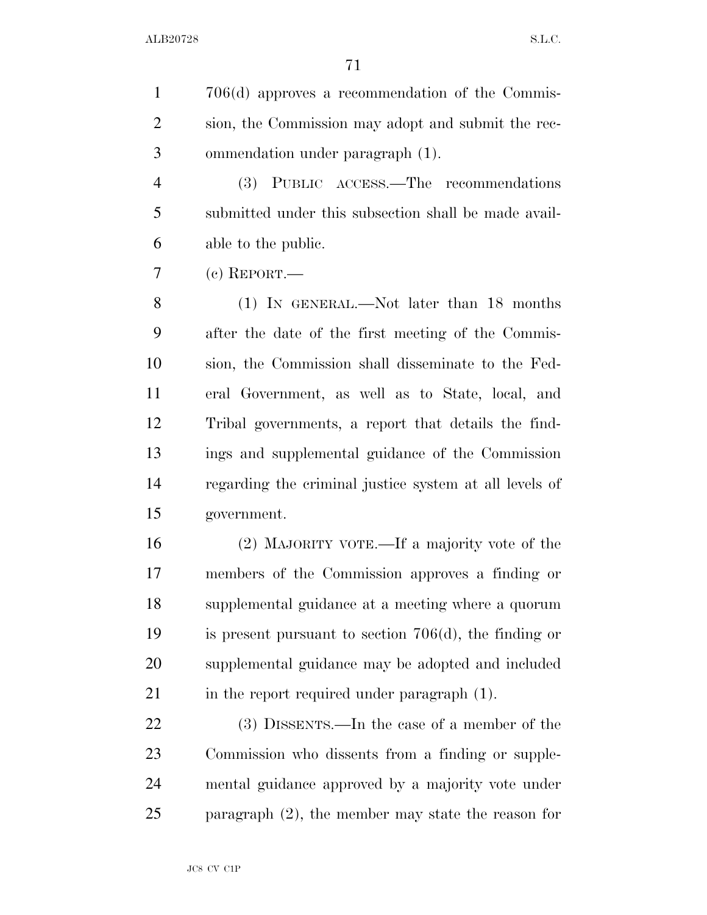706(d) approves a recommendation of the Commission, the Commission may adopt and submit the recommendation under paragraph (1).

(3) PUBLIC ACCESS.—The recommendations submitted under this subsection shall be made available to the public.

(c) REPORT.—

(1) IN GENERAL.—Not later than 18 months after the date of the first meeting of the Commission, the Commission shall disseminate to the Federal Government, as well as to State, local, and Tribal governments, a report that details the findings and supplemental guidance of the Commission regarding the criminal justice system at all levels of government.

(2) MAJORITY VOTE.—If a majority vote of the members of the Commission approves a finding or supplemental guidance at a meeting where a quorum is present pursuant to section 706(d), the finding or supplemental guidance may be adopted and included in the report required under paragraph (1).

(3) DISSENTS.—In the case of a member of the Commission who dissents from a finding or supplemental guidance approved by a majority vote under paragraph (2), the member may state the reason for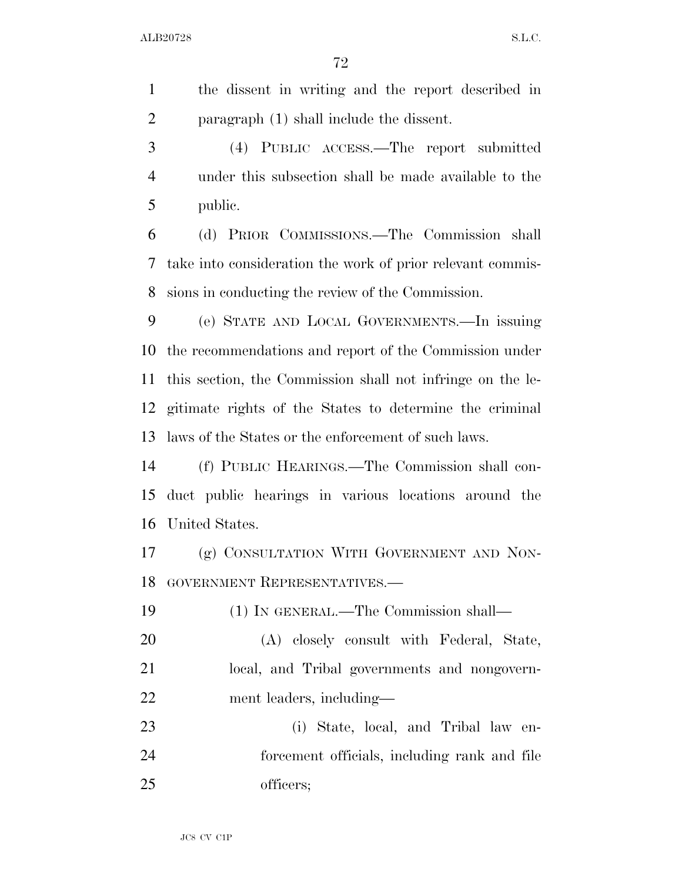the dissent in writing and the report described in paragraph (1) shall include the dissent.

(4) PUBLIC ACCESS.—The report submitted under this subsection shall be made available to the public.

(d) PRIOR COMMISSIONS.—The Commission shall take into consideration the work of prior relevant commissions in conducting the review of the Commission.

(e) STATE AND LOCAL GOVERNMENTS.—In issuing the recommendations and report of the Commission under this section, the Commission shall not infringe on the legitimate rights of the States to determine the criminal laws of the States or the enforcement of such laws.

(f) PUBLIC HEARINGS.—The Commission shall conduct public hearings in various locations around the United States.

(g) CONSULTATION WITH GOVERNMENT AND NONGOVERNMENT REPRESENTATIVES.—

(1) IN GENERAL.—The Commission shall—

(A) closely consult with Federal, State, local, and Tribal governments and nongovernment leaders, including—

(i) State, local, and Tribal law enforcement officials, including rank and file officers;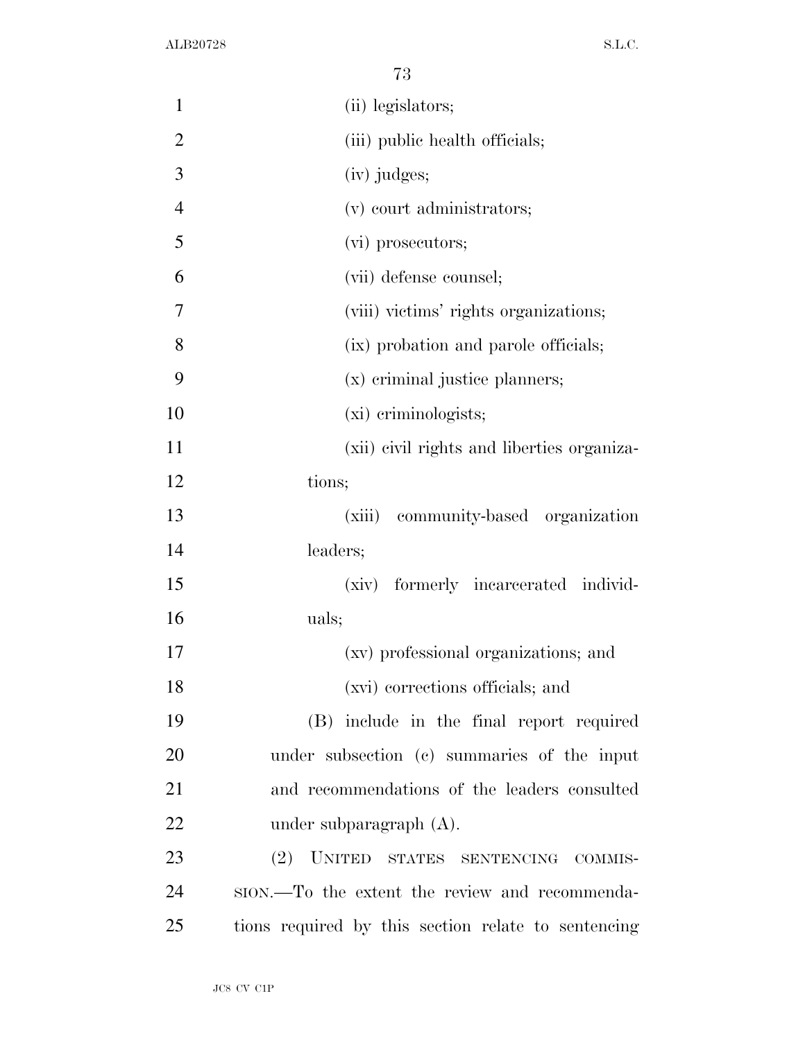(ii) legislators;

(iii) public health officials;

(iv) judges;

(v) court administrators;

(vi) prosecutors;

(vii) defense counsel;

(viii) victims' rights organizations;

(ix) probation and parole officials;

(x) criminal justice planners;

(xi) criminologists;

(xii) civil rights and liberties organizations;

(xiii) community-based organization leaders;

(xiv) formerly incarcerated individuals;

(xv) professional organizations; and

(xvi) corrections officials; and

(B) include in the final report required under subsection (c) summaries of the input and recommendations of the leaders consulted under subparagraph (A).

(2) UNITED STATES SENTENCING COMMISSION.—To the extent the review and recommendations required by this section relate to sentencing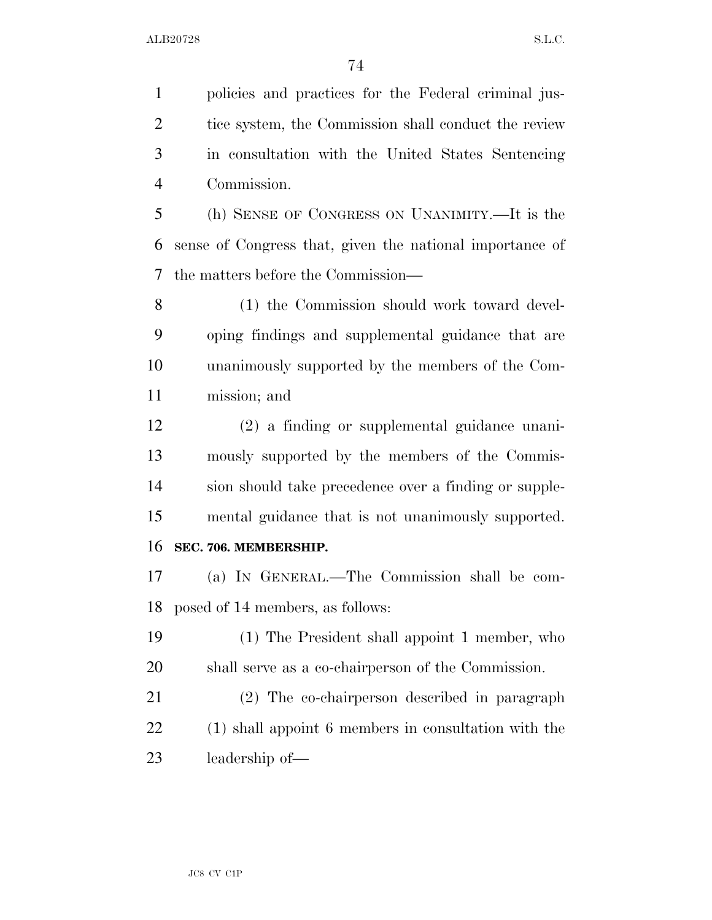policies and practices for the Federal criminal justice system, the Commission shall conduct the review in consultation with the United States Sentencing Commission.

(h) SENSE OF CONGRESS ON UNANIMITY.—It is the sense of Congress that, given the national importance of the matters before the Commission—

(1) the Commission should work toward developing findings and supplemental guidance that are unanimously supported by the members of the Commission; and

(2) a finding or supplemental guidance unanimously supported by the members of the Commission should take precedence over a finding or supplemental guidance that is not unanimously supported.

**SEC. 706. MEMBERSHIP.**

(a) IN GENERAL.—The Commission shall be composed of 14 members, as follows:

(1) The President shall appoint 1 member, who shall serve as a co-chairperson of the Commission.

(2) The co-chairperson described in paragraph (1) shall appoint 6 members in consultation with the leadership of—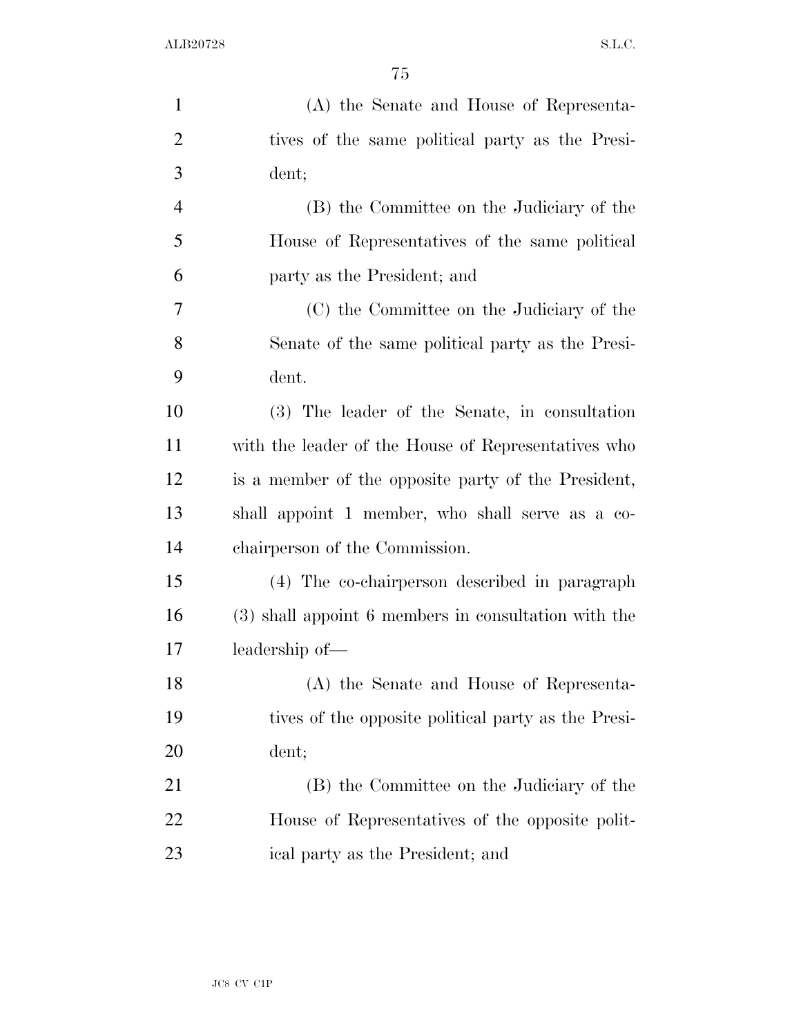(A) the Senate and House of Representatives of the same political party as the President;

(B) the Committee on the Judiciary of the House of Representatives of the same political party as the President; and

(C) the Committee on the Judiciary of the Senate of the same political party as the President.

(3) The leader of the Senate, in consultation with the leader of the House of Representatives who is a member of the opposite party of the President, shall appoint 1 member, who shall serve as a co-chairperson of the Commission.

(4) The co-chairperson described in paragraph (3) shall appoint 6 members in consultation with the leadership of—

(A) the Senate and House of Representatives of the opposite political party as the President;

(B) the Committee on the Judiciary of the House of Representatives of the opposite political party as the President; and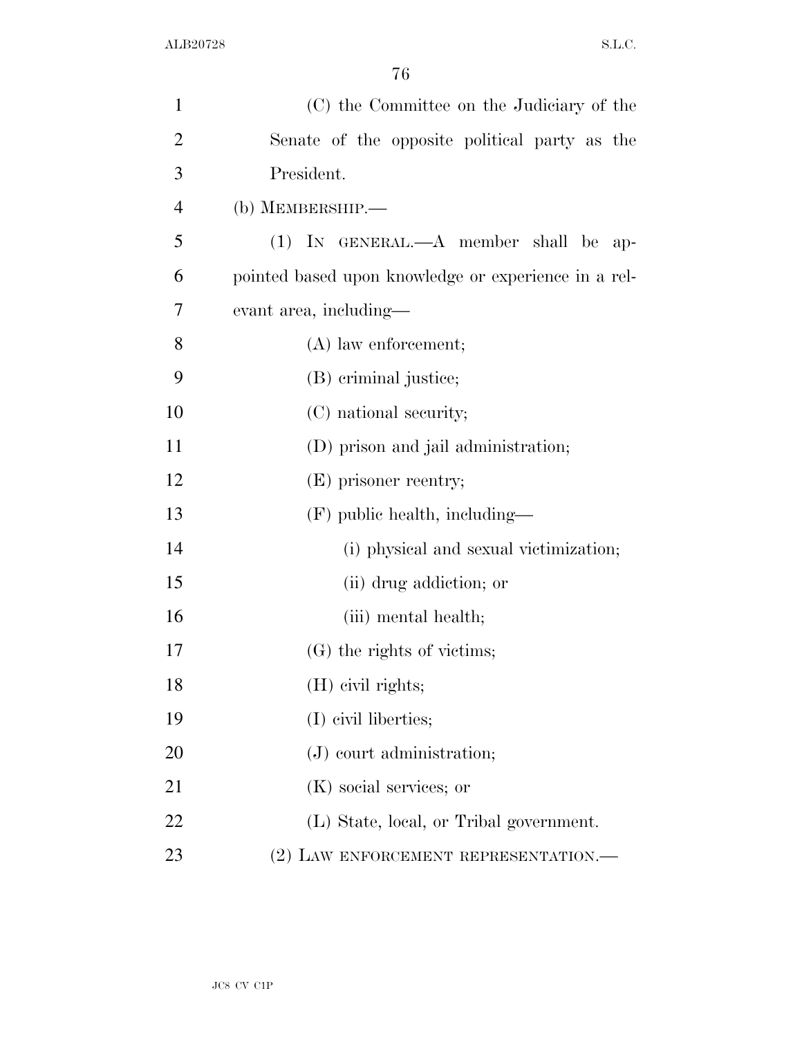(C) the Committee on the Judiciary of the Senate of the opposite political party as the President.

(b) MEMBERSHIP.—

(1) IN GENERAL.—A member shall be appointed based upon knowledge or experience in a relevant area, including—

(A) law enforcement;

(B) criminal justice;

(C) national security;

(D) prison and jail administration;

(E) prisoner reentry;

(F) public health, including—

(i) physical and sexual victimization;

(ii) drug addiction; or

(iii) mental health;

(G) the rights of victims;

(H) civil rights;

(I) civil liberties;

(J) court administration;

(K) social services; or

(L) State, local, or Tribal government.

(2) LAW ENFORCEMENT REPRESENTATION.—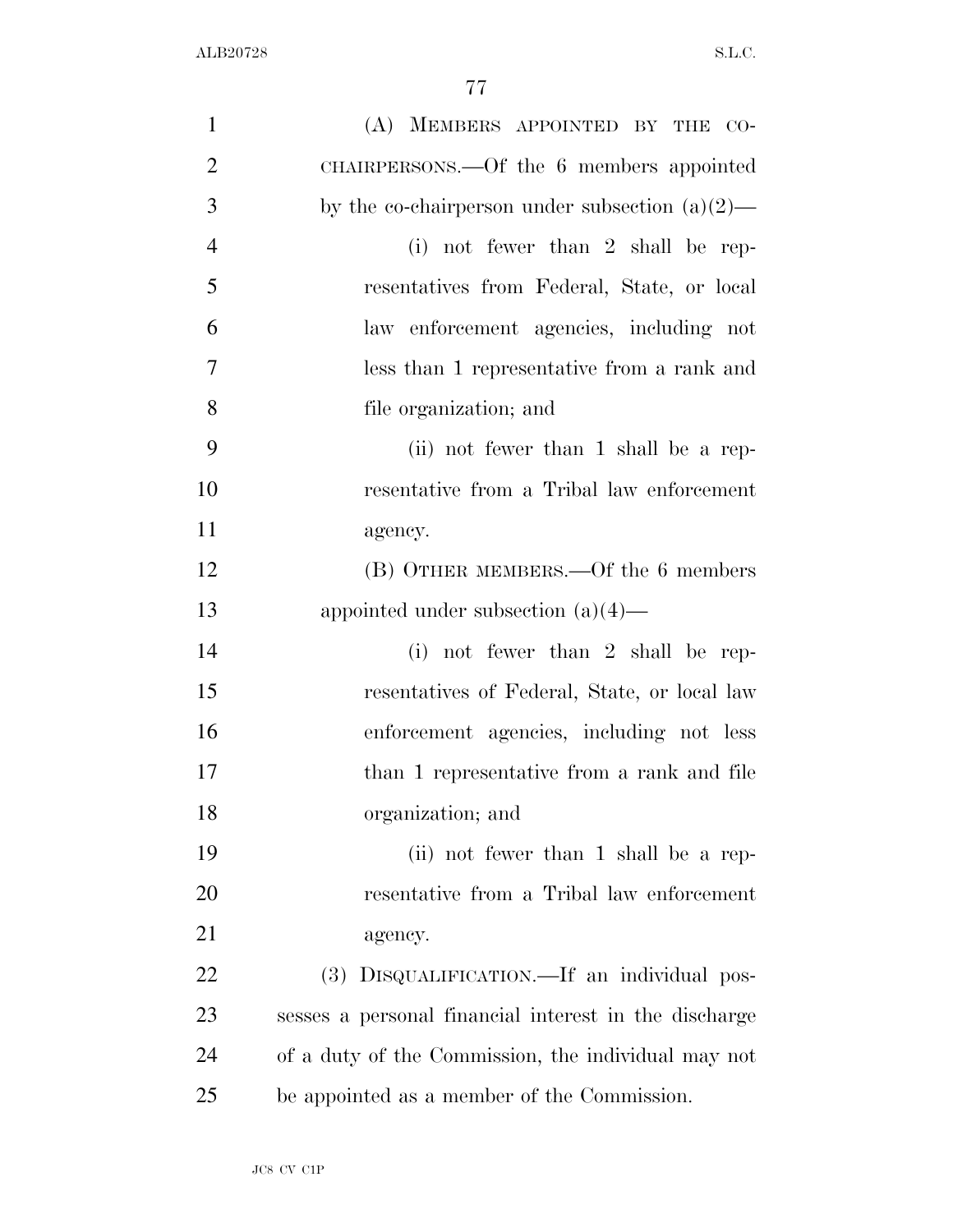(A) MEMBERS APPOINTED BY THE CO-CHAIRPERSONS.—Of the 6 members appointed by the co-chairperson under subsection (a)(2)—

(i) not fewer than 2 shall be representatives from Federal, State, or local law enforcement agencies, including not less than 1 representative from a rank and file organization; and

(ii) not fewer than 1 shall be a representative from a Tribal law enforcement agency.

(B) OTHER MEMBERS.—Of the 6 members appointed under subsection (a)(4)—

(i) not fewer than 2 shall be representatives of Federal, State, or local law enforcement agencies, including not less than 1 representative from a rank and file organization; and

(ii) not fewer than 1 shall be a representative from a Tribal law enforcement agency.

(3) DISQUALIFICATION.—If an individual possesses a personal financial interest in the discharge of a duty of the Commission, the individual may not be appointed as a member of the Commission.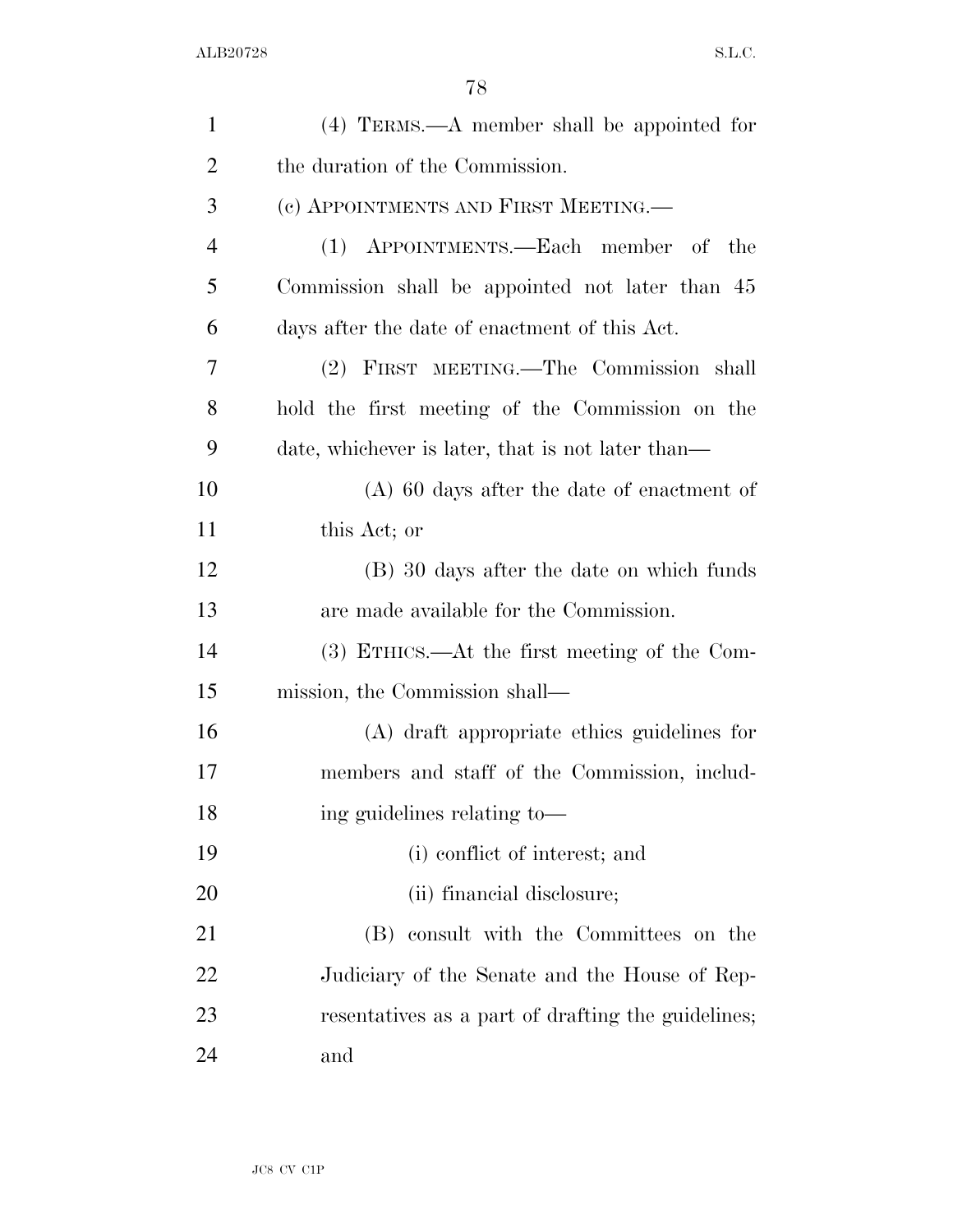(4) TERMS.—A member shall be appointed for the duration of the Commission.

(c) APPOINTMENTS AND FIRST MEETING.—

(1) APPOINTMENTS.—Each member of the Commission shall be appointed not later than 45 days after the date of enactment of this Act.

(2) FIRST MEETING.—The Commission shall hold the first meeting of the Commission on the date, whichever is later, that is not later than—

(A) 60 days after the date of enactment of this Act; or

(B) 30 days after the date on which funds are made available for the Commission.

(3) ETHICS.—At the first meeting of the Commission, the Commission shall—

(A) draft appropriate ethics guidelines for members and staff of the Commission, including guidelines relating to—

(i) conflict of interest; and

(ii) financial disclosure;

(B) consult with the Committees on the Judiciary of the Senate and the House of Representatives as a part of drafting the guidelines; and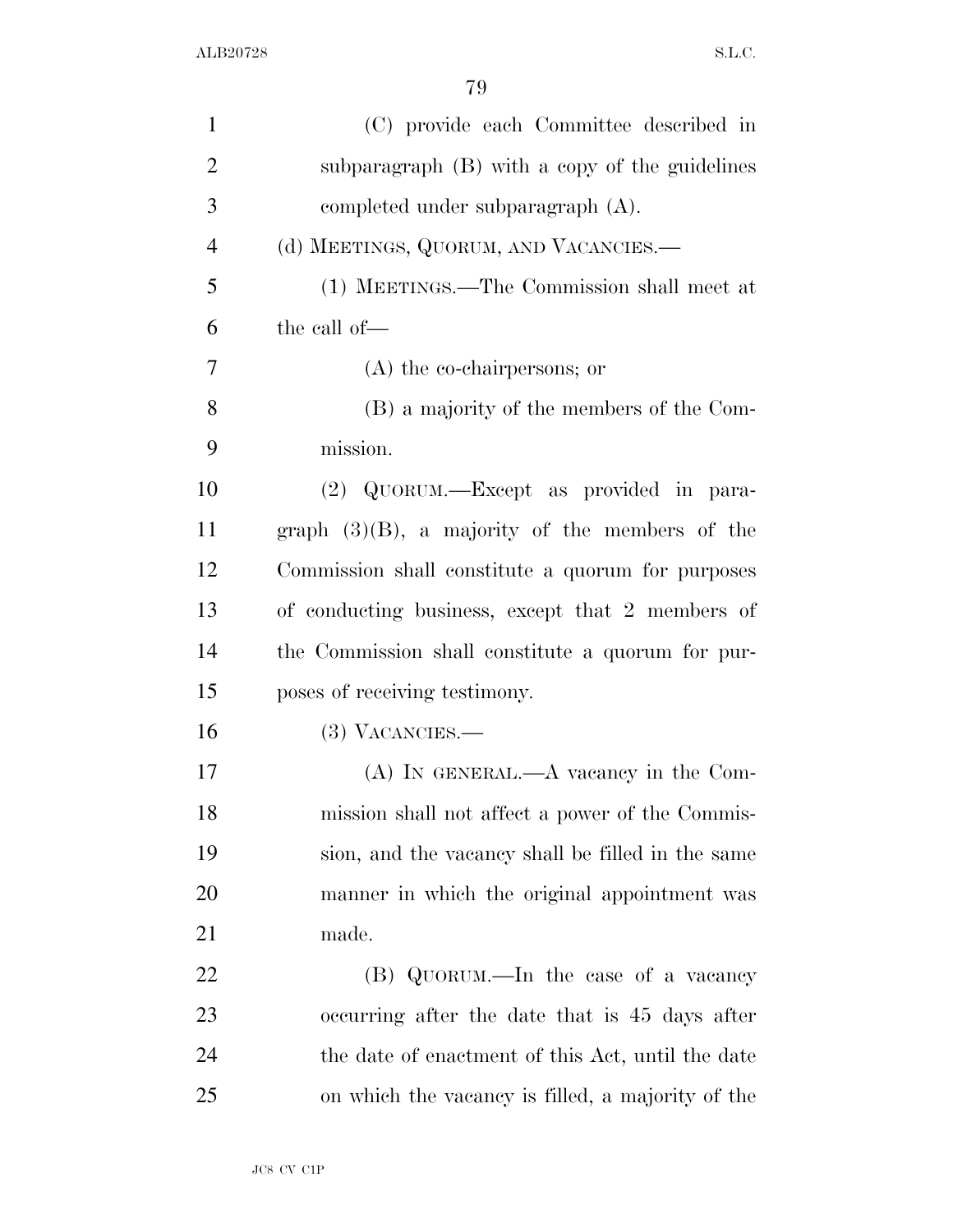(C) provide each Committee described in subparagraph (B) with a copy of the guidelines completed under subparagraph (A).

(d) MEETINGS, QUORUM, AND VACANCIES.—

(1) MEETINGS.—The Commission shall meet at the call of—

(A) the co-chairpersons; or

(B) a majority of the members of the Commission.

(2) QUORUM.—Except as provided in paragraph (3)(B), a majority of the members of the Commission shall constitute a quorum for purposes of conducting business, except that 2 members of the Commission shall constitute a quorum for purposes of receiving testimony.

(3) VACANCIES.—

(A) IN GENERAL.—A vacancy in the Commission shall not affect a power of the Commission, and the vacancy shall be filled in the same manner in which the original appointment was made.

(B) QUORUM.—In the case of a vacancy occurring after the date that is 45 days after the date of enactment of this Act, until the date on which the vacancy is filled, a majority of the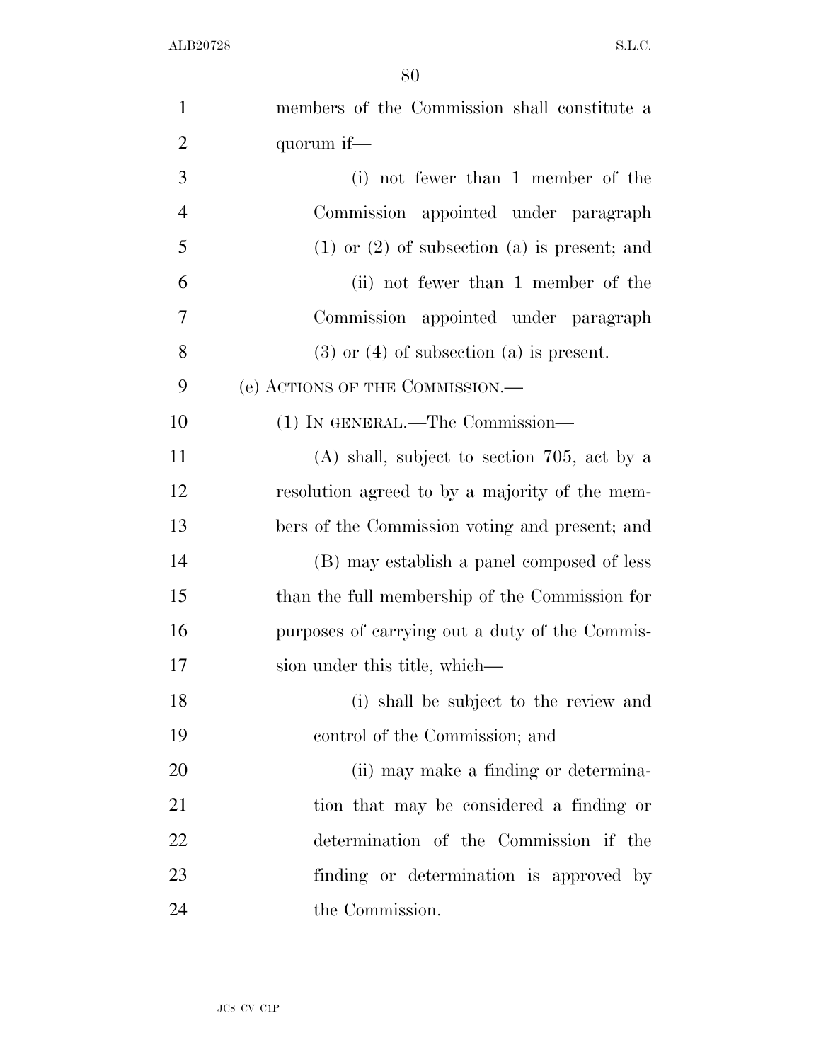members of the Commission shall constitute a quorum if—

(i) not fewer than 1 member of the Commission appointed under paragraph (1) or (2) of subsection (a) is present; and

(ii) not fewer than 1 member of the Commission appointed under paragraph (3) or (4) of subsection (a) is present.

(e) ACTIONS OF THE COMMISSION.—

(1) IN GENERAL.—The Commission—

(A) shall, subject to section 705, act by a resolution agreed to by a majority of the members of the Commission voting and present; and

(B) may establish a panel composed of less than the full membership of the Commission for purposes of carrying out a duty of the Commission under this title, which—

(i) shall be subject to the review and control of the Commission; and

(ii) may make a finding or determination that may be considered a finding or determination of the Commission if the finding or determination is approved by the Commission.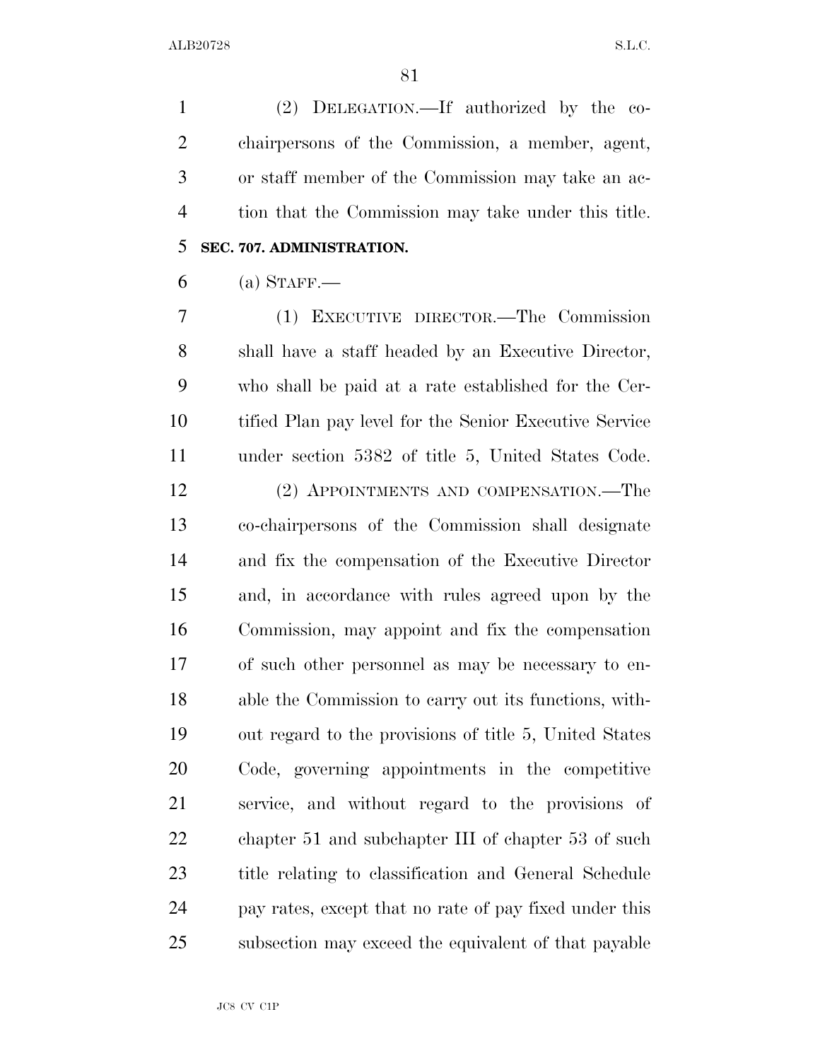(2) DELEGATION.—If authorized by the co-chairpersons of the Commission, a member, agent, or staff member of the Commission may take an action that the Commission may take under this title.

**SEC. 707. ADMINISTRATION.**

(a) STAFF.—

(1) EXECUTIVE DIRECTOR.—The Commission shall have a staff headed by an Executive Director, who shall be paid at a rate established for the Certified Plan pay level for the Senior Executive Service under section 5382 of title 5, United States Code.

(2) APPOINTMENTS AND COMPENSATION.—The co-chairpersons of the Commission shall designate and fix the compensation of the Executive Director and, in accordance with rules agreed upon by the Commission, may appoint and fix the compensation of such other personnel as may be necessary to enable the Commission to carry out its functions, without regard to the provisions of title 5, United States Code, governing appointments in the competitive service, and without regard to the provisions of chapter 51 and subchapter III of chapter 53 of such title relating to classification and General Schedule pay rates, except that no rate of pay fixed under this subsection may exceed the equivalent of that payable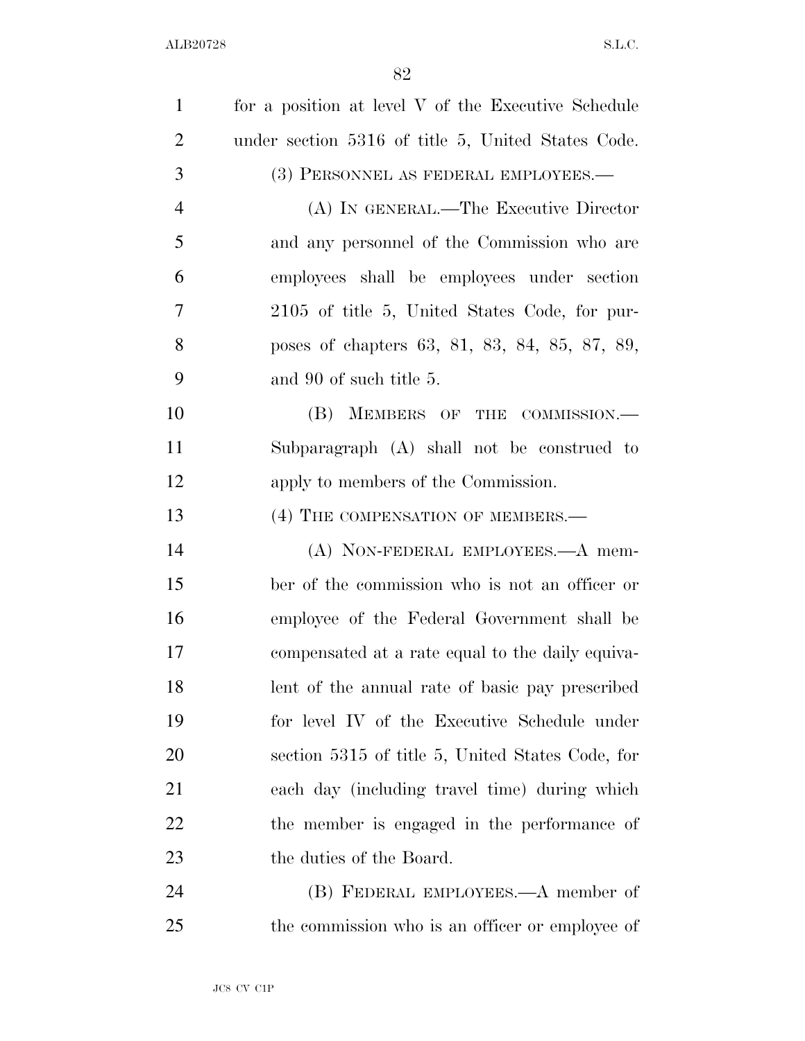for a position at level V of the Executive Schedule under section 5316 of title 5, United States Code.

(3) PERSONNEL AS FEDERAL EMPLOYEES.—

(A) IN GENERAL.—The Executive Director and any personnel of the Commission who are employees shall be employees under section 2105 of title 5, United States Code, for purposes of chapters 63, 81, 83, 84, 85, 87, 89, and 90 of such title 5.

(B) MEMBERS OF THE COMMISSION.—Subparagraph (A) shall not be construed to apply to members of the Commission.

(4) THE COMPENSATION OF MEMBERS.—

(A) NON-FEDERAL EMPLOYEES.—A member of the commission who is not an officer or employee of the Federal Government shall be compensated at a rate equal to the daily equivalent of the annual rate of basic pay prescribed for level IV of the Executive Schedule under section 5315 of title 5, United States Code, for each day (including travel time) during which the member is engaged in the performance of the duties of the Board.

(B) FEDERAL EMPLOYEES.—A member of the commission who is an officer or employee of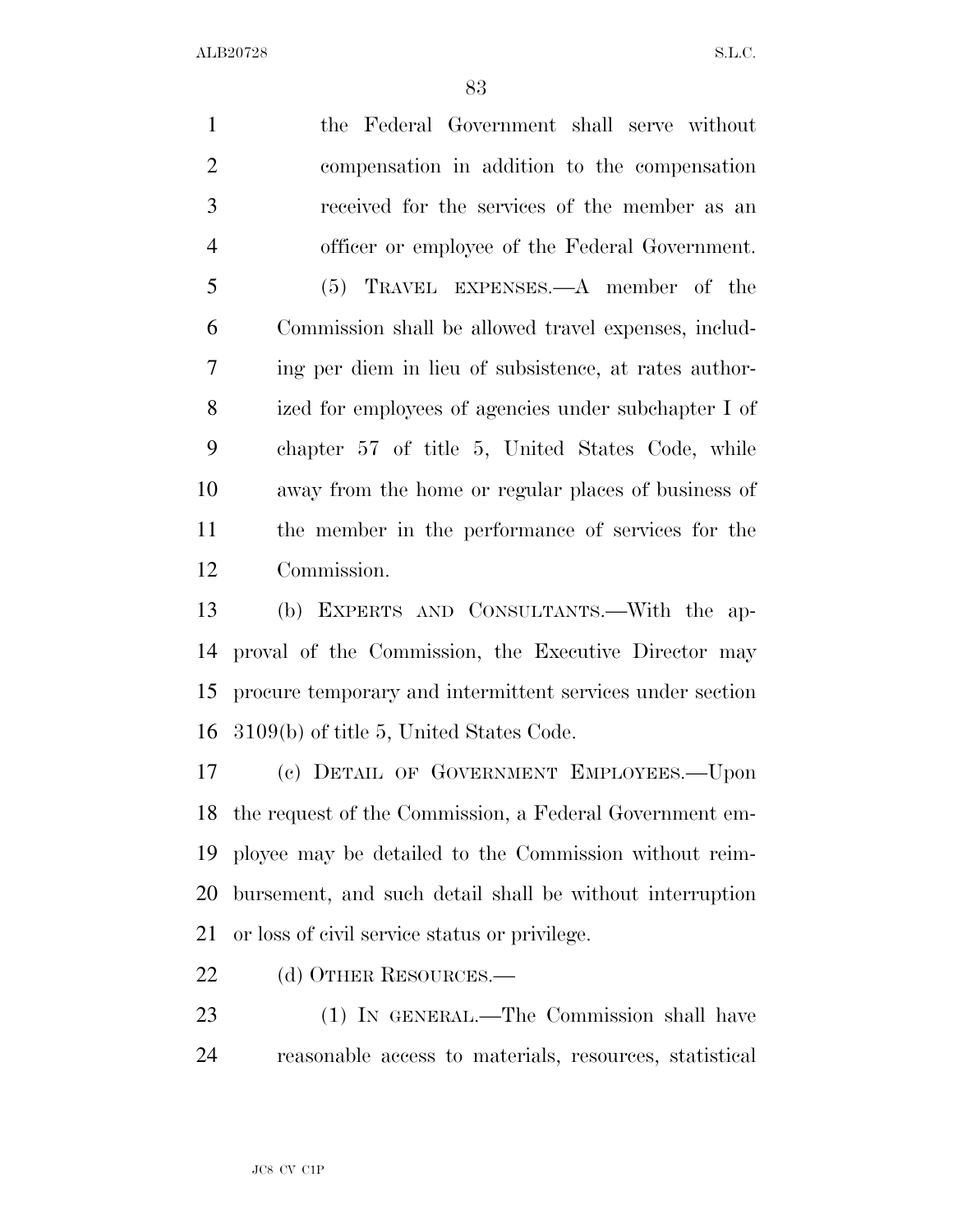the Federal Government shall serve without compensation in addition to the compensation received for the services of the member as an officer or employee of the Federal Government.

(5) TRAVEL EXPENSES.—A member of the Commission shall be allowed travel expenses, including per diem in lieu of subsistence, at rates authorized for employees of agencies under subchapter I of chapter 57 of title 5, United States Code, while away from the home or regular places of business of the member in the performance of services for the Commission.

(b) EXPERTS AND CONSULTANTS.—With the approval of the Commission, the Executive Director may procure temporary and intermittent services under section 3109(b) of title 5, United States Code.

(c) DETAIL OF GOVERNMENT EMPLOYEES.—Upon the request of the Commission, a Federal Government employee may be detailed to the Commission without reimbursement, and such detail shall be without interruption or loss of civil service status or privilege.

(d) OTHER RESOURCES.—

(1) IN GENERAL.—The Commission shall have reasonable access to materials, resources, statistical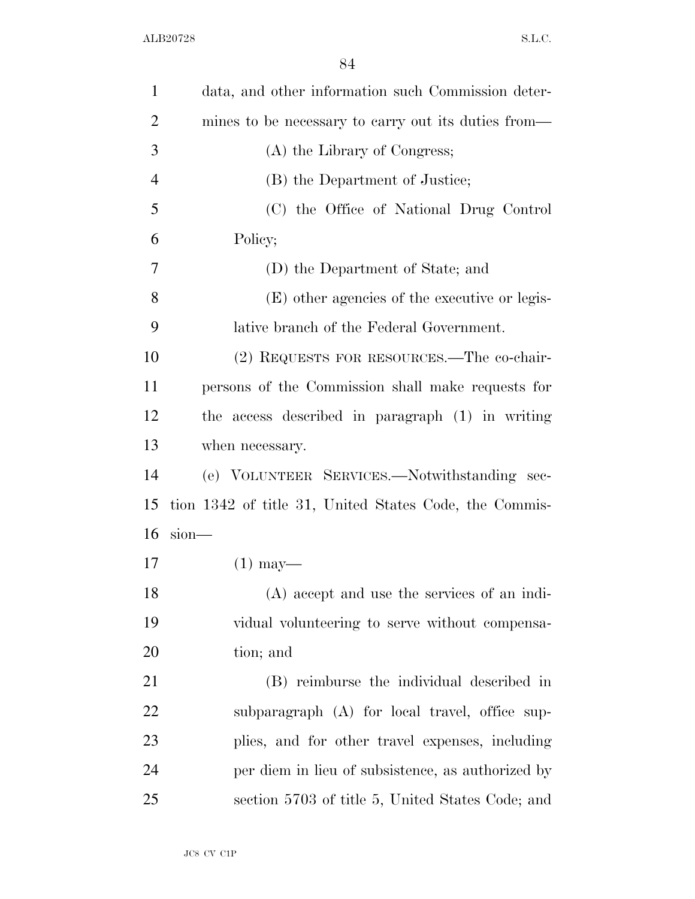data, and other information such Commission determines to be necessary to carry out its duties from—

(A) the Library of Congress;

(B) the Department of Justice;

(C) the Office of National Drug Control Policy;

(D) the Department of State; and

(E) other agencies of the executive or legislative branch of the Federal Government.

(2) REQUESTS FOR RESOURCES.—The co-chairpersons of the Commission shall make requests for the access described in paragraph (1) in writing when necessary.

(e) VOLUNTEER SERVICES.—Notwithstanding section 1342 of title 31, United States Code, the Commission—

(1) may—

(A) accept and use the services of an individual volunteering to serve without compensation; and

(B) reimburse the individual described in subparagraph (A) for local travel, office supplies, and for other travel expenses, including per diem in lieu of subsistence, as authorized by section 5703 of title 5, United States Code; and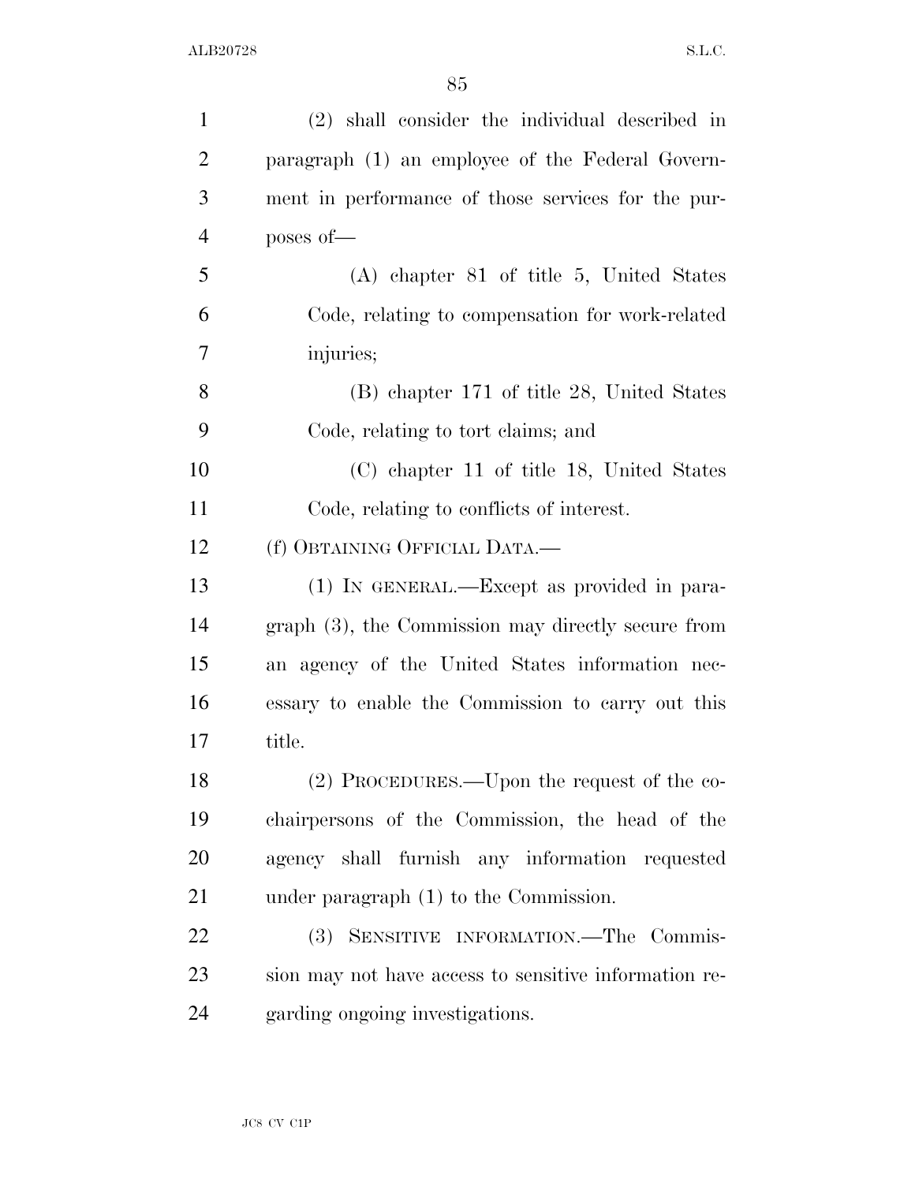(2) shall consider the individual described in paragraph (1) an employee of the Federal Government in performance of those services for the purposes of—

(A) chapter 81 of title 5, United States Code, relating to compensation for work-related injuries;

(B) chapter 171 of title 28, United States Code, relating to tort claims; and

(C) chapter 11 of title 18, United States Code, relating to conflicts of interest.

(f) OBTAINING OFFICIAL DATA.—

(1) IN GENERAL.—Except as provided in paragraph (3), the Commission may directly secure from an agency of the United States information necessary to enable the Commission to carry out this title.

(2) PROCEDURES.—Upon the request of the co-chairpersons of the Commission, the head of the agency shall furnish any information requested under paragraph (1) to the Commission.

(3) SENSITIVE INFORMATION.—The Commission may not have access to sensitive information regarding ongoing investigations.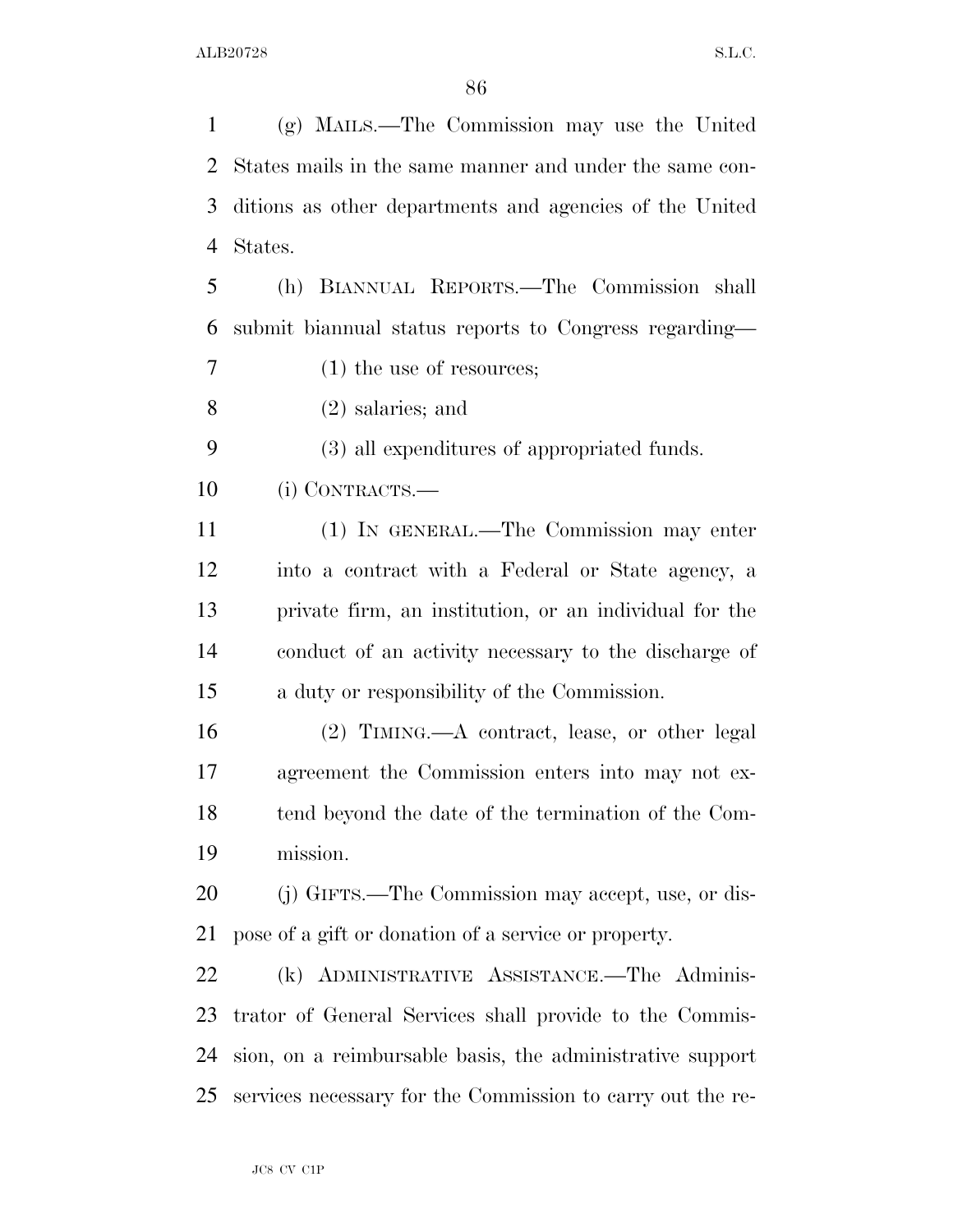(g) MAILS.—The Commission may use the United States mails in the same manner and under the same conditions as other departments and agencies of the United States.

(h) BIANNUAL REPORTS.—The Commission shall submit biannual status reports to Congress regarding—

(1) the use of resources;

(2) salaries; and

(3) all expenditures of appropriated funds.

(i) CONTRACTS.—

(1) IN GENERAL.—The Commission may enter into a contract with a Federal or State agency, a private firm, an institution, or an individual for the conduct of an activity necessary to the discharge of a duty or responsibility of the Commission.

(2) TIMING.—A contract, lease, or other legal agreement the Commission enters into may not extend beyond the date of the termination of the Commission.

(j) GIFTS.—The Commission may accept, use, or dispose of a gift or donation of a service or property.

(k) ADMINISTRATIVE ASSISTANCE.—The Administrator of General Services shall provide to the Commission, on a reimbursable basis, the administrative support services necessary for the Commission to carry out the re-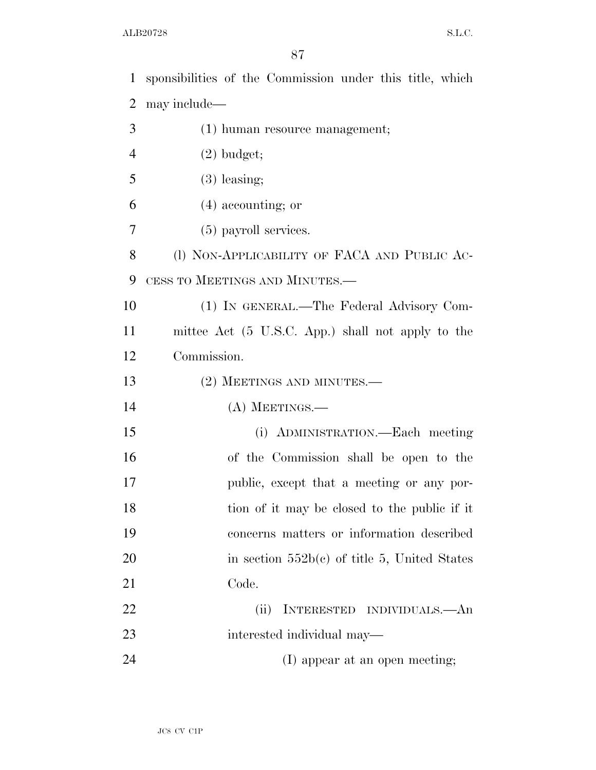sponsibilities of the Commission under this title, which may include—

(1) human resource management;

(2) budget;

(3) leasing;

(4) accounting; or

(5) payroll services.

(l) NON-APPLICABILITY OF FACA AND PUBLIC ACCESS TO MEETINGS AND MINUTES.—

(1) IN GENERAL.—The Federal Advisory Committee Act (5 U.S.C. App.) shall not apply to the Commission.

(2) MEETINGS AND MINUTES.—

(A) MEETINGS.—

(i) ADMINISTRATION.—Each meeting of the Commission shall be open to the public, except that a meeting or any portion of it may be closed to the public if it concerns matters or information described in section 552b(c) of title 5, United States Code.

(ii) INTERESTED INDIVIDUALS.—An interested individual may—

(I) appear at an open meeting;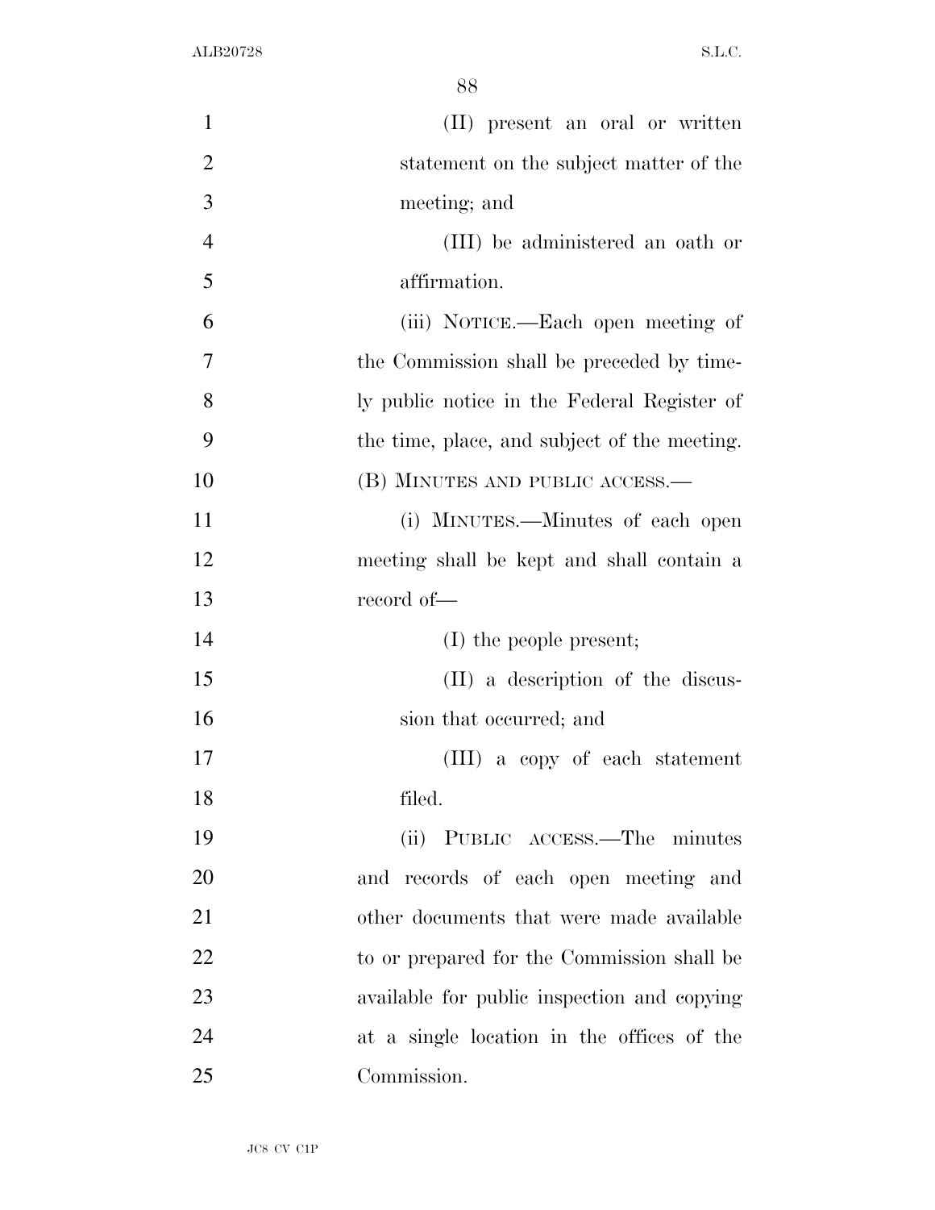(II) present an oral or written statement on the subject matter of the meeting; and

(III) be administered an oath or affirmation.

(iii) NOTICE.—Each open meeting of the Commission shall be preceded by timely public notice in the Federal Register of the time, place, and subject of the meeting.

(B) MINUTES AND PUBLIC ACCESS.—

(i) MINUTES.—Minutes of each open meeting shall be kept and shall contain a record of—

(I) the people present;

(II) a description of the discussion that occurred; and

(III) a copy of each statement filed.

(ii) PUBLIC ACCESS.—The minutes and records of each open meeting and other documents that were made available to or prepared for the Commission shall be available for public inspection and copying at a single location in the offices of the Commission.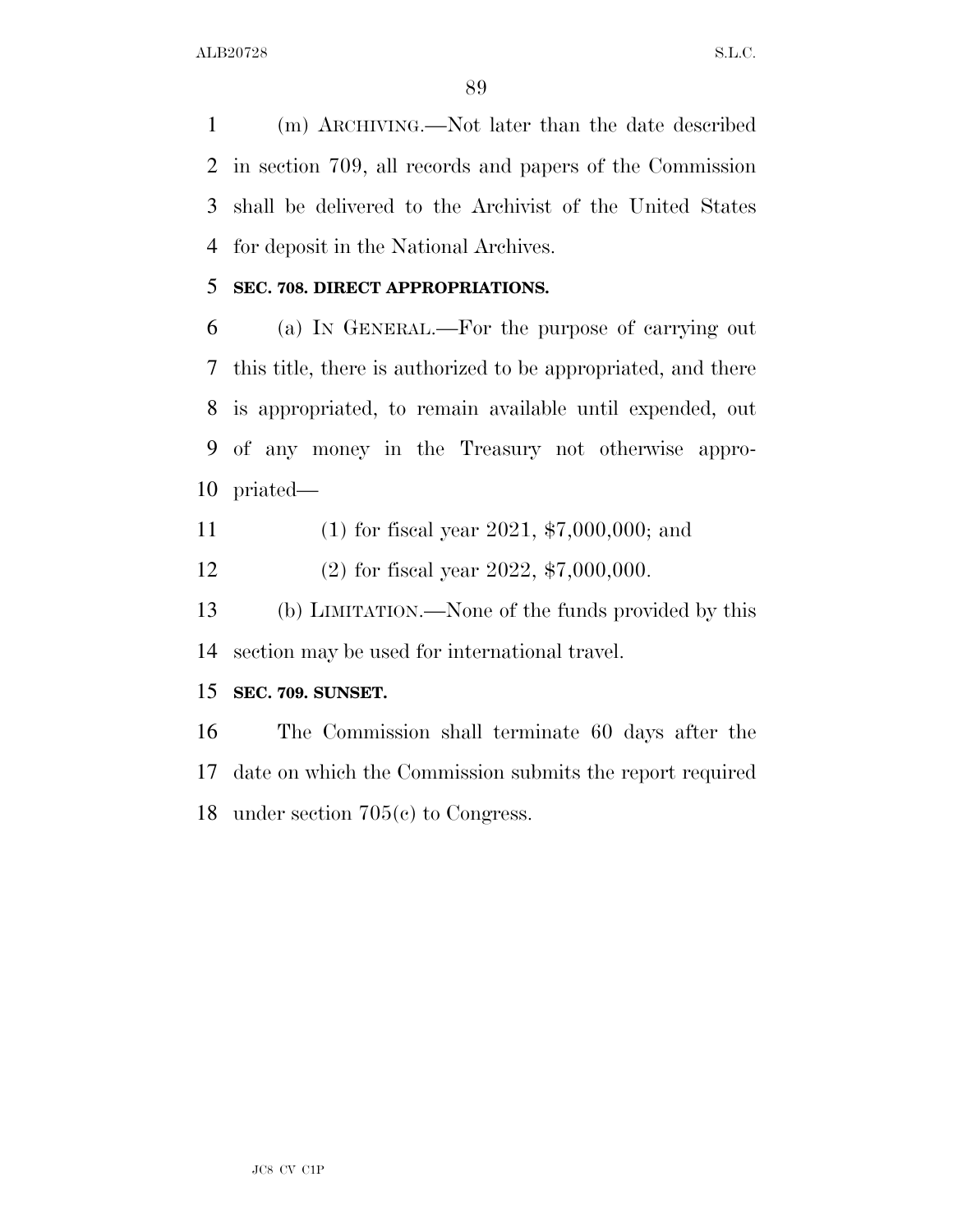(m) ARCHIVING.—Not later than the date described in section 709, all records and papers of the Commission shall be delivered to the Archivist of the United States for deposit in the National Archives.

**SEC. 708. DIRECT APPROPRIATIONS.**

(a) IN GENERAL.—For the purpose of carrying out this title, there is authorized to be appropriated, and there is appropriated, to remain available until expended, out of any money in the Treasury not otherwise appropriated—

(1) for fiscal year 2021, $7,000,000; and

(2) for fiscal year 2022, $7,000,000.

(b) LIMITATION.—None of the funds provided by this section may be used for international travel.

**SEC. 709. SUNSET.**

The Commission shall terminate 60 days after the date on which the Commission submits the report required under section 705(c) to Congress.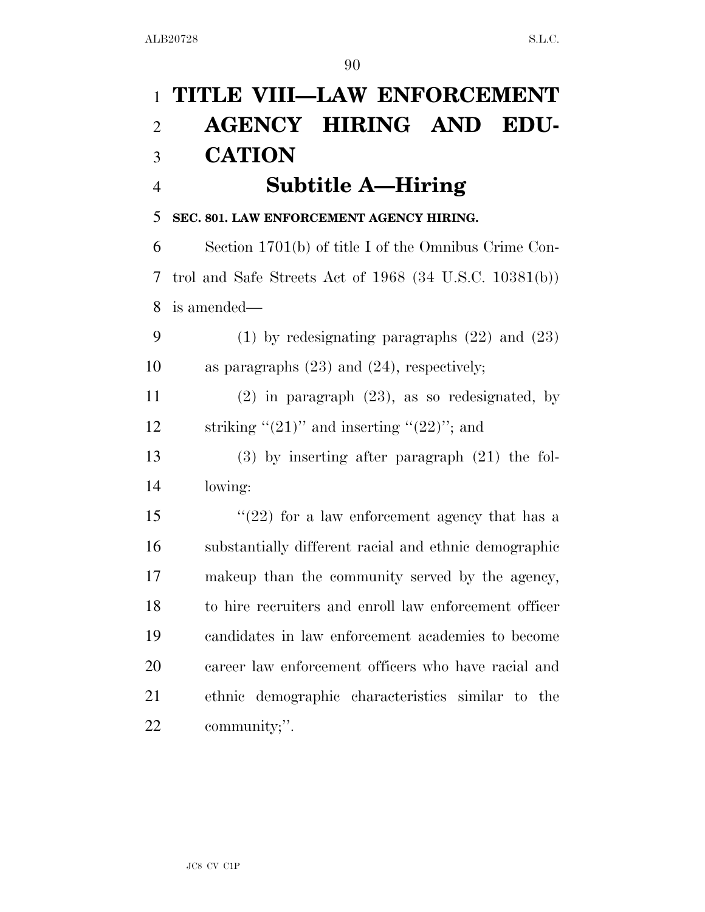# TITLE VIII—LAW ENFORCEMENT AGENCY HIRING AND EDUCATION

## Subtitle A—Hiring

### SEC. 801. LAW ENFORCEMENT AGENCY HIRING.

Section 1701(b) of title I of the Omnibus Crime Control and Safe Streets Act of 1968 (34 U.S.C. 10381(b)) is amended—

(1) by redesignating paragraphs (22) and (23) as paragraphs (23) and (24), respectively;

(2) in paragraph (23), as so redesignated, by striking "(21)" and inserting "(22)"; and

(3) by inserting after paragraph (21) the following:

"(22) for a law enforcement agency that has a substantially different racial and ethnic demographic makeup than the community served by the agency, to hire recruiters and enroll law enforcement officer candidates in law enforcement academies to become career law enforcement officers who have racial and ethnic demographic characteristics similar to the community;".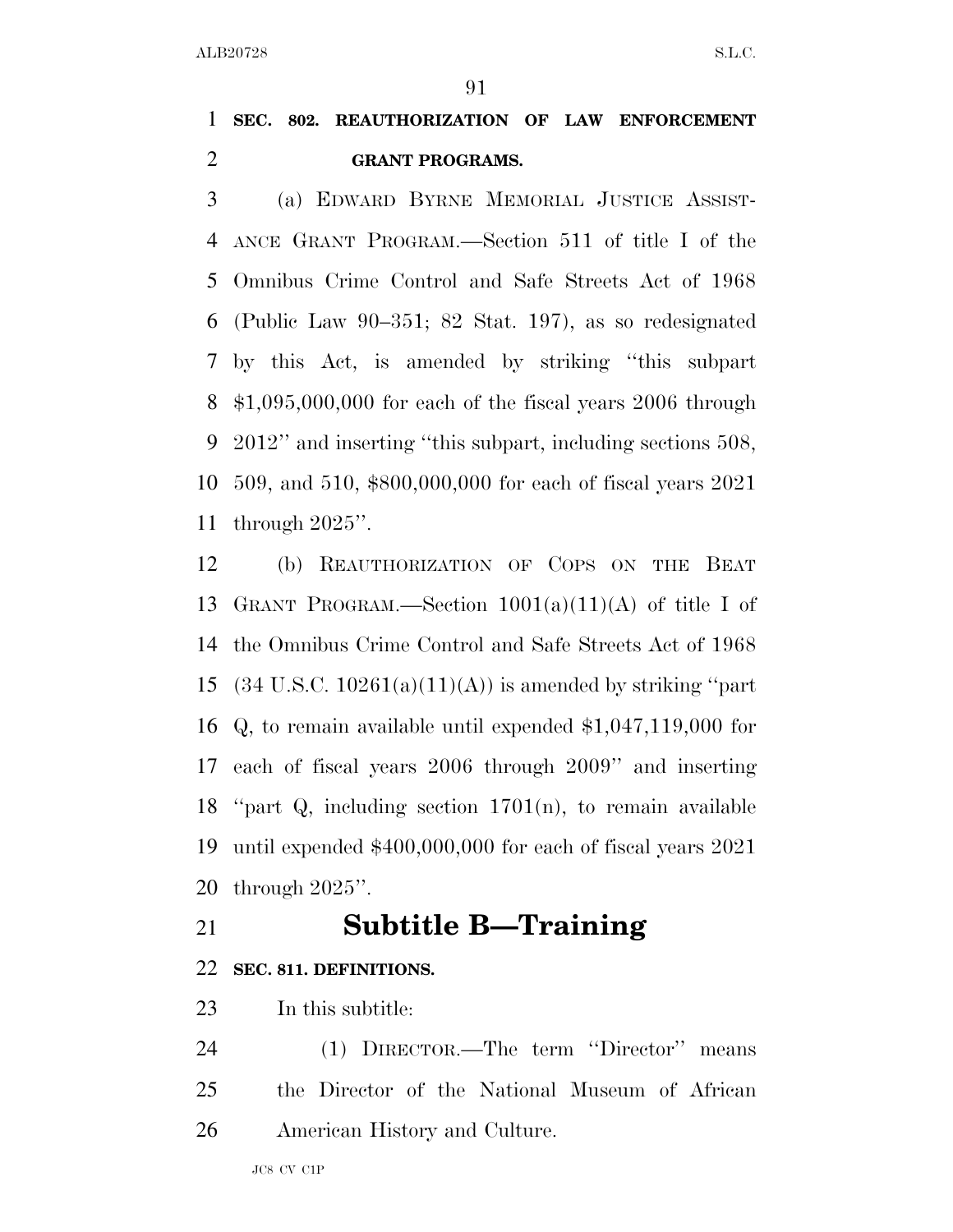**SEC. 802. REAUTHORIZATION OF LAW ENFORCEMENT GRANT PROGRAMS.**

(a) EDWARD BYRNE MEMORIAL JUSTICE ASSISTANCE GRANT PROGRAM.—Section 511 of title I of the Omnibus Crime Control and Safe Streets Act of 1968 (Public Law 90–351; 82 Stat. 197), as so redesignated by this Act, is amended by striking ''this subpart $1,095,000,000 for each of the fiscal years 2006 through 2012'' and inserting ''this subpart, including sections 508, 509, and 510, $800,000,000 for each of fiscal years 2021 through 2025''.

(b) REAUTHORIZATION OF COPS ON THE BEAT GRANT PROGRAM.—Section 1001(a)(11)(A) of title I of the Omnibus Crime Control and Safe Streets Act of 1968 (34 U.S.C. 10261(a)(11)(A)) is amended by striking ''part Q, to remain available until expended $1,047,119,000 for each of fiscal years 2006 through 2009'' and inserting ''part Q, including section 1701(n), to remain available until expended $400,000,000 for each of fiscal years 2021 through 2025''.

## Subtitle B—Training

**SEC. 811. DEFINITIONS.**

In this subtitle:

(1) DIRECTOR.—The term ''Director'' means the Director of the National Museum of African American History and Culture.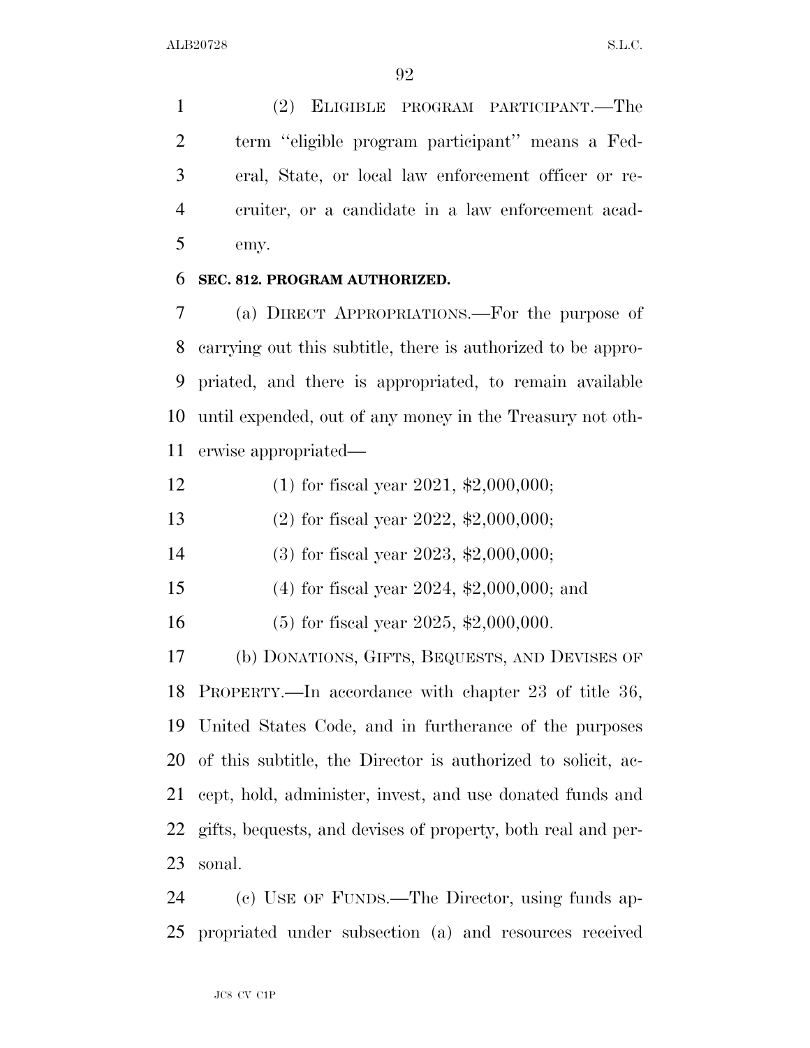(2) ELIGIBLE PROGRAM PARTICIPANT.—The term "eligible program participant" means a Federal, State, or local law enforcement officer or recruiter, or a candidate in a law enforcement academy.

**SEC. 812. PROGRAM AUTHORIZED.**

(a) DIRECT APPROPRIATIONS.—For the purpose of carrying out this subtitle, there is authorized to be appropriated, and there is appropriated, to remain available until expended, out of any money in the Treasury not otherwise appropriated—

(1) for fiscal year 2021, $2,000,000;

(2) for fiscal year 2022, $2,000,000;

(3) for fiscal year 2023, $2,000,000;

(4) for fiscal year 2024, $2,000,000; and

(5) for fiscal year 2025, $2,000,000.

(b) DONATIONS, GIFTS, BEQUESTS, AND DEVISES OF PROPERTY.—In accordance with chapter 23 of title 36, United States Code, and in furtherance of the purposes of this subtitle, the Director is authorized to solicit, accept, hold, administer, invest, and use donated funds and gifts, bequests, and devises of property, both real and personal.

(c) USE OF FUNDS.—The Director, using funds appropriated under subsection (a) and resources received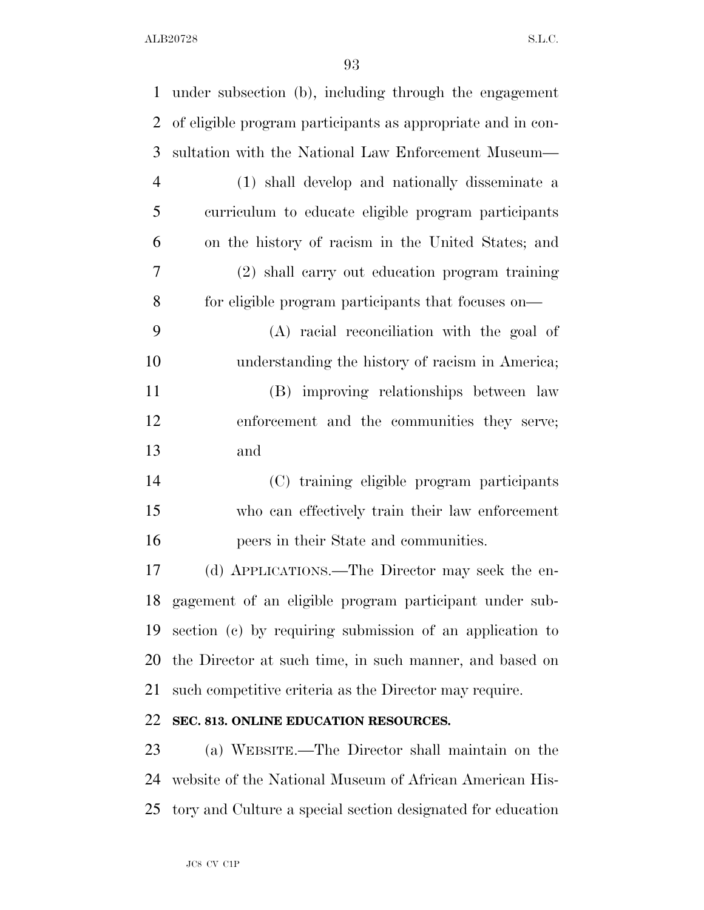under subsection (b), including through the engagement of eligible program participants as appropriate and in consultation with the National Law Enforcement Museum—

(1) shall develop and nationally disseminate a curriculum to educate eligible program participants on the history of racism in the United States; and

(2) shall carry out education program training for eligible program participants that focuses on—

(A) racial reconciliation with the goal of understanding the history of racism in America;

(B) improving relationships between law enforcement and the communities they serve; and

(C) training eligible program participants who can effectively train their law enforcement peers in their State and communities.

(d) APPLICATIONS.—The Director may seek the engagement of an eligible program participant under subsection (c) by requiring submission of an application to the Director at such time, in such manner, and based on such competitive criteria as the Director may require.

**SEC. 813. ONLINE EDUCATION RESOURCES.**

(a) WEBSITE.—The Director shall maintain on the website of the National Museum of African American History and Culture a special section designated for education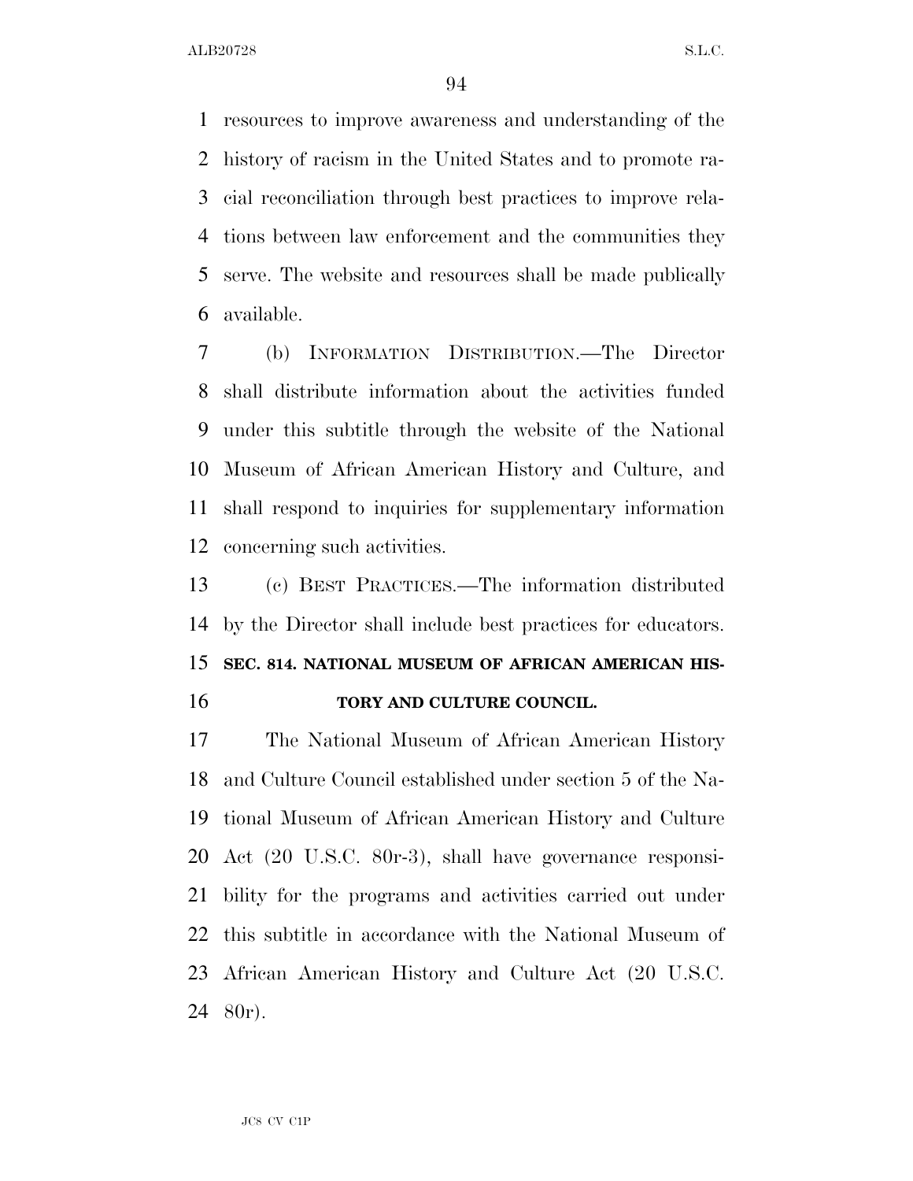resources to improve awareness and understanding of the history of racism in the United States and to promote racial reconciliation through best practices to improve relations between law enforcement and the communities they serve. The website and resources shall be made publically available.

(b) INFORMATION DISTRIBUTION.—The Director shall distribute information about the activities funded under this subtitle through the website of the National Museum of African American History and Culture, and shall respond to inquiries for supplementary information concerning such activities.

(c) BEST PRACTICES.—The information distributed by the Director shall include best practices for educators.

**SEC. 814. NATIONAL MUSEUM OF AFRICAN AMERICAN HISTORY AND CULTURE COUNCIL.**

The National Museum of African American History and Culture Council established under section 5 of the National Museum of African American History and Culture Act (20 U.S.C. 80r-3), shall have governance responsibility for the programs and activities carried out under this subtitle in accordance with the National Museum of African American History and Culture Act (20 U.S.C. 80r).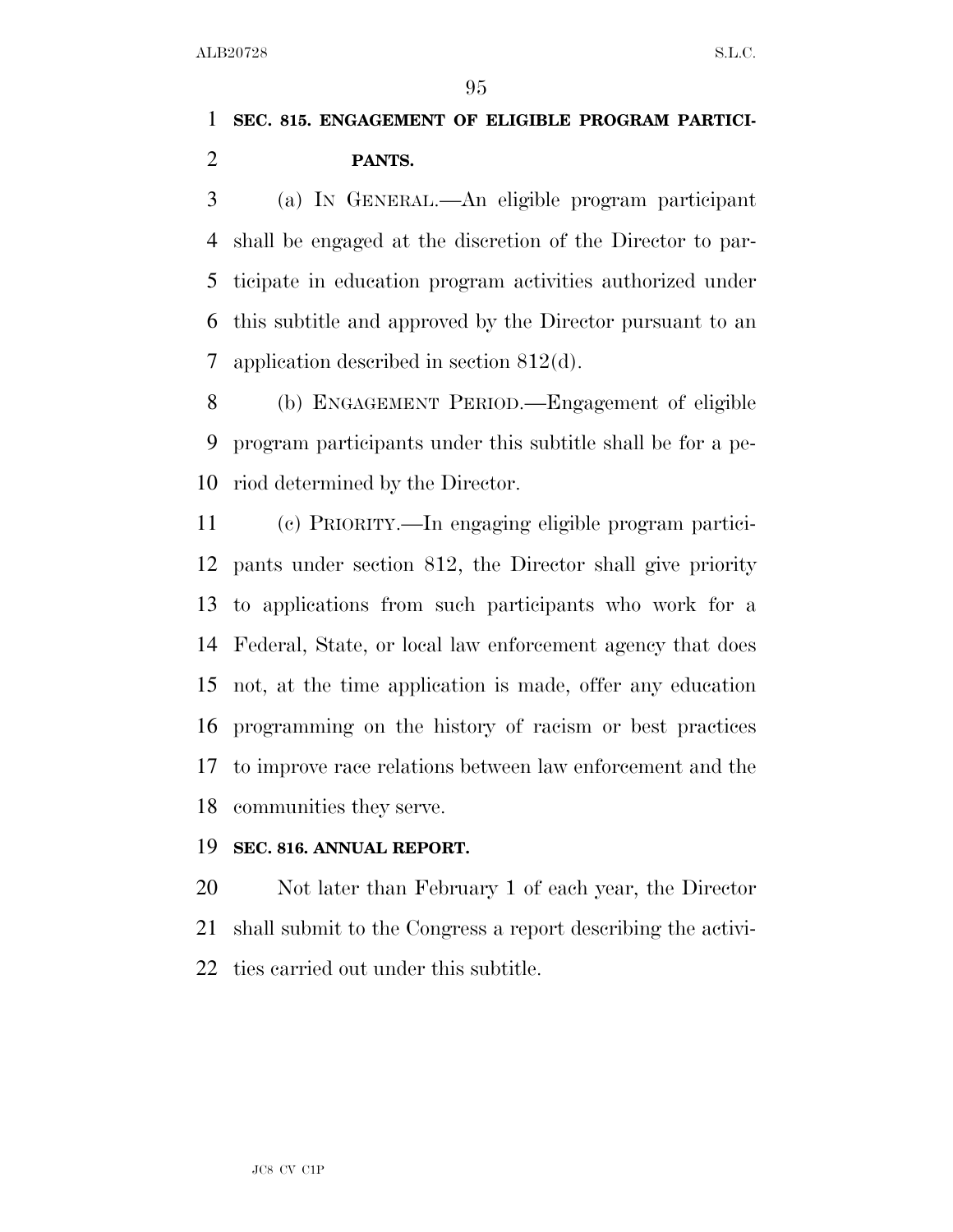## SEC. 815. ENGAGEMENT OF ELIGIBLE PROGRAM PARTICIPANTS.

(a) IN GENERAL.—An eligible program participant shall be engaged at the discretion of the Director to participate in education program activities authorized under this subtitle and approved by the Director pursuant to an application described in section 812(d).

(b) ENGAGEMENT PERIOD.—Engagement of eligible program participants under this subtitle shall be for a period determined by the Director.

(c) PRIORITY.—In engaging eligible program participants under section 812, the Director shall give priority to applications from such participants who work for a Federal, State, or local law enforcement agency that does not, at the time application is made, offer any education programming on the history of racism or best practices to improve race relations between law enforcement and the communities they serve.

## SEC. 816. ANNUAL REPORT.

Not later than February 1 of each year, the Director shall submit to the Congress a report describing the activities carried out under this subtitle.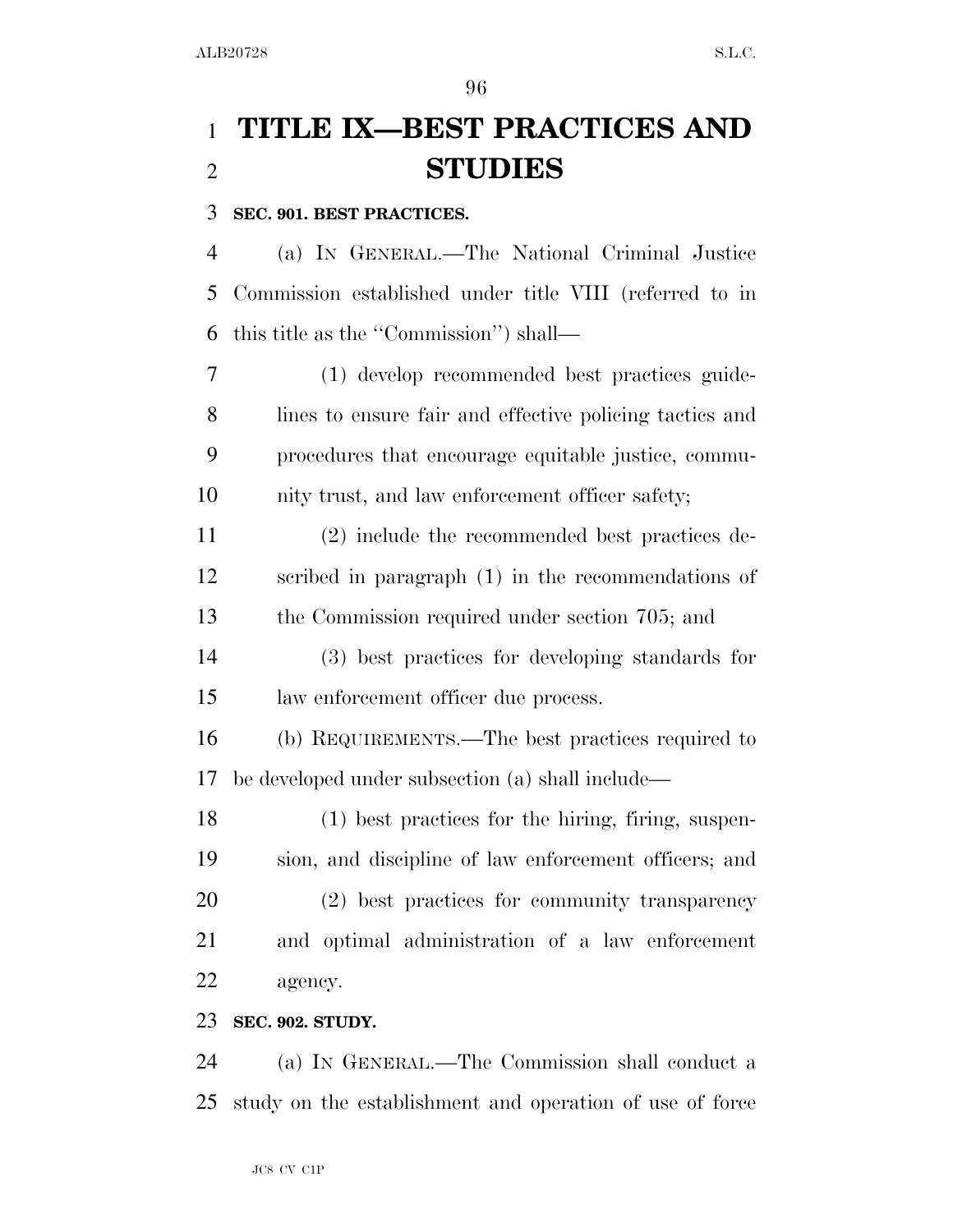# TITLE IX—BEST PRACTICES AND STUDIES

**SEC. 901. BEST PRACTICES.**

(a) IN GENERAL.—The National Criminal Justice Commission established under title VIII (referred to in this title as the ''Commission'') shall—

(1) develop recommended best practices guidelines to ensure fair and effective policing tactics and procedures that encourage equitable justice, community trust, and law enforcement officer safety;

(2) include the recommended best practices described in paragraph (1) in the recommendations of the Commission required under section 705; and

(3) best practices for developing standards for law enforcement officer due process.

(b) REQUIREMENTS.—The best practices required to be developed under subsection (a) shall include—

(1) best practices for the hiring, firing, suspension, and discipline of law enforcement officers; and

(2) best practices for community transparency and optimal administration of a law enforcement agency.

**SEC. 902. STUDY.**

(a) IN GENERAL.—The Commission shall conduct a study on the establishment and operation of use of force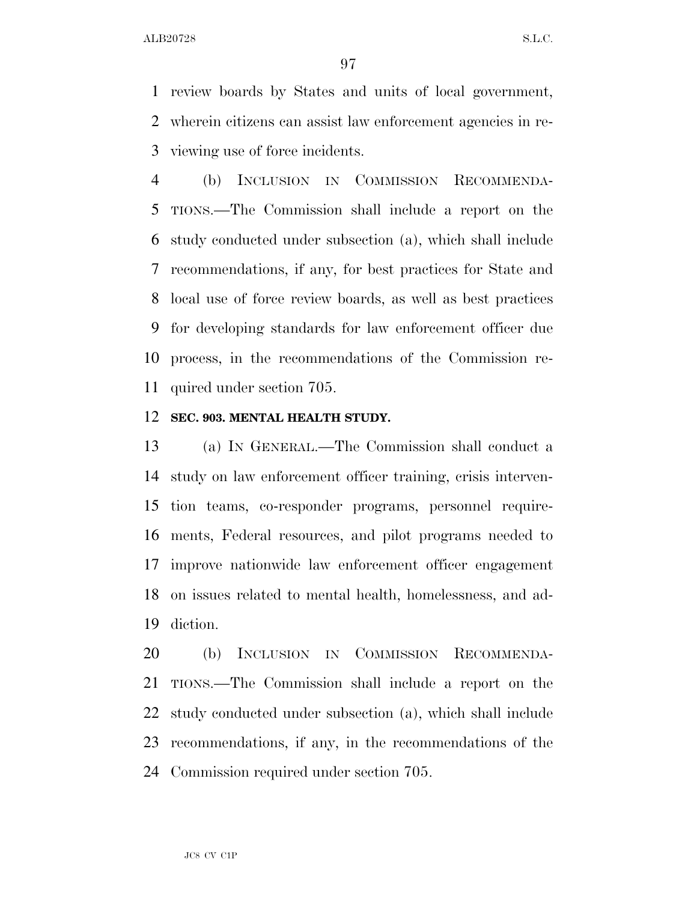review boards by States and units of local government, wherein citizens can assist law enforcement agencies in reviewing use of force incidents.

(b) INCLUSION IN COMMISSION RECOMMENDATIONS.—The Commission shall include a report on the study conducted under subsection (a), which shall include recommendations, if any, for best practices for State and local use of force review boards, as well as best practices for developing standards for law enforcement officer due process, in the recommendations of the Commission required under section 705.

**SEC. 903. MENTAL HEALTH STUDY.**

(a) IN GENERAL.—The Commission shall conduct a study on law enforcement officer training, crisis intervention teams, co-responder programs, personnel requirements, Federal resources, and pilot programs needed to improve nationwide law enforcement officer engagement on issues related to mental health, homelessness, and addiction.

(b) INCLUSION IN COMMISSION RECOMMENDATIONS.—The Commission shall include a report on the study conducted under subsection (a), which shall include recommendations, if any, in the recommendations of the Commission required under section 705.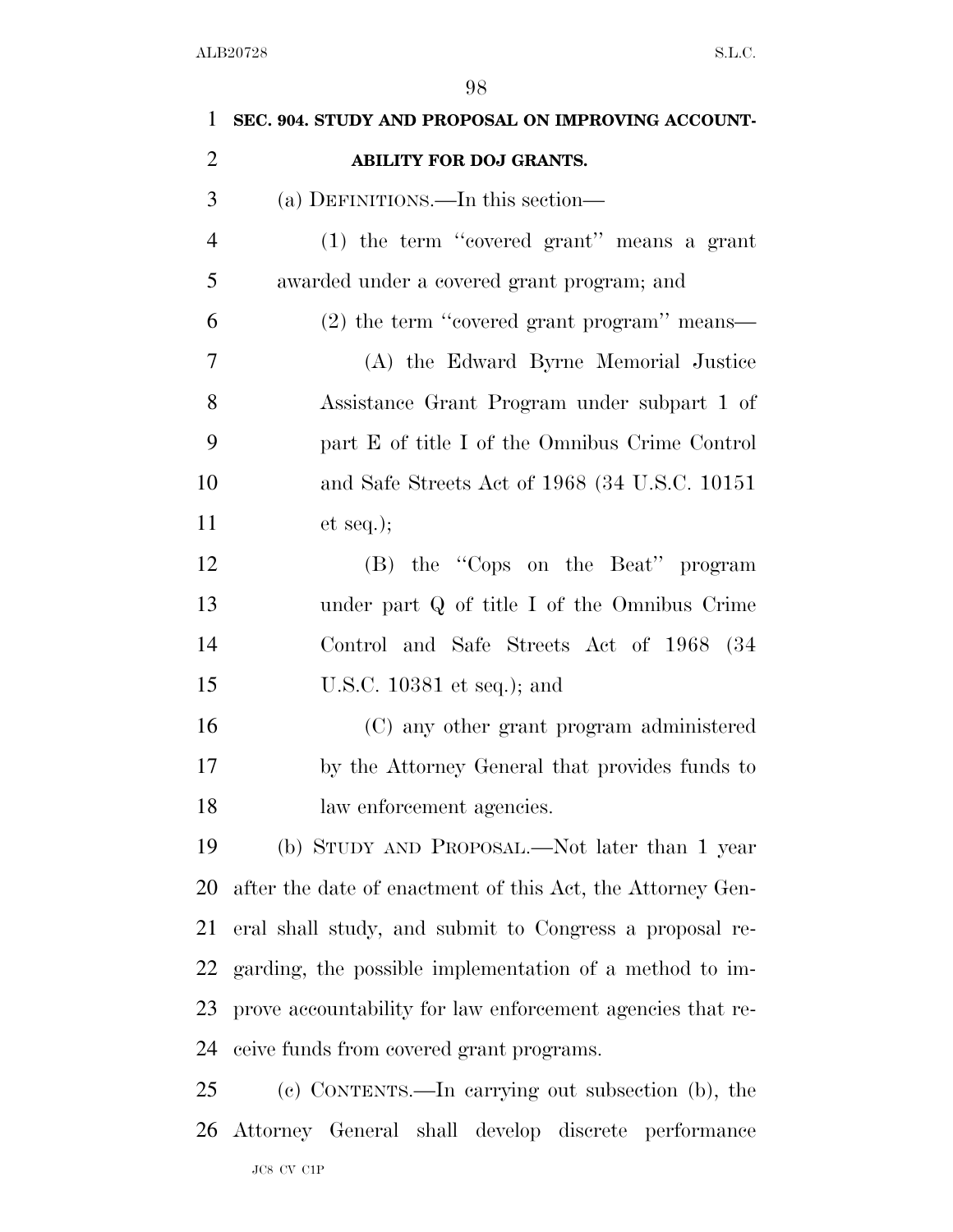**SEC. 904. STUDY AND PROPOSAL ON IMPROVING ACCOUNTABILITY FOR DOJ GRANTS.**

(a) DEFINITIONS.—In this section—

(1) the term ''covered grant'' means a grant awarded under a covered grant program; and

(2) the term ''covered grant program'' means—

(A) the Edward Byrne Memorial Justice Assistance Grant Program under subpart 1 of part E of title I of the Omnibus Crime Control and Safe Streets Act of 1968 (34 U.S.C. 10151 et seq.);

(B) the ''Cops on the Beat'' program under part Q of title I of the Omnibus Crime Control and Safe Streets Act of 1968 (34 U.S.C. 10381 et seq.); and

(C) any other grant program administered by the Attorney General that provides funds to law enforcement agencies.

(b) STUDY AND PROPOSAL.—Not later than 1 year after the date of enactment of this Act, the Attorney General shall study, and submit to Congress a proposal regarding, the possible implementation of a method to improve accountability for law enforcement agencies that receive funds from covered grant programs.

(c) CONTENTS.—In carrying out subsection (b), the Attorney General shall develop discrete performance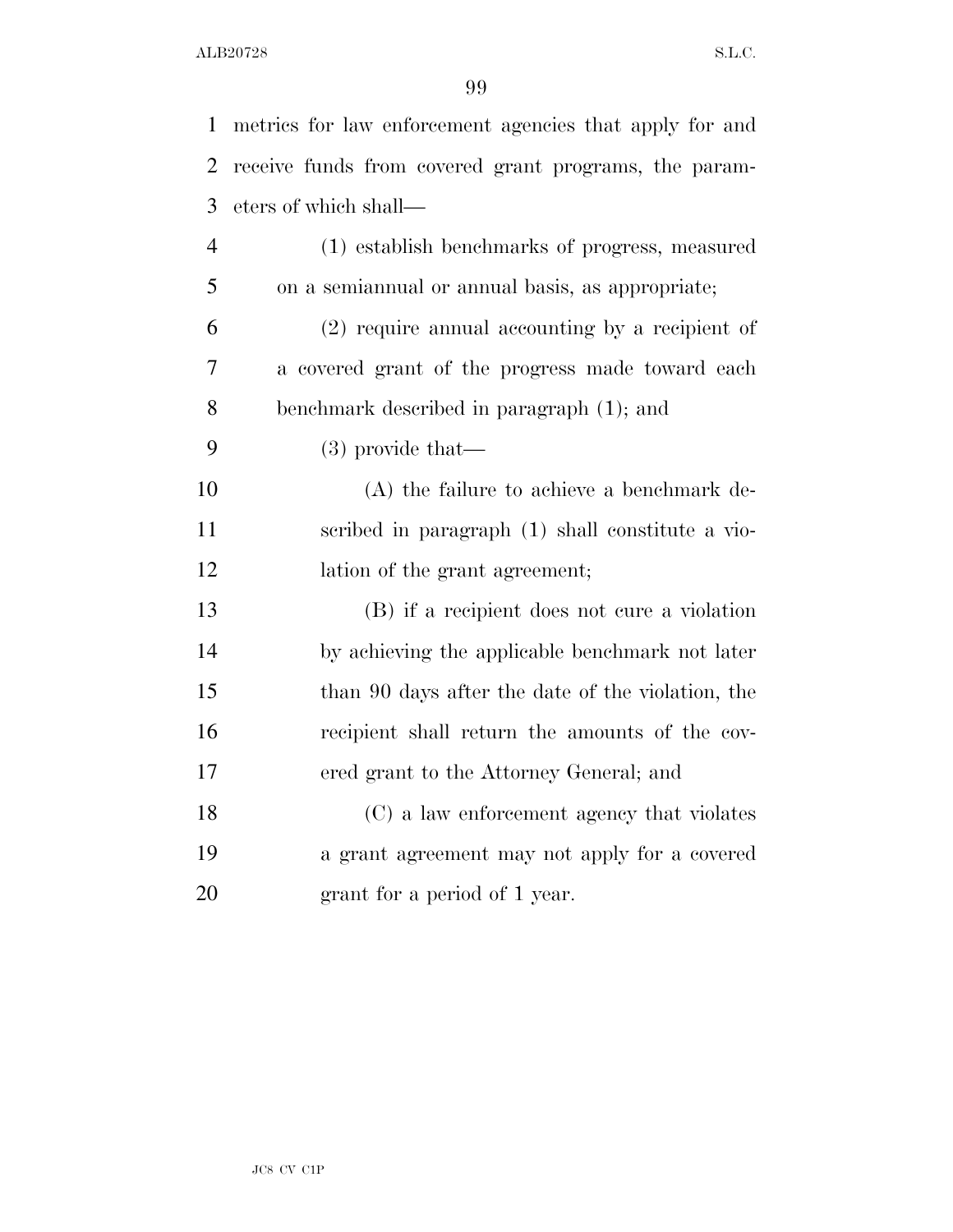metrics for law enforcement agencies that apply for and receive funds from covered grant programs, the parameters of which shall—

(1) establish benchmarks of progress, measured on a semiannual or annual basis, as appropriate;

(2) require annual accounting by a recipient of a covered grant of the progress made toward each benchmark described in paragraph (1); and

(3) provide that—

(A) the failure to achieve a benchmark described in paragraph (1) shall constitute a violation of the grant agreement;

(B) if a recipient does not cure a violation by achieving the applicable benchmark not later than 90 days after the date of the violation, the recipient shall return the amounts of the covered grant to the Attorney General; and

(C) a law enforcement agency that violates a grant agreement may not apply for a covered grant for a period of 1 year.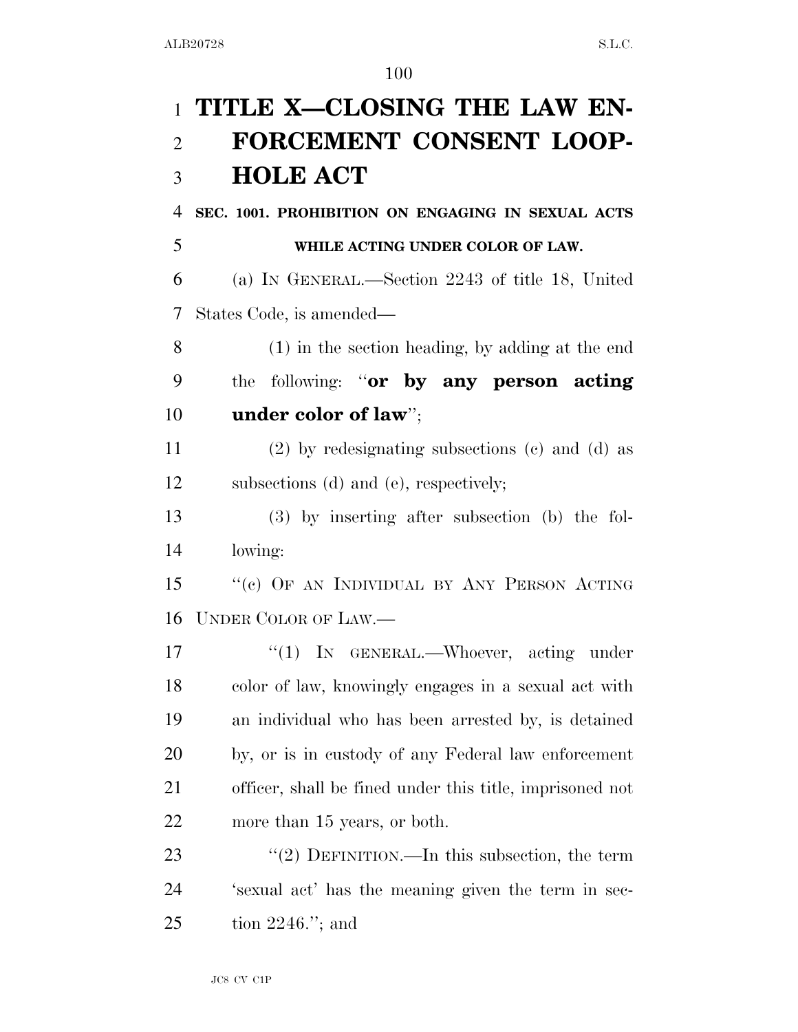# TITLE X—CLOSING THE LAW ENFORCEMENT CONSENT LOOPHOLE ACT

**SEC. 1001. PROHIBITION ON ENGAGING IN SEXUAL ACTS WHILE ACTING UNDER COLOR OF LAW.**

(a) IN GENERAL.—Section 2243 of title 18, United States Code, is amended—

(1) in the section heading, by adding at the end the following: "**or by any person acting under color of law**";

(2) by redesignating subsections (c) and (d) as subsections (d) and (e), respectively;

(3) by inserting after subsection (b) the following:

"(c) OF AN INDIVIDUAL BY ANY PERSON ACTING UNDER COLOR OF LAW.—

"(1) IN GENERAL.—Whoever, acting under color of law, knowingly engages in a sexual act with an individual who has been arrested by, is detained by, or is in custody of any Federal law enforcement officer, shall be fined under this title, imprisoned not more than 15 years, or both.

"(2) DEFINITION.—In this subsection, the term 'sexual act' has the meaning given the term in section 2246."; and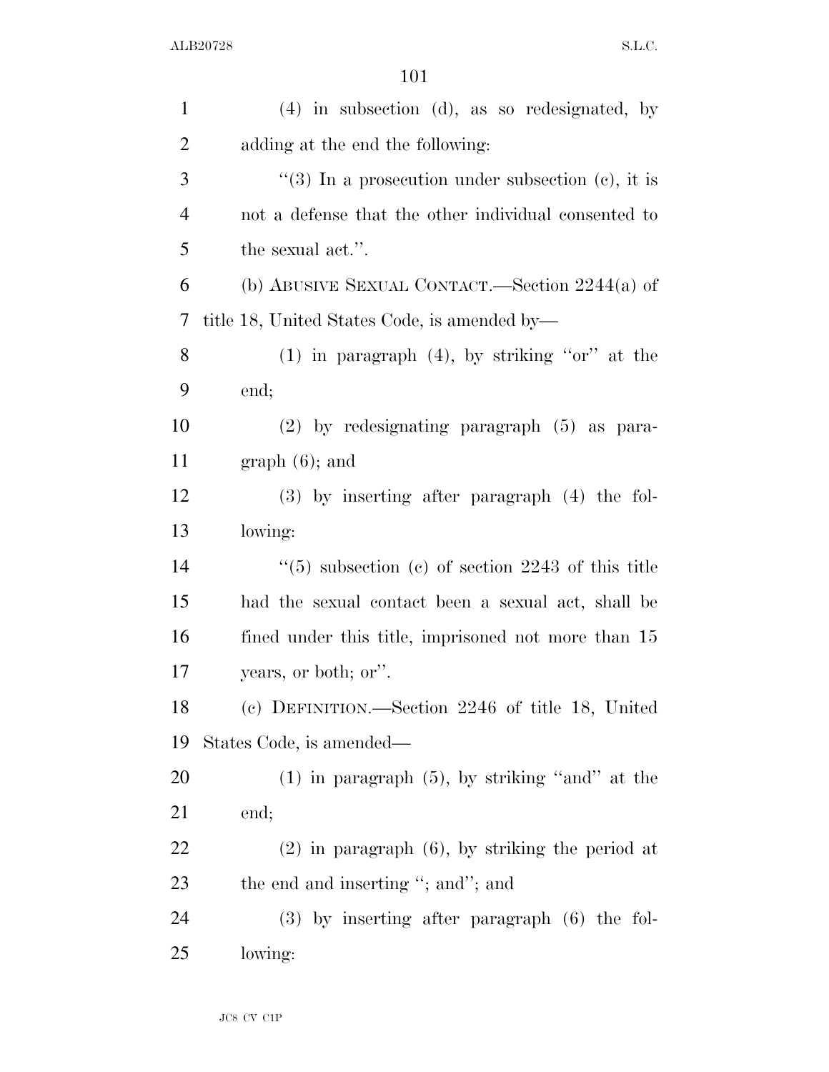(4) in subsection (d), as so redesignated, by adding at the end the following:

"(3) In a prosecution under subsection (c), it is not a defense that the other individual consented to the sexual act.".

(b) ABUSIVE SEXUAL CONTACT.—Section 2244(a) of title 18, United States Code, is amended by—

(1) in paragraph (4), by striking "or" at the end;

(2) by redesignating paragraph (5) as paragraph (6); and

(3) by inserting after paragraph (4) the following:

"(5) subsection (c) of section 2243 of this title had the sexual contact been a sexual act, shall be fined under this title, imprisoned not more than 15 years, or both; or".

(c) DEFINITION.—Section 2246 of title 18, United States Code, is amended—

(1) in paragraph (5), by striking "and" at the end;

(2) in paragraph (6), by striking the period at the end and inserting "; and"; and

(3) by inserting after paragraph (6) the following: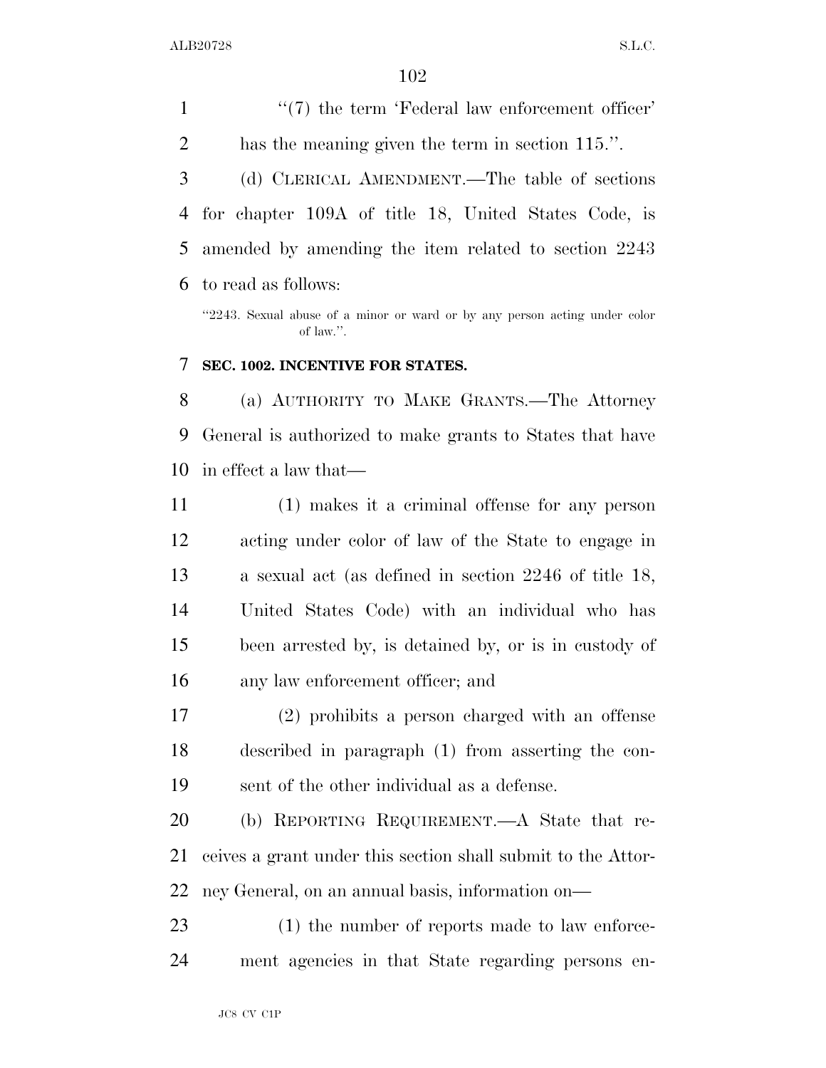"(7) the term 'Federal law enforcement officer' has the meaning given the term in section 115.".

(d) CLERICAL AMENDMENT.—The table of sections for chapter 109A of title 18, United States Code, is amended by amending the item related to section 2243 to read as follows:

"2243. Sexual abuse of a minor or ward or by any person acting under color of law.".

### SEC. 1002. INCENTIVE FOR STATES.

(a) AUTHORITY TO MAKE GRANTS.—The Attorney General is authorized to make grants to States that have in effect a law that—

(1) makes it a criminal offense for any person acting under color of law of the State to engage in a sexual act (as defined in section 2246 of title 18, United States Code) with an individual who has been arrested by, is detained by, or is in custody of any law enforcement officer; and

(2) prohibits a person charged with an offense described in paragraph (1) from asserting the consent of the other individual as a defense.

(b) REPORTING REQUIREMENT.—A State that receives a grant under this section shall submit to the Attorney General, on an annual basis, information on—

(1) the number of reports made to law enforcement agencies in that State regarding persons en-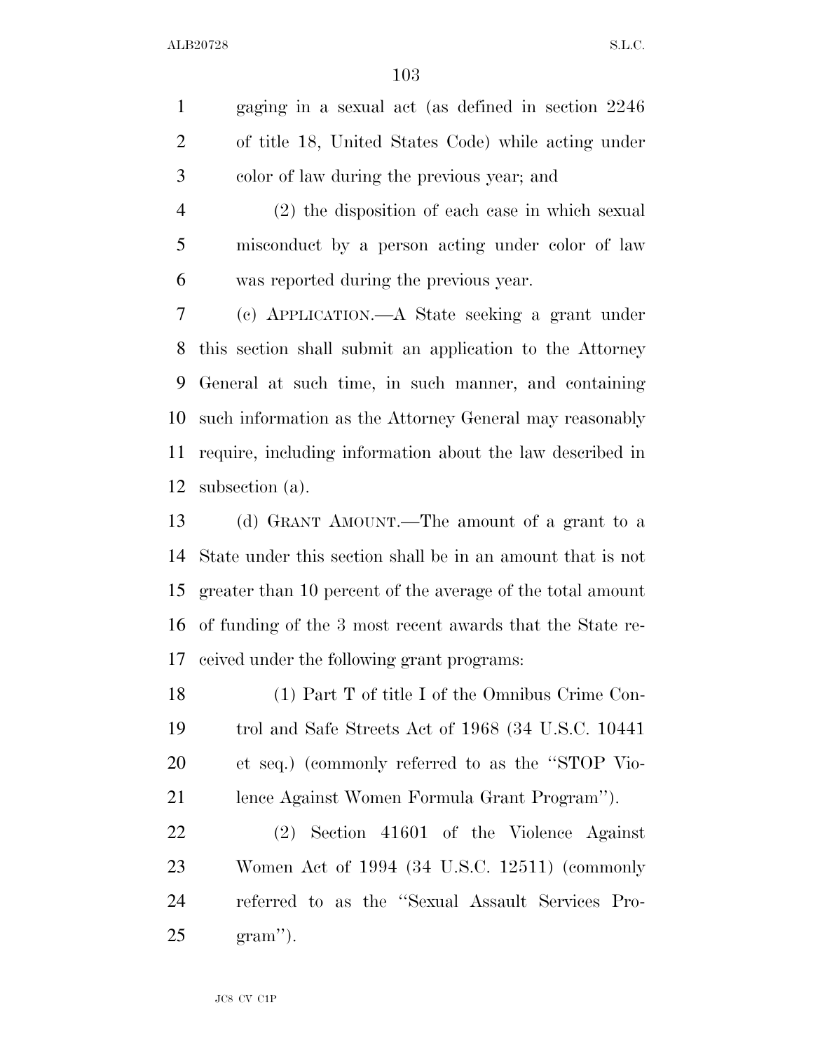gaging in a sexual act (as defined in section 2246 of title 18, United States Code) while acting under color of law during the previous year; and

(2) the disposition of each case in which sexual misconduct by a person acting under color of law was reported during the previous year.

(c) APPLICATION.—A State seeking a grant under this section shall submit an application to the Attorney General at such time, in such manner, and containing such information as the Attorney General may reasonably require, including information about the law described in subsection (a).

(d) GRANT AMOUNT.—The amount of a grant to a State under this section shall be in an amount that is not greater than 10 percent of the average of the total amount of funding of the 3 most recent awards that the State received under the following grant programs:

(1) Part T of title I of the Omnibus Crime Control and Safe Streets Act of 1968 (34 U.S.C. 10441 et seq.) (commonly referred to as the ''STOP Violence Against Women Formula Grant Program'').

(2) Section 41601 of the Violence Against Women Act of 1994 (34 U.S.C. 12511) (commonly referred to as the ''Sexual Assault Services Program'').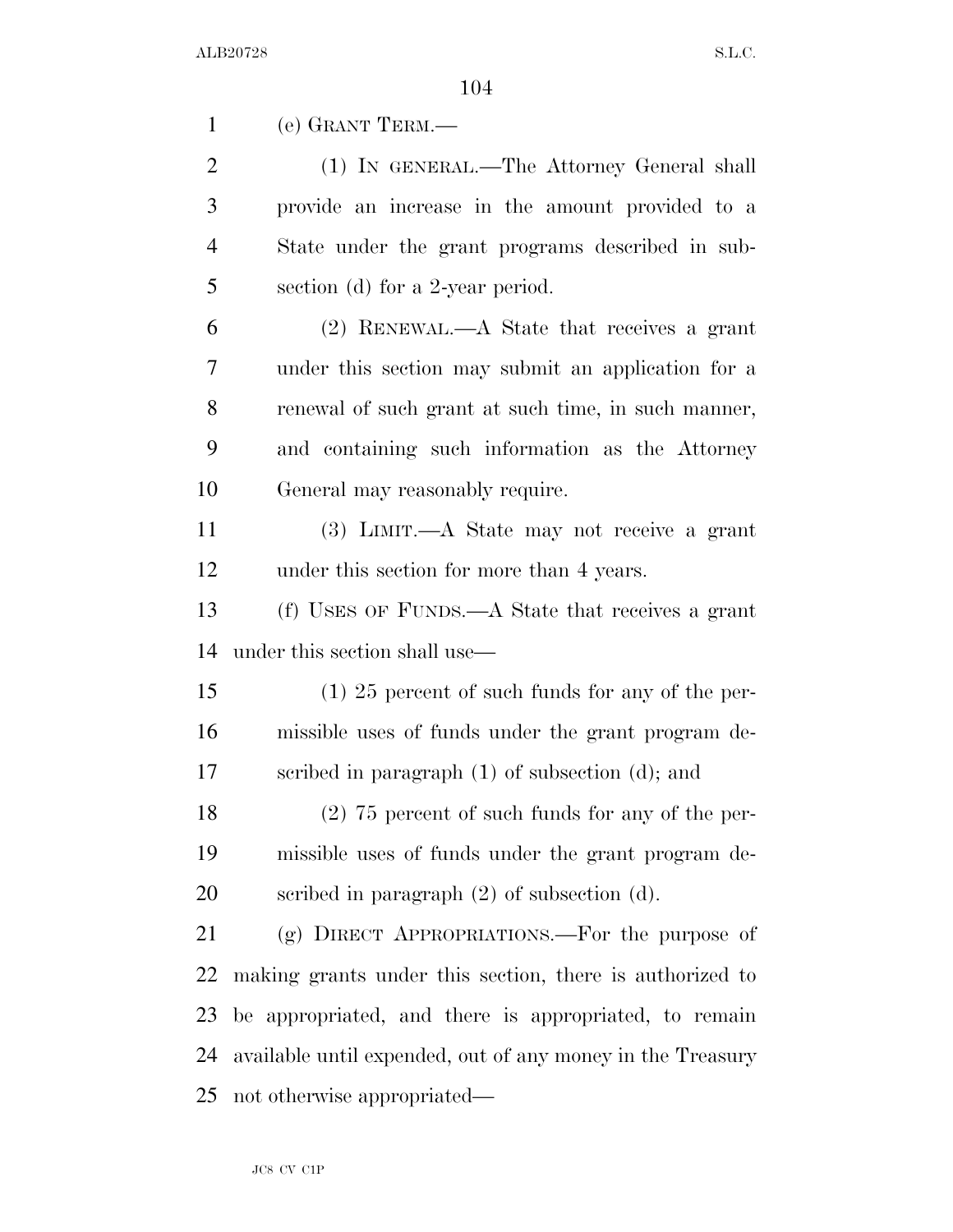(e) GRANT TERM.—

(1) IN GENERAL.—The Attorney General shall provide an increase in the amount provided to a State under the grant programs described in subsection (d) for a 2-year period.

(2) RENEWAL.—A State that receives a grant under this section may submit an application for a renewal of such grant at such time, in such manner, and containing such information as the Attorney General may reasonably require.

(3) LIMIT.—A State may not receive a grant under this section for more than 4 years.

(f) USES OF FUNDS.—A State that receives a grant under this section shall use—

(1) 25 percent of such funds for any of the permissible uses of funds under the grant program described in paragraph (1) of subsection (d); and

(2) 75 percent of such funds for any of the permissible uses of funds under the grant program described in paragraph (2) of subsection (d).

(g) DIRECT APPROPRIATIONS.—For the purpose of making grants under this section, there is authorized to be appropriated, and there is appropriated, to remain available until expended, out of any money in the Treasury not otherwise appropriated—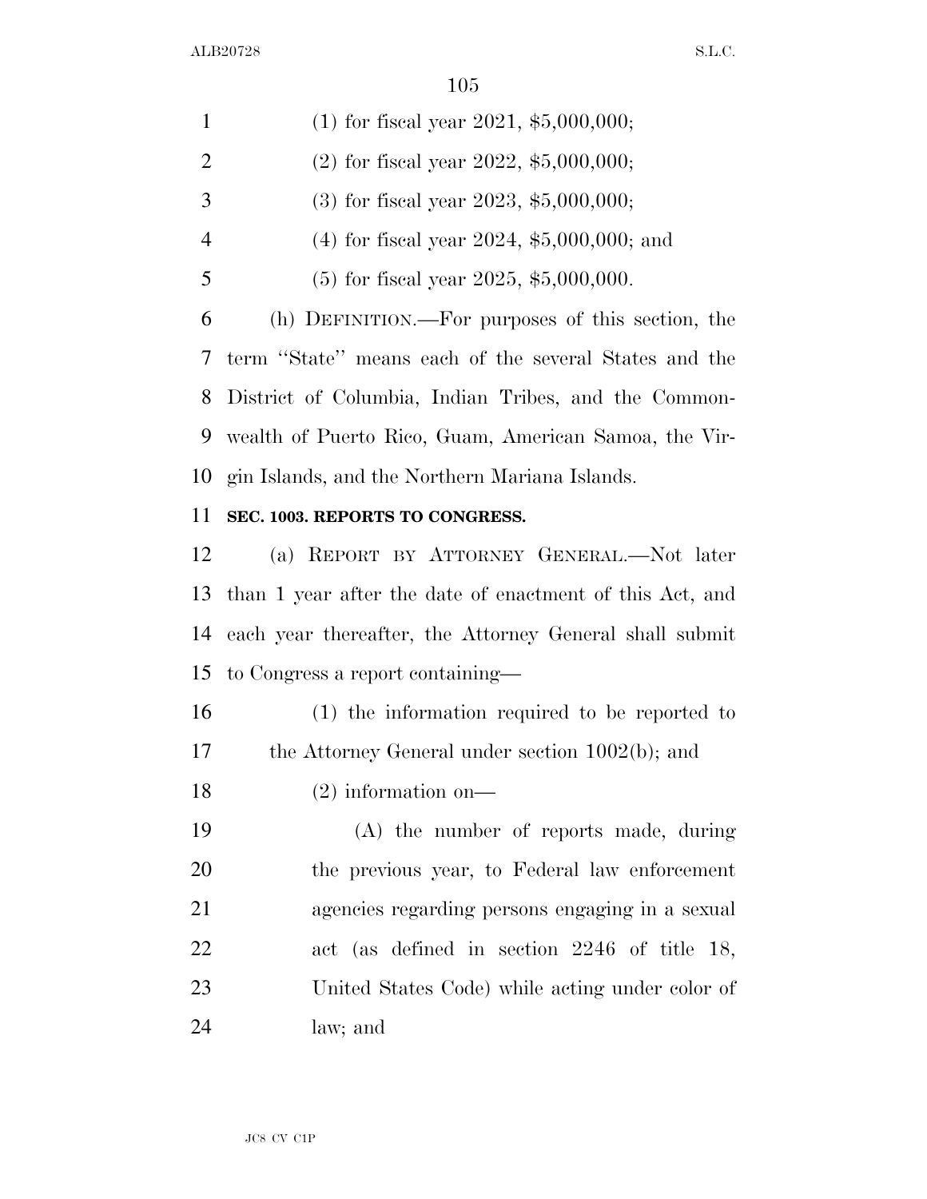(1) for fiscal year 2021, $5,000,000;

(2) for fiscal year 2022, $5,000,000;

(3) for fiscal year 2023, $5,000,000;

(4) for fiscal year 2024, $5,000,000; and

(5) for fiscal year 2025, $5,000,000.

(h) DEFINITION.—For purposes of this section, the term "State" means each of the several States and the District of Columbia, Indian Tribes, and the Commonwealth of Puerto Rico, Guam, American Samoa, the Virgin Islands, and the Northern Mariana Islands.

**SEC. 1003. REPORTS TO CONGRESS.**

(a) REPORT BY ATTORNEY GENERAL.—Not later than 1 year after the date of enactment of this Act, and each year thereafter, the Attorney General shall submit to Congress a report containing—

(1) the information required to be reported to the Attorney General under section 1002(b); and

(2) information on—

(A) the number of reports made, during the previous year, to Federal law enforcement agencies regarding persons engaging in a sexual act (as defined in section 2246 of title 18, United States Code) while acting under color of law; and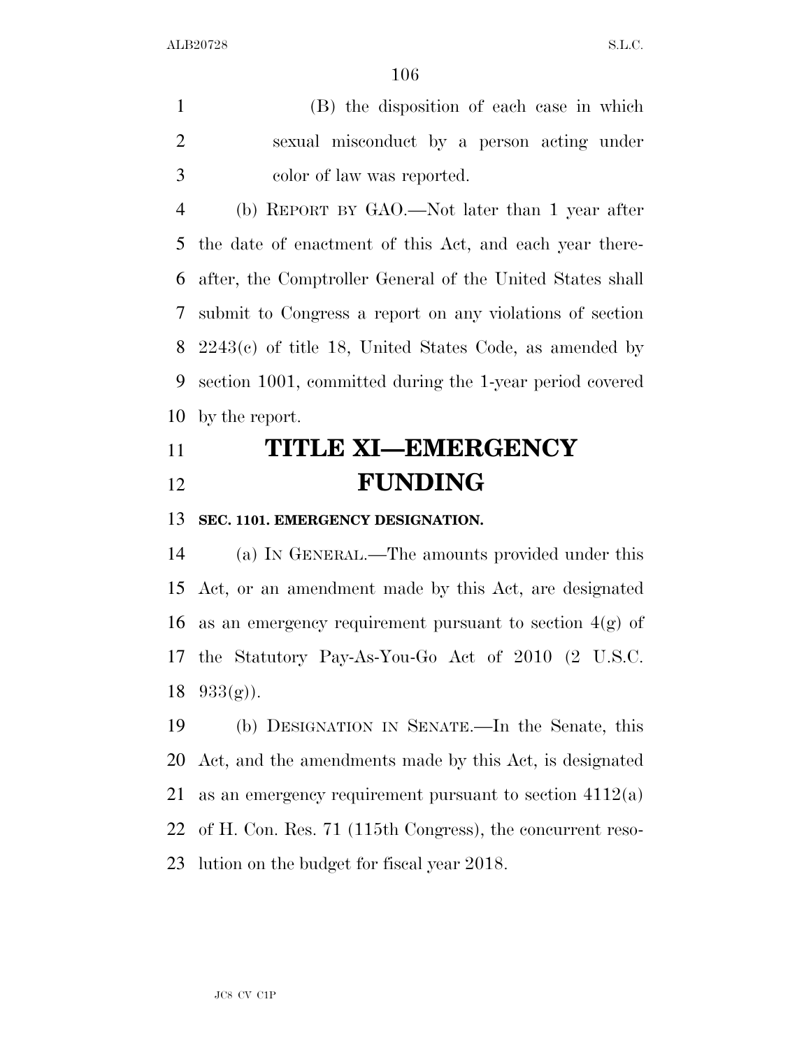(B) the disposition of each case in which sexual misconduct by a person acting under color of law was reported.

(b) REPORT BY GAO.—Not later than 1 year after the date of enactment of this Act, and each year thereafter, the Comptroller General of the United States shall submit to Congress a report on any violations of section 2243(c) of title 18, United States Code, as amended by section 1001, committed during the 1-year period covered by the report.

# TITLE XI—EMERGENCY FUNDING

### SEC. 1101. EMERGENCY DESIGNATION.

(a) IN GENERAL.—The amounts provided under this Act, or an amendment made by this Act, are designated as an emergency requirement pursuant to section 4(g) of the Statutory Pay-As-You-Go Act of 2010 (2 U.S.C. 933(g)).

(b) DESIGNATION IN SENATE.—In the Senate, this Act, and the amendments made by this Act, is designated as an emergency requirement pursuant to section 4112(a) of H. Con. Res. 71 (115th Congress), the concurrent resolution on the budget for fiscal year 2018.